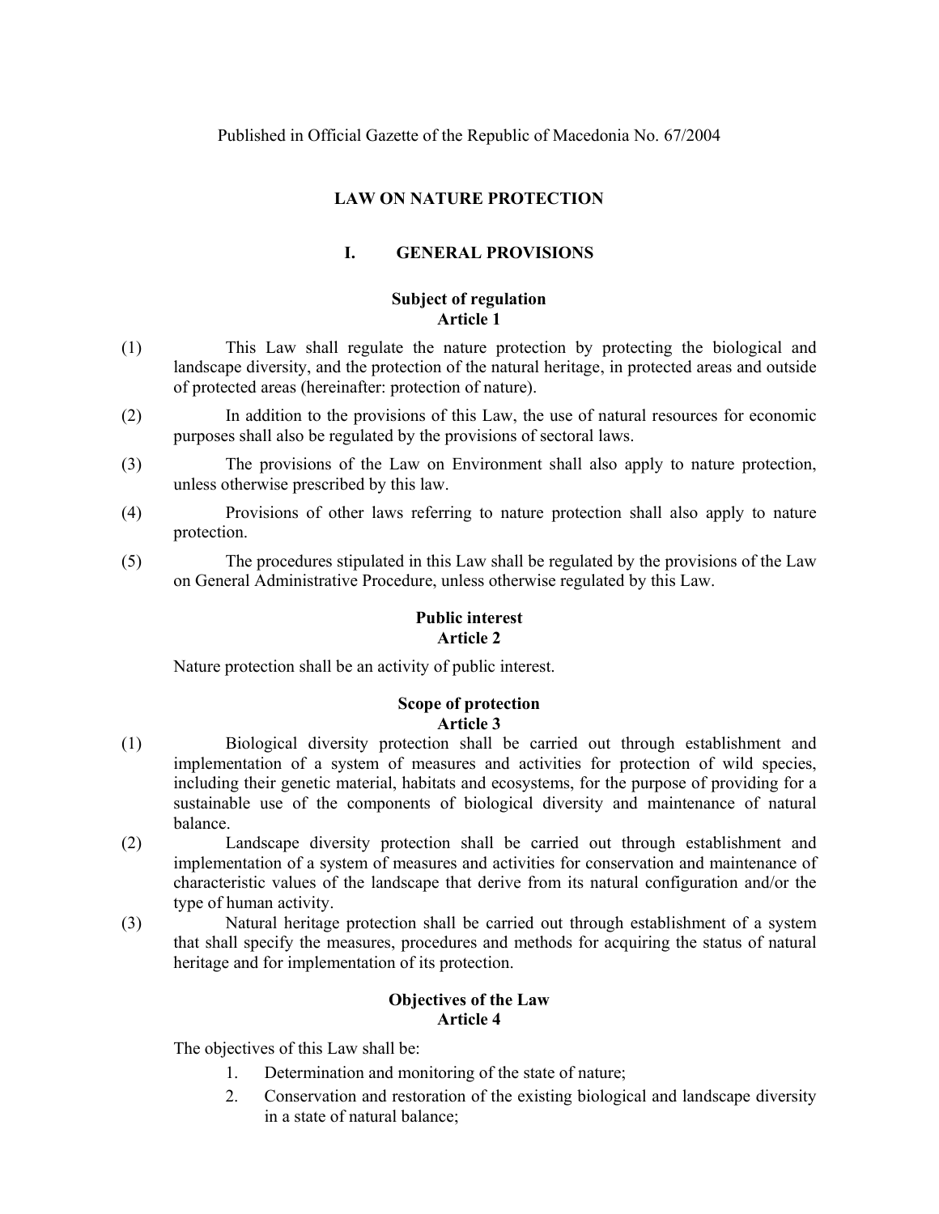Published in Official Gazette of the Republic of Macedonia No. 67/2004

# LAW ON NATURE PROTECTION

## I. GENERAL PROVISIONS

### Subject of regulation
### Article 1

(1) This Law shall regulate the nature protection by protecting the biological and landscape diversity, and the protection of the natural heritage, in protected areas and outside of protected areas (hereinafter: protection of nature).

(2) In addition to the provisions of this Law, the use of natural resources for economic purposes shall also be regulated by the provisions of sectoral laws.

(3) The provisions of the Law on Environment shall also apply to nature protection, unless otherwise prescribed by this law.

(4) Provisions of other laws referring to nature protection shall also apply to nature protection.

(5) The procedures stipulated in this Law shall be regulated by the provisions of the Law on General Administrative Procedure, unless otherwise regulated by this Law.

### Public interest
### Article 2

Nature protection shall be an activity of public interest.

### Scope of protection
### Article 3

(1) Biological diversity protection shall be carried out through establishment and implementation of a system of measures and activities for protection of wild species, including their genetic material, habitats and ecosystems, for the purpose of providing for a sustainable use of the components of biological diversity and maintenance of natural balance.

(2) Landscape diversity protection shall be carried out through establishment and implementation of a system of measures and activities for conservation and maintenance of characteristic values of the landscape that derive from its natural configuration and/or the type of human activity.

(3) Natural heritage protection shall be carried out through establishment of a system that shall specify the measures, procedures and methods for acquiring the status of natural heritage and for implementation of its protection.

### Objectives of the Law
### Article 4

The objectives of this Law shall be:

1. Determination and monitoring of the state of nature;
2. Conservation and restoration of the existing biological and landscape diversity in a state of natural balance;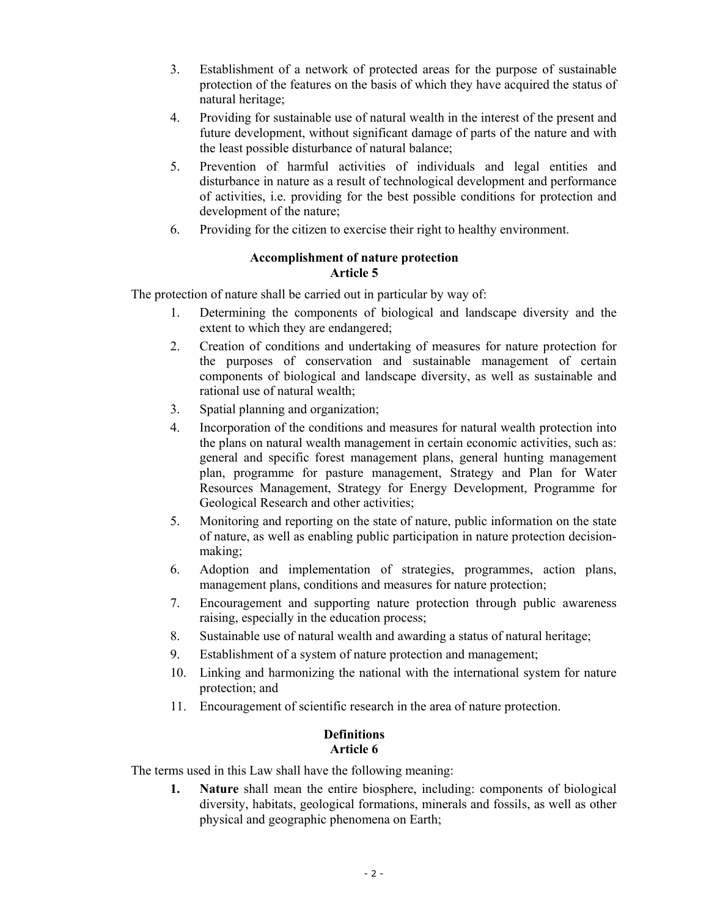3. Establishment of a network of protected areas for the purpose of sustainable protection of the features on the basis of which they have acquired the status of natural heritage;
4. Providing for sustainable use of natural wealth in the interest of the present and future development, without significant damage of parts of the nature and with the least possible disturbance of natural balance;
5. Prevention of harmful activities of individuals and legal entities and disturbance in nature as a result of technological development and performance of activities, i.e. providing for the best possible conditions for protection and development of the nature;
6. Providing for the citizen to exercise their right to healthy environment.

**Accomplishment of nature protection**
**Article 5**

The protection of nature shall be carried out in particular by way of:

1. Determining the components of biological and landscape diversity and the extent to which they are endangered;
2. Creation of conditions and undertaking of measures for nature protection for the purposes of conservation and sustainable management of certain components of biological and landscape diversity, as well as sustainable and rational use of natural wealth;
3. Spatial planning and organization;
4. Incorporation of the conditions and measures for natural wealth protection into the plans on natural wealth management in certain economic activities, such as: general and specific forest management plans, general hunting management plan, programme for pasture management, Strategy and Plan for Water Resources Management, Strategy for Energy Development, Programme for Geological Research and other activities;
5. Monitoring and reporting on the state of nature, public information on the state of nature, as well as enabling public participation in nature protection decision-making;
6. Adoption and implementation of strategies, programmes, action plans, management plans, conditions and measures for nature protection;
7. Encouragement and supporting nature protection through public awareness raising, especially in the education process;
8. Sustainable use of natural wealth and awarding a status of natural heritage;
9. Establishment of a system of nature protection and management;
10. Linking and harmonizing the national with the international system for nature protection; and
11. Encouragement of scientific research in the area of nature protection.

**Definitions**
**Article 6**

The terms used in this Law shall have the following meaning:

1. **Nature** shall mean the entire biosphere, including: components of biological diversity, habitats, geological formations, minerals and fossils, as well as other physical and geographic phenomena on Earth;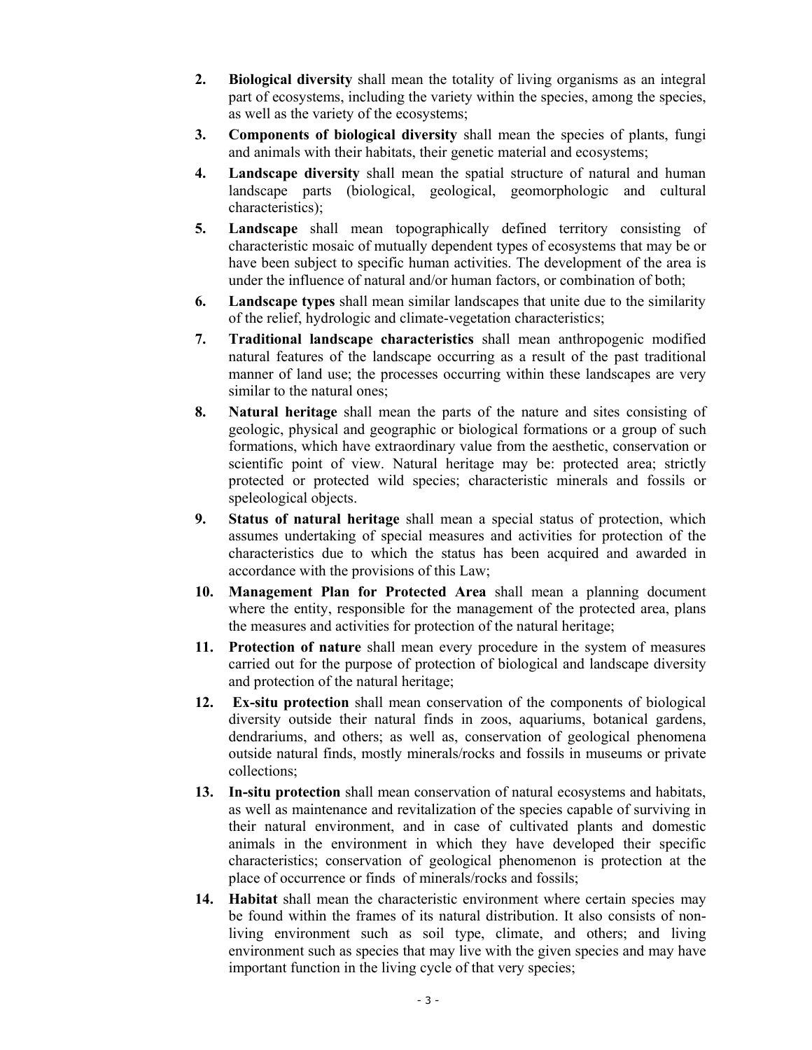2. **Biological diversity** shall mean the totality of living organisms as an integral part of ecosystems, including the variety within the species, among the species, as well as the variety of the ecosystems;
3. **Components of biological diversity** shall mean the species of plants, fungi and animals with their habitats, their genetic material and ecosystems;
4. **Landscape diversity** shall mean the spatial structure of natural and human landscape parts (biological, geological, geomorphologic and cultural characteristics);
5. **Landscape** shall mean topographically defined territory consisting of characteristic mosaic of mutually dependent types of ecosystems that may be or have been subject to specific human activities. The development of the area is under the influence of natural and/or human factors, or combination of both;
6. **Landscape types** shall mean similar landscapes that unite due to the similarity of the relief, hydrologic and climate-vegetation characteristics;
7. **Traditional landscape characteristics** shall mean anthropogenic modified natural features of the landscape occurring as a result of the past traditional manner of land use; the processes occurring within these landscapes are very similar to the natural ones;
8. **Natural heritage** shall mean the parts of the nature and sites consisting of geologic, physical and geographic or biological formations or a group of such formations, which have extraordinary value from the aesthetic, conservation or scientific point of view. Natural heritage may be: protected area; strictly protected or protected wild species; characteristic minerals and fossils or speleological objects.
9. **Status of natural heritage** shall mean a special status of protection, which assumes undertaking of special measures and activities for protection of the characteristics due to which the status has been acquired and awarded in accordance with the provisions of this Law;
10. **Management Plan for Protected Area** shall mean a planning document where the entity, responsible for the management of the protected area, plans the measures and activities for protection of the natural heritage;
11. **Protection of nature** shall mean every procedure in the system of measures carried out for the purpose of protection of biological and landscape diversity and protection of the natural heritage;
12. **Ex-situ protection** shall mean conservation of the components of biological diversity outside their natural finds in zoos, aquariums, botanical gardens, dendrariums, and others; as well as, conservation of geological phenomena outside natural finds, mostly minerals/rocks and fossils in museums or private collections;
13. **In-situ protection** shall mean conservation of natural ecosystems and habitats, as well as maintenance and revitalization of the species capable of surviving in their natural environment, and in case of cultivated plants and domestic animals in the environment in which they have developed their specific characteristics; conservation of geological phenomenon is protection at the place of occurrence or finds of minerals/rocks and fossils;
14. **Habitat** shall mean the characteristic environment where certain species may be found within the frames of its natural distribution. It also consists of non-living environment such as soil type, climate, and others; and living environment such as species that may live with the given species and may have important function in the living cycle of that very species;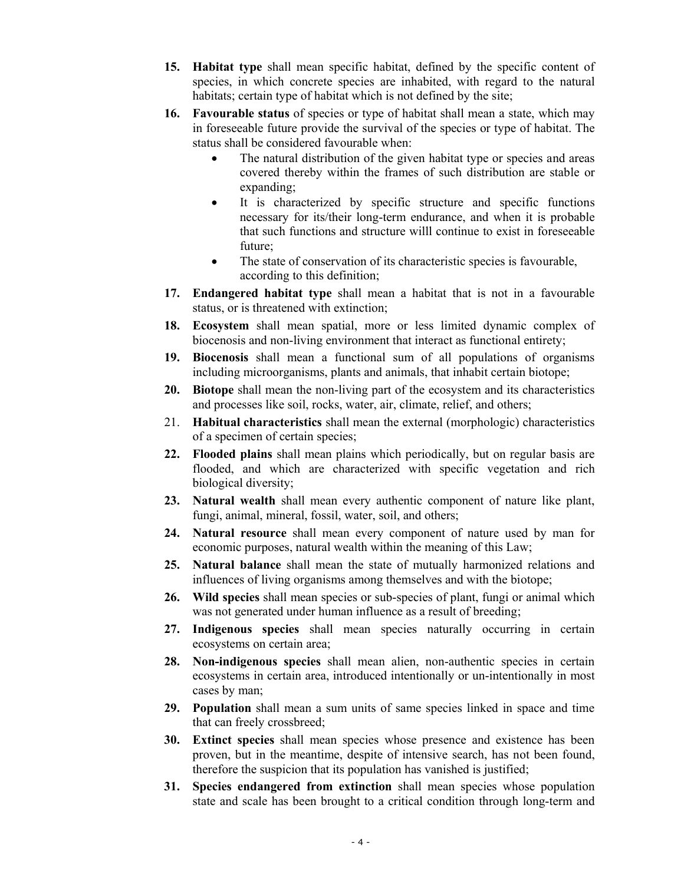15. **Habitat type** shall mean specific habitat, defined by the specific content of species, in which concrete species are inhabited, with regard to the natural habitats; certain type of habitat which is not defined by the site;
16. **Favourable status** of species or type of habitat shall mean a state, which may in foreseeable future provide the survival of the species or type of habitat. The status shall be considered favourable when:
    - The natural distribution of the given habitat type or species and areas covered thereby within the frames of such distribution are stable or expanding;
    - It is characterized by specific structure and specific functions necessary for its/their long-term endurance, and when it is probable that such functions and structure willl continue to exist in foreseeable future;
    - The state of conservation of its characteristic species is favourable, according to this definition;
17. **Endangered habitat type** shall mean a habitat that is not in a favourable status, or is threatened with extinction;
18. **Ecosystem** shall mean spatial, more or less limited dynamic complex of biocenosis and non-living environment that interact as functional entirety;
19. **Biocenosis** shall mean a functional sum of all populations of organisms including microorganisms, plants and animals, that inhabit certain biotope;
20. **Biotope** shall mean the non-living part of the ecosystem and its characteristics and processes like soil, rocks, water, air, climate, relief, and others;
21. **Habitual characteristics** shall mean the external (morphologic) characteristics of a specimen of certain species;
22. **Flooded plains** shall mean plains which periodically, but on regular basis are flooded, and which are characterized with specific vegetation and rich biological diversity;
23. **Natural wealth** shall mean every authentic component of nature like plant, fungi, animal, mineral, fossil, water, soil, and others;
24. **Natural resource** shall mean every component of nature used by man for economic purposes, natural wealth within the meaning of this Law;
25. **Natural balance** shall mean the state of mutually harmonized relations and influences of living organisms among themselves and with the biotope;
26. **Wild species** shall mean species or sub-species of plant, fungi or animal which was not generated under human influence as a result of breeding;
27. **Indigenous species** shall mean species naturally occurring in certain ecosystems on certain area;
28. **Non-indigenous species** shall mean alien, non-authentic species in certain ecosystems in certain area, introduced intentionally or un-intentionally in most cases by man;
29. **Population** shall mean a sum units of same species linked in space and time that can freely crossbreed;
30. **Extinct species** shall mean species whose presence and existence has been proven, but in the meantime, despite of intensive search, has not been found, therefore the suspicion that its population has vanished is justified;
31. **Species endangered from extinction** shall mean species whose population state and scale has been brought to a critical condition through long-term and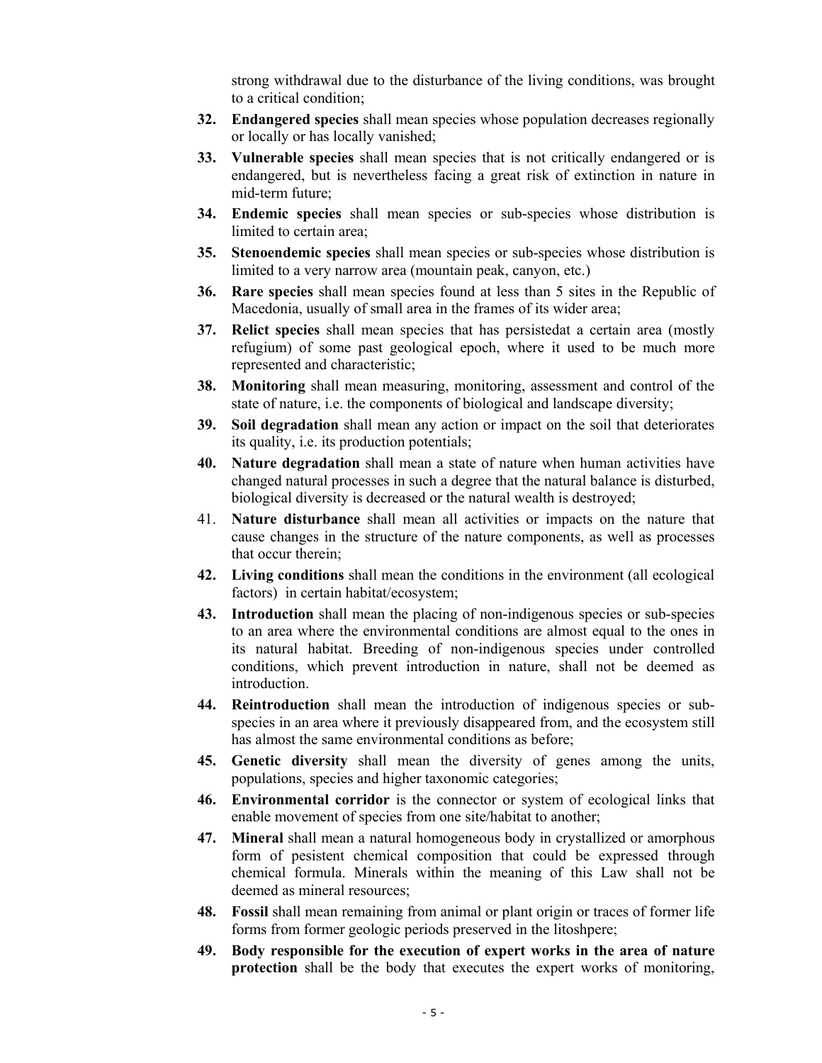strong withdrawal due to the disturbance of the living conditions, was brought to a critical condition;

32. **Endangered species** shall mean species whose population decreases regionally or locally or has locally vanished;
33. **Vulnerable species** shall mean species that is not critically endangered or is endangered, but is nevertheless facing a great risk of extinction in nature in mid-term future;
34. **Endemic species** shall mean species or sub-species whose distribution is limited to certain area;
35. **Stenoendemic species** shall mean species or sub-species whose distribution is limited to a very narrow area (mountain peak, canyon, etc.)
36. **Rare species** shall mean species found at less than 5 sites in the Republic of Macedonia, usually of small area in the frames of its wider area;
37. **Relict species** shall mean species that has persistedat a certain area (mostly refugium) of some past geological epoch, where it used to be much more represented and characteristic;
38. **Monitoring** shall mean measuring, monitoring, assessment and control of the state of nature, i.e. the components of biological and landscape diversity;
39. **Soil degradation** shall mean any action or impact on the soil that deteriorates its quality, i.e. its production potentials;
40. **Nature degradation** shall mean a state of nature when human activities have changed natural processes in such a degree that the natural balance is disturbed, biological diversity is decreased or the natural wealth is destroyed;
41. **Nature disturbance** shall mean all activities or impacts on the nature that cause changes in the structure of the nature components, as well as processes that occur therein;
42. **Living conditions** shall mean the conditions in the environment (all ecological factors) in certain habitat/ecosystem;
43. **Introduction** shall mean the placing of non-indigenous species or sub-species to an area where the environmental conditions are almost equal to the ones in its natural habitat. Breeding of non-indigenous species under controlled conditions, which prevent introduction in nature, shall not be deemed as introduction.
44. **Reintroduction** shall mean the introduction of indigenous species or sub-species in an area where it previously disappeared from, and the ecosystem still has almost the same environmental conditions as before;
45. **Genetic diversity** shall mean the diversity of genes among the units, populations, species and higher taxonomic categories;
46. **Environmental corridor** is the connector or system of ecological links that enable movement of species from one site/habitat to another;
47. **Mineral** shall mean a natural homogeneous body in crystallized or amorphous form of pesistent chemical composition that could be expressed through chemical formula. Minerals within the meaning of this Law shall not be deemed as mineral resources;
48. **Fossil** shall mean remaining from animal or plant origin or traces of former life forms from former geologic periods preserved in the litoshpere;
49. **Body responsible for the execution of expert works in the area of nature protection** shall be the body that executes the expert works of monitoring,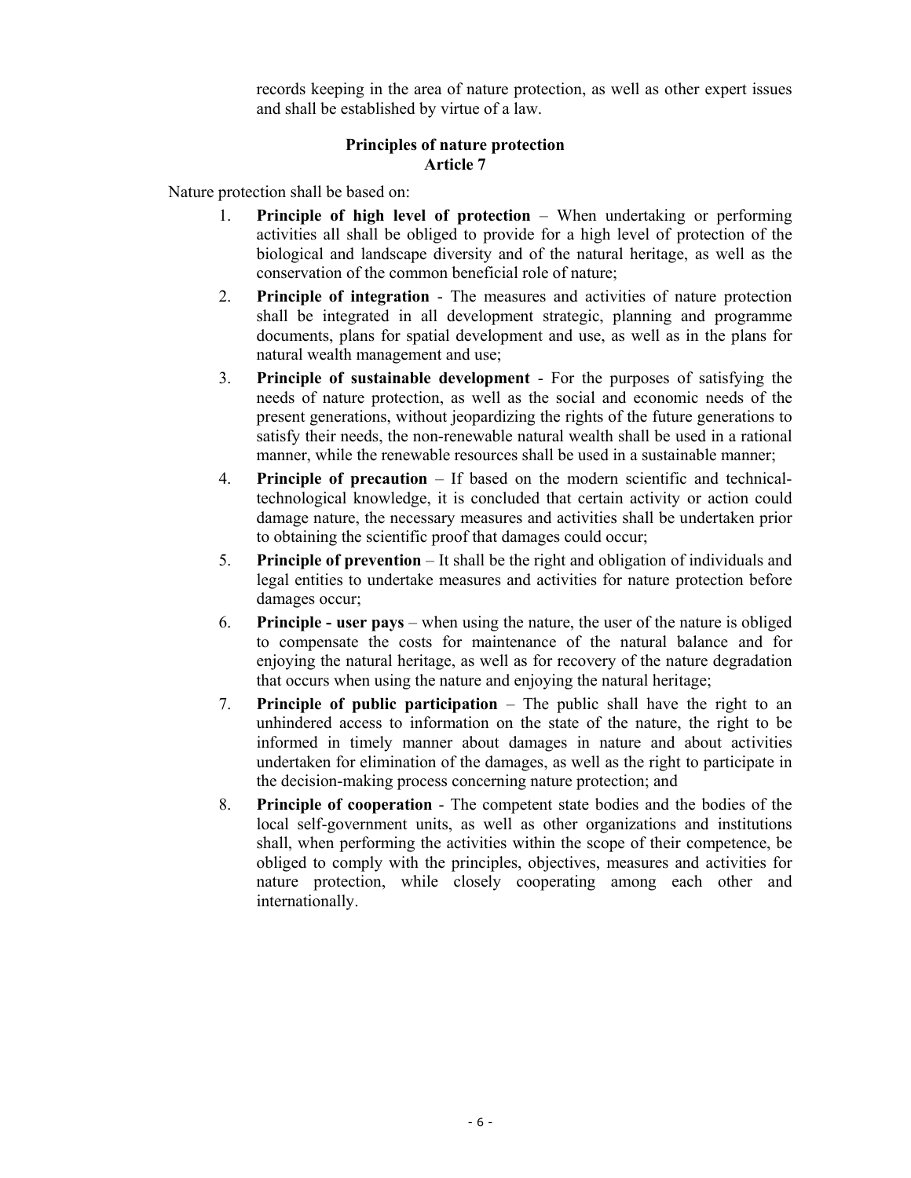records keeping in the area of nature protection, as well as other expert issues and shall be established by virtue of a law.

**Principles of nature protection**
**Article 7**

Nature protection shall be based on:

1. **Principle of high level of protection** – When undertaking or performing activities all shall be obliged to provide for a high level of protection of the biological and landscape diversity and of the natural heritage, as well as the conservation of the common beneficial role of nature;
2. **Principle of integration** - The measures and activities of nature protection shall be integrated in all development strategic, planning and programme documents, plans for spatial development and use, as well as in the plans for natural wealth management and use;
3. **Principle of sustainable development** - For the purposes of satisfying the needs of nature protection, as well as the social and economic needs of the present generations, without jeopardizing the rights of the future generations to satisfy their needs, the non-renewable natural wealth shall be used in a rational manner, while the renewable resources shall be used in a sustainable manner;
4. **Principle of precaution** – If based on the modern scientific and technical-technological knowledge, it is concluded that certain activity or action could damage nature, the necessary measures and activities shall be undertaken prior to obtaining the scientific proof that damages could occur;
5. **Principle of prevention** – It shall be the right and obligation of individuals and legal entities to undertake measures and activities for nature protection before damages occur;
6. **Principle - user pays** – when using the nature, the user of the nature is obliged to compensate the costs for maintenance of the natural balance and for enjoying the natural heritage, as well as for recovery of the nature degradation that occurs when using the nature and enjoying the natural heritage;
7. **Principle of public participation** – The public shall have the right to an unhindered access to information on the state of the nature, the right to be informed in timely manner about damages in nature and about activities undertaken for elimination of the damages, as well as the right to participate in the decision-making process concerning nature protection; and
8. **Principle of cooperation** - The competent state bodies and the bodies of the local self-government units, as well as other organizations and institutions shall, when performing the activities within the scope of their competence, be obliged to comply with the principles, objectives, measures and activities for nature protection, while closely cooperating among each other and internationally.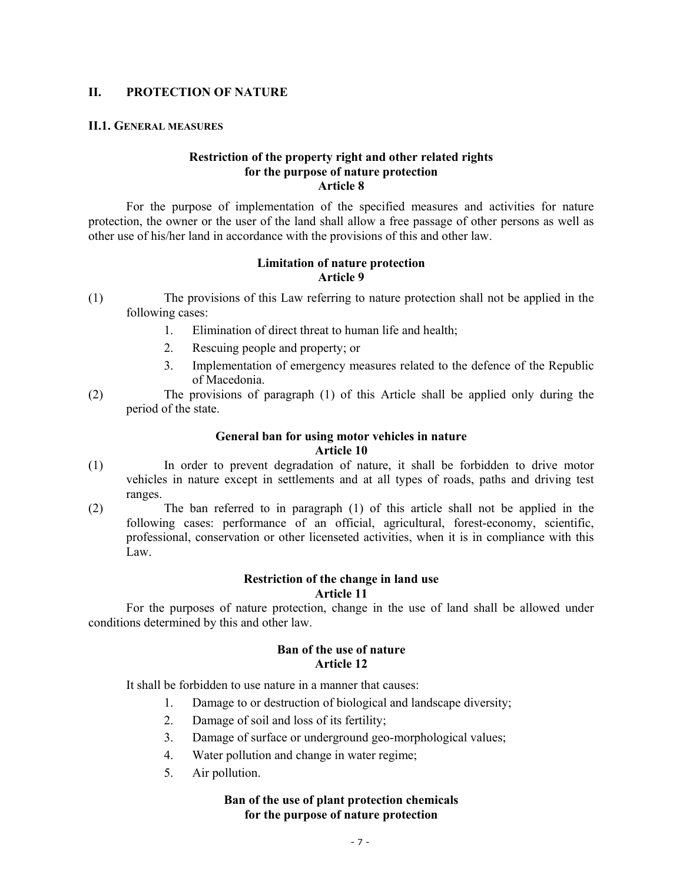## II. PROTECTION OF NATURE

### II.1. General measures

**Restriction of the property right and other related rights for the purpose of nature protection**
**Article 8**

For the purpose of implementation of the specified measures and activities for nature protection, the owner or the user of the land shall allow a free passage of other persons as well as other use of his/her land in accordance with the provisions of this and other law.

**Limitation of nature protection**
**Article 9**

(1) The provisions of this Law referring to nature protection shall not be applied in the following cases:

1. Elimination of direct threat to human life and health;
2. Rescuing people and property; or
3. Implementation of emergency measures related to the defence of the Republic of Macedonia.

(2) The provisions of paragraph (1) of this Article shall be applied only during the period of the state.

**General ban for using motor vehicles in nature**
**Article 10**

(1) In order to prevent degradation of nature, it shall be forbidden to drive motor vehicles in nature except in settlements and at all types of roads, paths and driving test ranges.

(2) The ban referred to in paragraph (1) of this article shall not be applied in the following cases: performance of an official, agricultural, forest-economy, scientific, professional, conservation or other licenseted activities, when it is in compliance with this Law.

**Restriction of the change in land use**
**Article 11**

For the purposes of nature protection, change in the use of land shall be allowed under conditions determined by this and other law.

**Ban of the use of nature**
**Article 12**

It shall be forbidden to use nature in a manner that causes:

1. Damage to or destruction of biological and landscape diversity;
2. Damage of soil and loss of its fertility;
3. Damage of surface or underground geo-morphological values;
4. Water pollution and change in water regime;
5. Air pollution.

**Ban of the use of plant protection chemicals for the purpose of nature protection**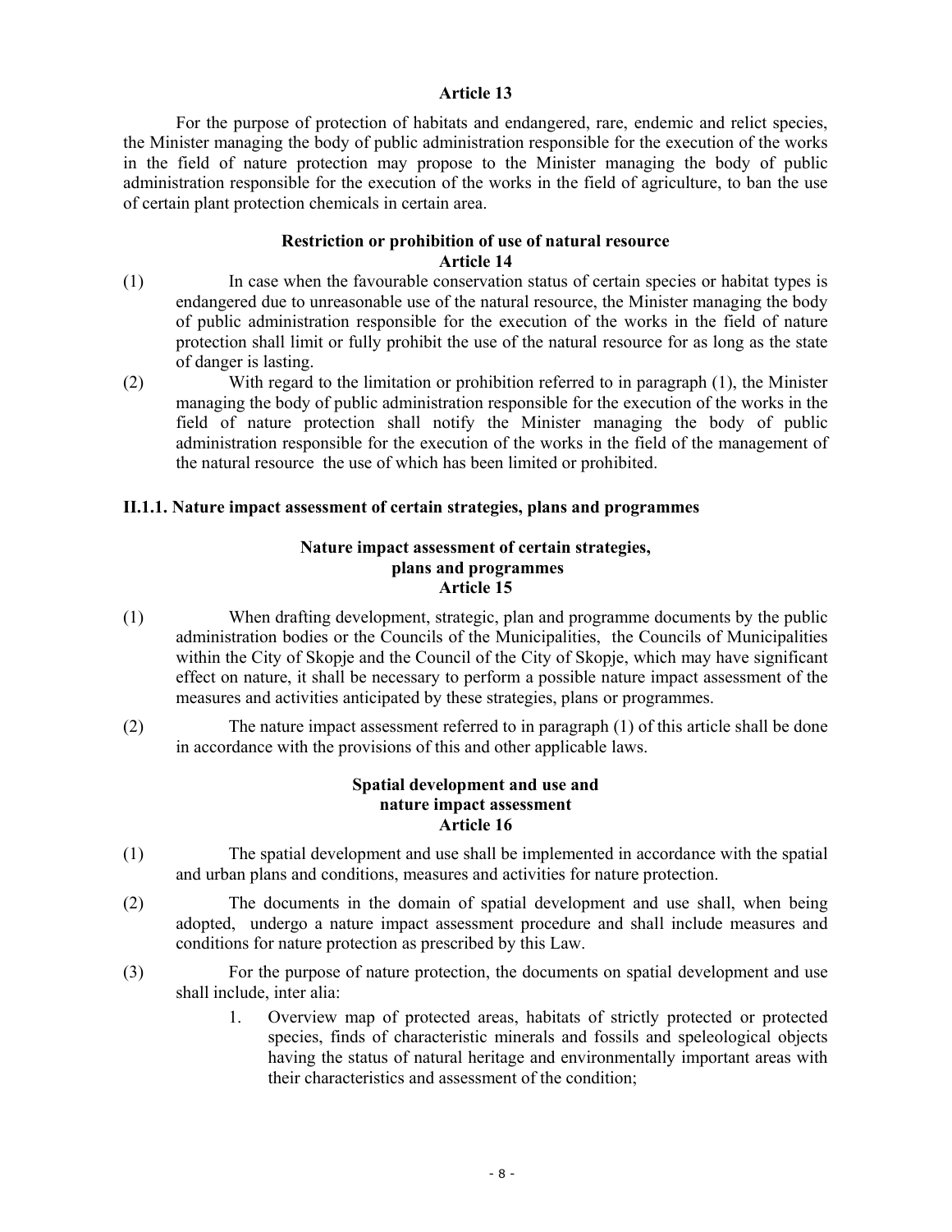**Article 13**

For the purpose of protection of habitats and endangered, rare, endemic and relict species, the Minister managing the body of public administration responsible for the execution of the works in the field of nature protection may propose to the Minister managing the body of public administration responsible for the execution of the works in the field of agriculture, to ban the use of certain plant protection chemicals in certain area.

**Restriction or prohibition of use of natural resource**
**Article 14**

(1) In case when the favourable conservation status of certain species or habitat types is endangered due to unreasonable use of the natural resource, the Minister managing the body of public administration responsible for the execution of the works in the field of nature protection shall limit or fully prohibit the use of the natural resource for as long as the state of danger is lasting.

(2) With regard to the limitation or prohibition referred to in paragraph (1), the Minister managing the body of public administration responsible for the execution of the works in the field of nature protection shall notify the Minister managing the body of public administration responsible for the execution of the works in the field of the management of the natural resource the use of which has been limited or prohibited.

### II.1.1. Nature impact assessment of certain strategies, plans and programmes

**Nature impact assessment of certain strategies, plans and programmes**
**Article 15**

(1) When drafting development, strategic, plan and programme documents by the public administration bodies or the Councils of the Municipalities, the Councils of Municipalities within the City of Skopje and the Council of the City of Skopje, which may have significant effect on nature, it shall be necessary to perform a possible nature impact assessment of the measures and activities anticipated by these strategies, plans or programmes.

(2) The nature impact assessment referred to in paragraph (1) of this article shall be done in accordance with the provisions of this and other applicable laws.

**Spatial development and use and nature impact assessment**
**Article 16**

(1) The spatial development and use shall be implemented in accordance with the spatial and urban plans and conditions, measures and activities for nature protection.

(2) The documents in the domain of spatial development and use shall, when being adopted, undergo a nature impact assessment procedure and shall include measures and conditions for nature protection as prescribed by this Law.

(3) For the purpose of nature protection, the documents on spatial development and use shall include, inter alia:

1. Overview map of protected areas, habitats of strictly protected or protected species, finds of characteristic minerals and fossils and speleological objects having the status of natural heritage and environmentally important areas with their characteristics and assessment of the condition;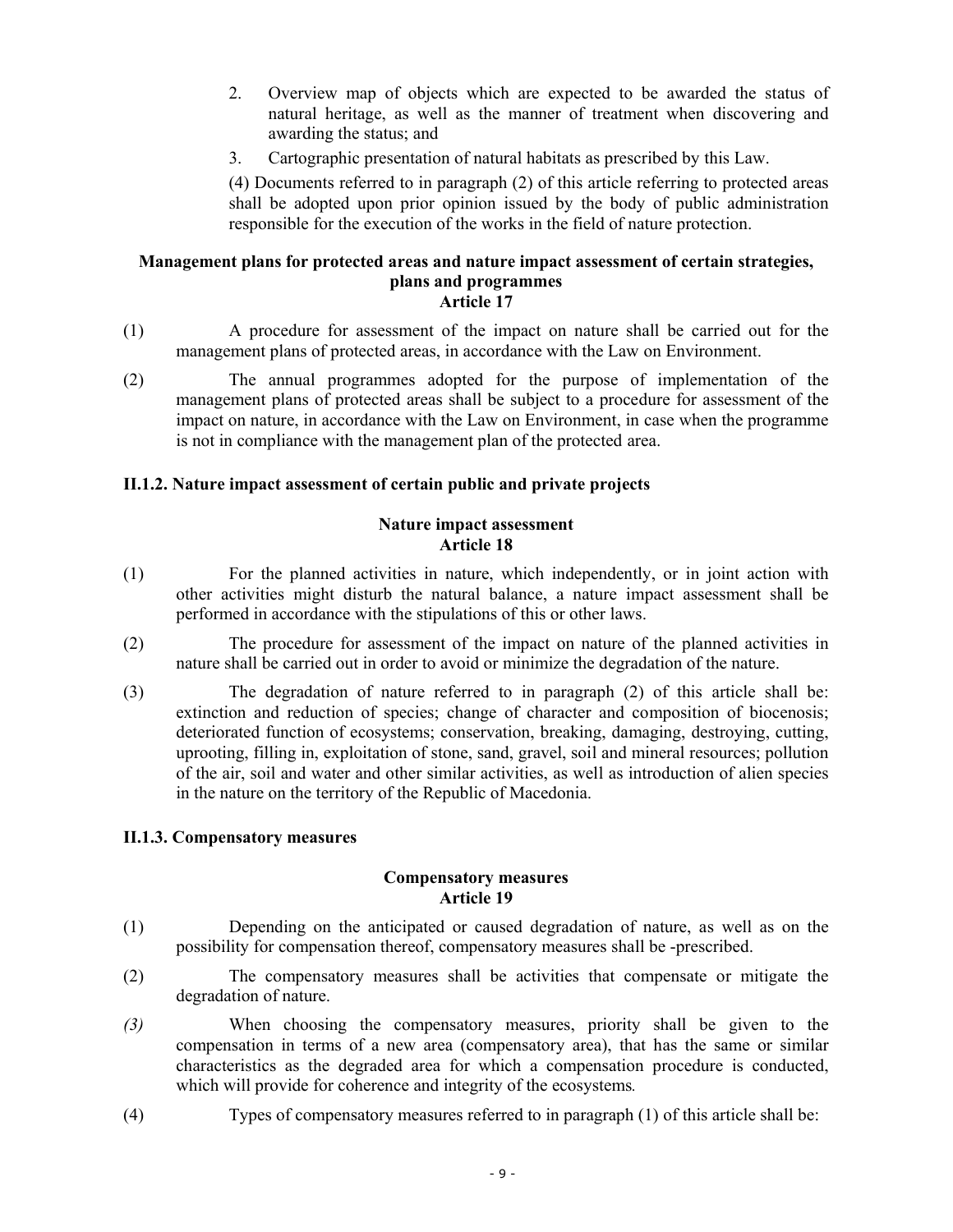2. Overview map of objects which are expected to be awarded the status of natural heritage, as well as the manner of treatment when discovering and awarding the status; and
3. Cartographic presentation of natural habitats as prescribed by this Law.

(4) Documents referred to in paragraph (2) of this article referring to protected areas shall be adopted upon prior opinion issued by the body of public administration responsible for the execution of the works in the field of nature protection.

**Management plans for protected areas and nature impact assessment of certain strategies, plans and programmes**
**Article 17**

(1) A procedure for assessment of the impact on nature shall be carried out for the management plans of protected areas, in accordance with the Law on Environment.

(2) The annual programmes adopted for the purpose of implementation of the management plans of protected areas shall be subject to a procedure for assessment of the impact on nature, in accordance with the Law on Environment, in case when the programme is not in compliance with the management plan of the protected area.

### II.1.2. Nature impact assessment of certain public and private projects

**Nature impact assessment**
**Article 18**

(1) For the planned activities in nature, which independently, or in joint action with other activities might disturb the natural balance, a nature impact assessment shall be performed in accordance with the stipulations of this or other laws.

(2) The procedure for assessment of the impact on nature of the planned activities in nature shall be carried out in order to avoid or minimize the degradation of the nature.

(3) The degradation of nature referred to in paragraph (2) of this article shall be: extinction and reduction of species; change of character and composition of biocenosis; deteriorated function of ecosystems; conservation, breaking, damaging, destroying, cutting, uprooting, filling in, exploitation of stone, sand, gravel, soil and mineral resources; pollution of the air, soil and water and other similar activities, as well as introduction of alien species in the nature on the territory of the Republic of Macedonia.

### II.1.3. Compensatory measures

**Compensatory measures**
**Article 19**

(1) Depending on the anticipated or caused degradation of nature, as well as on the possibility for compensation thereof, compensatory measures shall be -prescribed.

(2) The compensatory measures shall be activities that compensate or mitigate the degradation of nature.

*(3)* When choosing the compensatory measures, priority shall be given to the compensation in terms of a new area (compensatory area), that has the same or similar characteristics as the degraded area for which a compensation procedure is conducted, which will provide for coherence and integrity of the ecosystems*.*

(4) Types of compensatory measures referred to in paragraph (1) of this article shall be: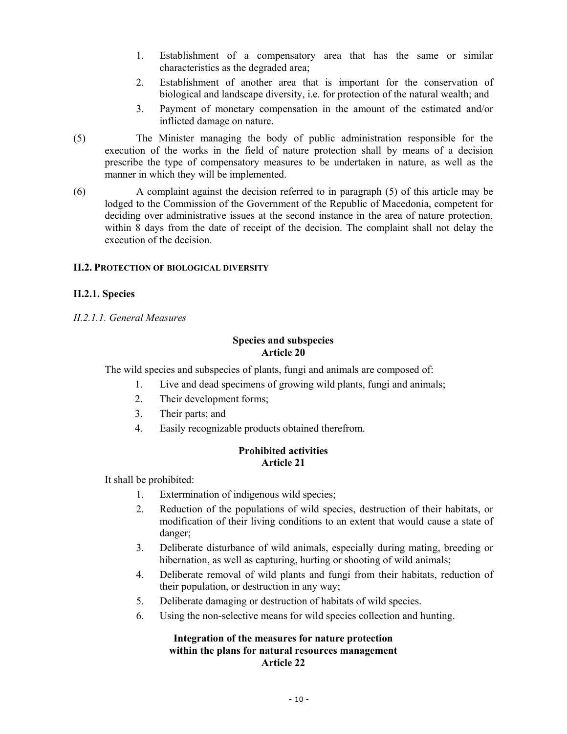1. Establishment of a compensatory area that has the same or similar characteristics as the degraded area;
2. Establishment of another area that is important for the conservation of biological and landscape diversity, i.e. for protection of the natural wealth; and
3. Payment of monetary compensation in the amount of the estimated and/or inflicted damage on nature.

(5) The Minister managing the body of public administration responsible for the execution of the works in the field of nature protection shall by means of a decision prescribe the type of compensatory measures to be undertaken in nature, as well as the manner in which they will be implemented.

(6) A complaint against the decision referred to in paragraph (5) of this article may be lodged to the Commission of the Government of the Republic of Macedonia, competent for deciding over administrative issues at the second instance in the area of nature protection, within 8 days from the date of receipt of the decision. The complaint shall not delay the execution of the decision.

## II.2. PROTECTION OF BIOLOGICAL DIVERSITY

### II.2.1. Species

#### *II.2.1.1. General Measures*

**Species and subspecies**
**Article 20**

The wild species and subspecies of plants, fungi and animals are composed of:

1. Live and dead specimens of growing wild plants, fungi and animals;
2. Their development forms;
3. Their parts; and
4. Easily recognizable products obtained therefrom.

**Prohibited activities**
**Article 21**

It shall be prohibited:

1. Extermination of indigenous wild species;
2. Reduction of the populations of wild species, destruction of their habitats, or modification of their living conditions to an extent that would cause a state of danger;
3. Deliberate disturbance of wild animals, especially during mating, breeding or hibernation, as well as capturing, hurting or shooting of wild animals;
4. Deliberate removal of wild plants and fungi from their habitats, reduction of their population, or destruction in any way;
5. Deliberate damaging or destruction of habitats of wild species.
6. Using the non-selective means for wild species collection and hunting.

**Integration of the measures for nature protection within the plans for natural resources management**
**Article 22**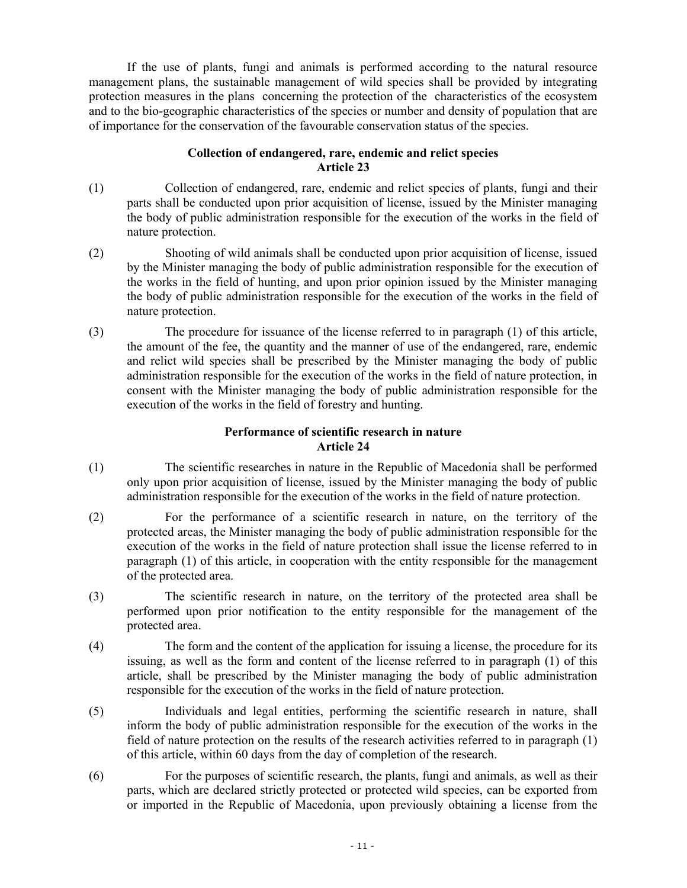If the use of plants, fungi and animals is performed according to the natural resource management plans, the sustainable management of wild species shall be provided by integrating protection measures in the plans concerning the protection of the characteristics of the ecosystem and to the bio-geographic characteristics of the species or number and density of population that are of importance for the conservation of the favourable conservation status of the species.

**Collection of endangered, rare, endemic and relict species**
**Article 23**

(1) Collection of endangered, rare, endemic and relict species of plants, fungi and their parts shall be conducted upon prior acquisition of license, issued by the Minister managing the body of public administration responsible for the execution of the works in the field of nature protection.

(2) Shooting of wild animals shall be conducted upon prior acquisition of license, issued by the Minister managing the body of public administration responsible for the execution of the works in the field of hunting, and upon prior opinion issued by the Minister managing the body of public administration responsible for the execution of the works in the field of nature protection.

(3) The procedure for issuance of the license referred to in paragraph (1) of this article, the amount of the fee, the quantity and the manner of use of the endangered, rare, endemic and relict wild species shall be prescribed by the Minister managing the body of public administration responsible for the execution of the works in the field of nature protection, in consent with the Minister managing the body of public administration responsible for the execution of the works in the field of forestry and hunting.

**Performance of scientific research in nature**
**Article 24**

(1) The scientific researches in nature in the Republic of Macedonia shall be performed only upon prior acquisition of license, issued by the Minister managing the body of public administration responsible for the execution of the works in the field of nature protection.

(2) For the performance of a scientific research in nature, on the territory of the protected areas, the Minister managing the body of public administration responsible for the execution of the works in the field of nature protection shall issue the license referred to in paragraph (1) of this article, in cooperation with the entity responsible for the management of the protected area.

(3) The scientific research in nature, on the territory of the protected area shall be performed upon prior notification to the entity responsible for the management of the protected area.

(4) The form and the content of the application for issuing a license, the procedure for its issuing, as well as the form and content of the license referred to in paragraph (1) of this article, shall be prescribed by the Minister managing the body of public administration responsible for the execution of the works in the field of nature protection.

(5) Individuals and legal entities, performing the scientific research in nature, shall inform the body of public administration responsible for the execution of the works in the field of nature protection on the results of the research activities referred to in paragraph (1) of this article, within 60 days from the day of completion of the research.

(6) For the purposes of scientific research, the plants, fungi and animals, as well as their parts, which are declared strictly protected or protected wild species, can be exported from or imported in the Republic of Macedonia, upon previously obtaining a license from the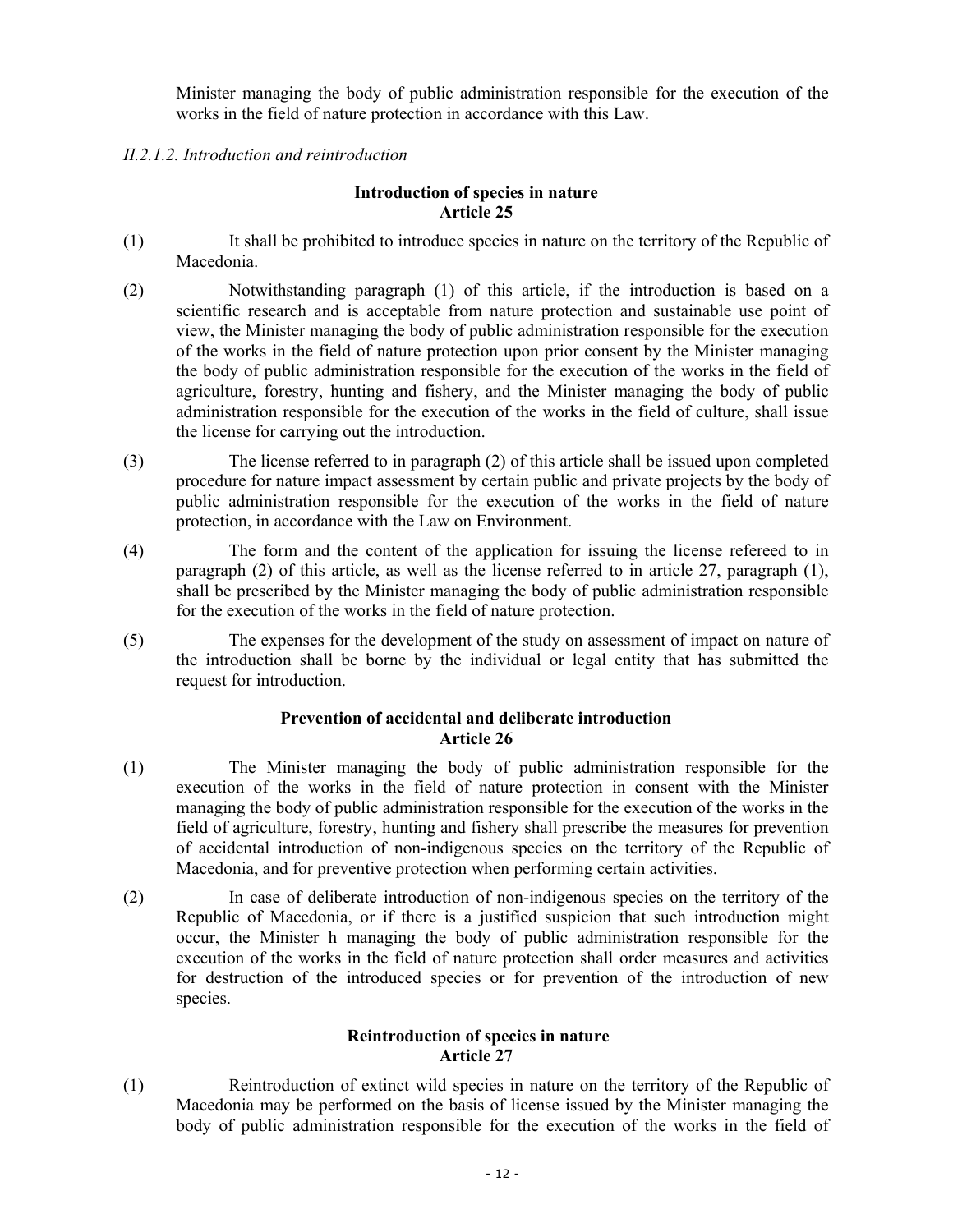Minister managing the body of public administration responsible for the execution of the works in the field of nature protection in accordance with this Law.

*II.2.1.2. Introduction and reintroduction*

**Introduction of species in nature**
**Article 25**

(1) It shall be prohibited to introduce species in nature on the territory of the Republic of Macedonia.

(2) Notwithstanding paragraph (1) of this article, if the introduction is based on a scientific research and is acceptable from nature protection and sustainable use point of view, the Minister managing the body of public administration responsible for the execution of the works in the field of nature protection upon prior consent by the Minister managing the body of public administration responsible for the execution of the works in the field of agriculture, forestry, hunting and fishery, and the Minister managing the body of public administration responsible for the execution of the works in the field of culture, shall issue the license for carrying out the introduction.

(3) The license referred to in paragraph (2) of this article shall be issued upon completed procedure for nature impact assessment by certain public and private projects by the body of public administration responsible for the execution of the works in the field of nature protection, in accordance with the Law on Environment.

(4) The form and the content of the application for issuing the license refereed to in paragraph (2) of this article, as well as the license referred to in article 27, paragraph (1), shall be prescribed by the Minister managing the body of public administration responsible for the execution of the works in the field of nature protection.

(5) The expenses for the development of the study on assessment of impact on nature of the introduction shall be borne by the individual or legal entity that has submitted the request for introduction.

**Prevention of accidental and deliberate introduction**
**Article 26**

(1) The Minister managing the body of public administration responsible for the execution of the works in the field of nature protection in consent with the Minister managing the body of public administration responsible for the execution of the works in the field of agriculture, forestry, hunting and fishery shall prescribe the measures for prevention of accidental introduction of non-indigenous species on the territory of the Republic of Macedonia, and for preventive protection when performing certain activities.

(2) In case of deliberate introduction of non-indigenous species on the territory of the Republic of Macedonia, or if there is a justified suspicion that such introduction might occur, the Minister h managing the body of public administration responsible for the execution of the works in the field of nature protection shall order measures and activities for destruction of the introduced species or for prevention of the introduction of new species.

**Reintroduction of species in nature**
**Article 27**

(1) Reintroduction of extinct wild species in nature on the territory of the Republic of Macedonia may be performed on the basis of license issued by the Minister managing the body of public administration responsible for the execution of the works in the field of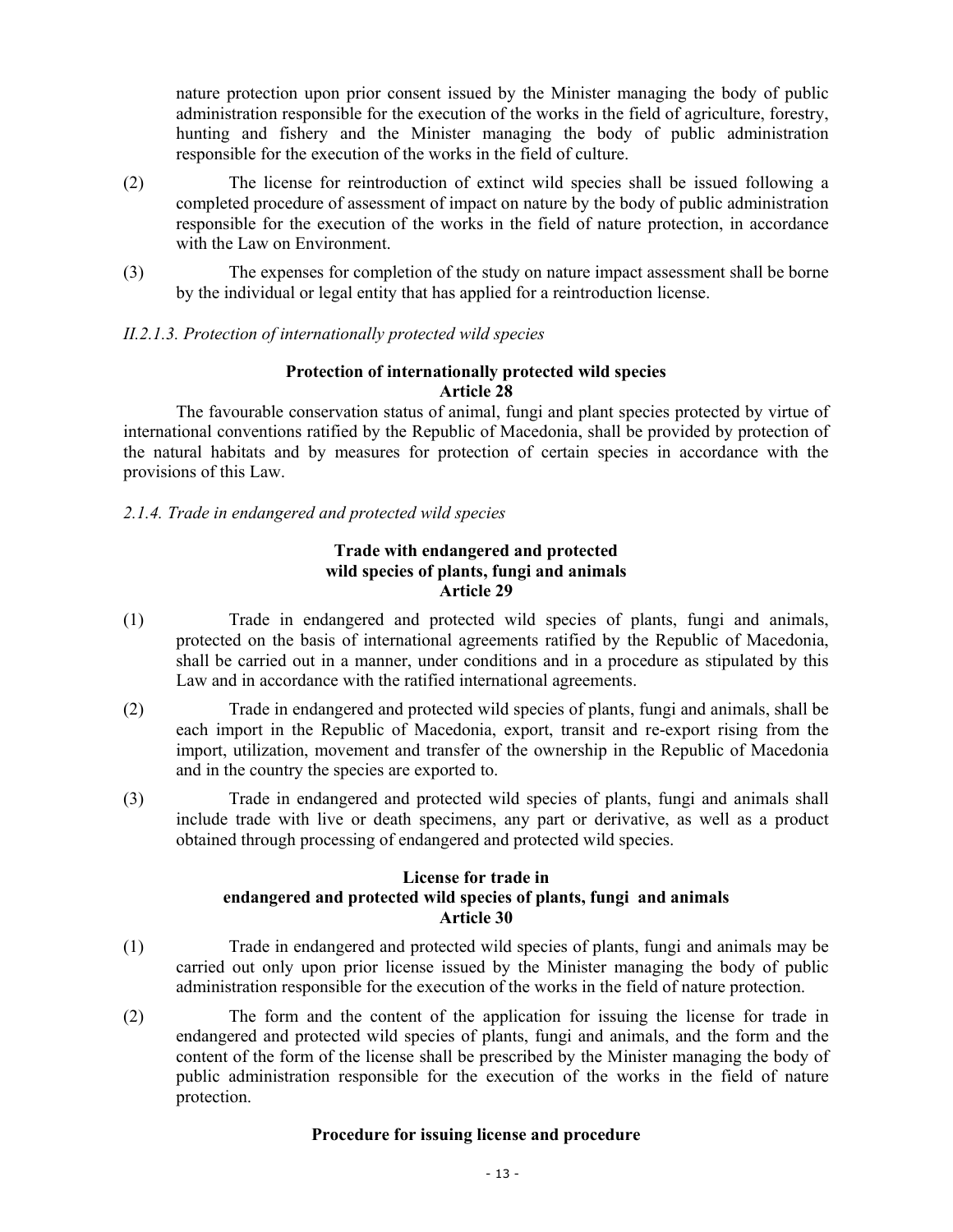nature protection upon prior consent issued by the Minister managing the body of public administration responsible for the execution of the works in the field of agriculture, forestry, hunting and fishery and the Minister managing the body of public administration responsible for the execution of the works in the field of culture.

(2) The license for reintroduction of extinct wild species shall be issued following a completed procedure of assessment of impact on nature by the body of public administration responsible for the execution of the works in the field of nature protection, in accordance with the Law on Environment.

(3) The expenses for completion of the study on nature impact assessment shall be borne by the individual or legal entity that has applied for a reintroduction license.

*II.2.1.3. Protection of internationally protected wild species*

**Protection of internationally protected wild species**
**Article 28**

The favourable conservation status of animal, fungi and plant species protected by virtue of international conventions ratified by the Republic of Macedonia, shall be provided by protection of the natural habitats and by measures for protection of certain species in accordance with the provisions of this Law.

*2.1.4. Trade in endangered and protected wild species*

**Trade with endangered and protected wild species of plants, fungi and animals**
**Article 29**

(1) Trade in endangered and protected wild species of plants, fungi and animals, protected on the basis of international agreements ratified by the Republic of Macedonia, shall be carried out in a manner, under conditions and in a procedure as stipulated by this Law and in accordance with the ratified international agreements.

(2) Trade in endangered and protected wild species of plants, fungi and animals, shall be each import in the Republic of Macedonia, export, transit and re-export rising from the import, utilization, movement and transfer of the ownership in the Republic of Macedonia and in the country the species are exported to.

(3) Trade in endangered and protected wild species of plants, fungi and animals shall include trade with live or death specimens, any part or derivative, as well as a product obtained through processing of endangered and protected wild species.

**License for trade in endangered and protected wild species of plants, fungi and animals**
**Article 30**

(1) Trade in endangered and protected wild species of plants, fungi and animals may be carried out only upon prior license issued by the Minister managing the body of public administration responsible for the execution of the works in the field of nature protection.

(2) The form and the content of the application for issuing the license for trade in endangered and protected wild species of plants, fungi and animals, and the form and the content of the form of the license shall be prescribed by the Minister managing the body of public administration responsible for the execution of the works in the field of nature protection.

**Procedure for issuing license and procedure**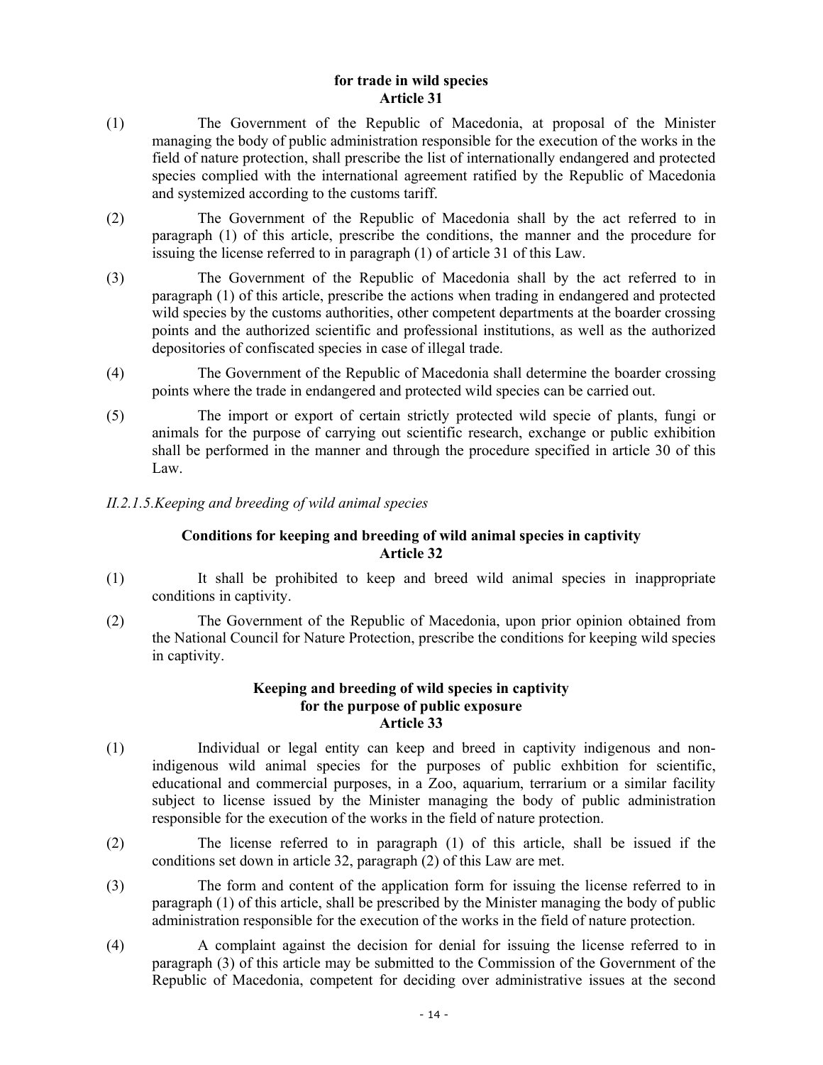**for trade in wild species**
**Article 31**

(1) The Government of the Republic of Macedonia, at proposal of the Minister managing the body of public administration responsible for the execution of the works in the field of nature protection, shall prescribe the list of internationally endangered and protected species complied with the international agreement ratified by the Republic of Macedonia and systemized according to the customs tariff.

(2) The Government of the Republic of Macedonia shall by the act referred to in paragraph (1) of this article, prescribe the conditions, the manner and the procedure for issuing the license referred to in paragraph (1) of article 31 of this Law.

(3) The Government of the Republic of Macedonia shall by the act referred to in paragraph (1) of this article, prescribe the actions when trading in endangered and protected wild species by the customs authorities, other competent departments at the boarder crossing points and the authorized scientific and professional institutions, as well as the authorized depositories of confiscated species in case of illegal trade.

(4) The Government of the Republic of Macedonia shall determine the boarder crossing points where the trade in endangered and protected wild species can be carried out.

(5) The import or export of certain strictly protected wild specie of plants, fungi or animals for the purpose of carrying out scientific research, exchange or public exhibition shall be performed in the manner and through the procedure specified in article 30 of this Law.

*II.2.1.5.Keeping and breeding of wild animal species*

**Conditions for keeping and breeding of wild animal species in captivity**
**Article 32**

(1) It shall be prohibited to keep and breed wild animal species in inappropriate conditions in captivity.

(2) The Government of the Republic of Macedonia, upon prior opinion obtained from the National Council for Nature Protection, prescribe the conditions for keeping wild species in captivity.

**Keeping and breeding of wild species in captivity**
**for the purpose of public exposure**
**Article 33**

(1) Individual or legal entity can keep and breed in captivity indigenous and non-indigenous wild animal species for the purposes of public exhbition for scientific, educational and commercial purposes, in a Zoo, aquarium, terrarium or a similar facility subject to license issued by the Minister managing the body of public administration responsible for the execution of the works in the field of nature protection.

(2) The license referred to in paragraph (1) of this article, shall be issued if the conditions set down in article 32, paragraph (2) of this Law are met.

(3) The form and content of the application form for issuing the license referred to in paragraph (1) of this article, shall be prescribed by the Minister managing the body of public administration responsible for the execution of the works in the field of nature protection.

(4) A complaint against the decision for denial for issuing the license referred to in paragraph (3) of this article may be submitted to the Commission of the Government of the Republic of Macedonia, competent for deciding over administrative issues at the second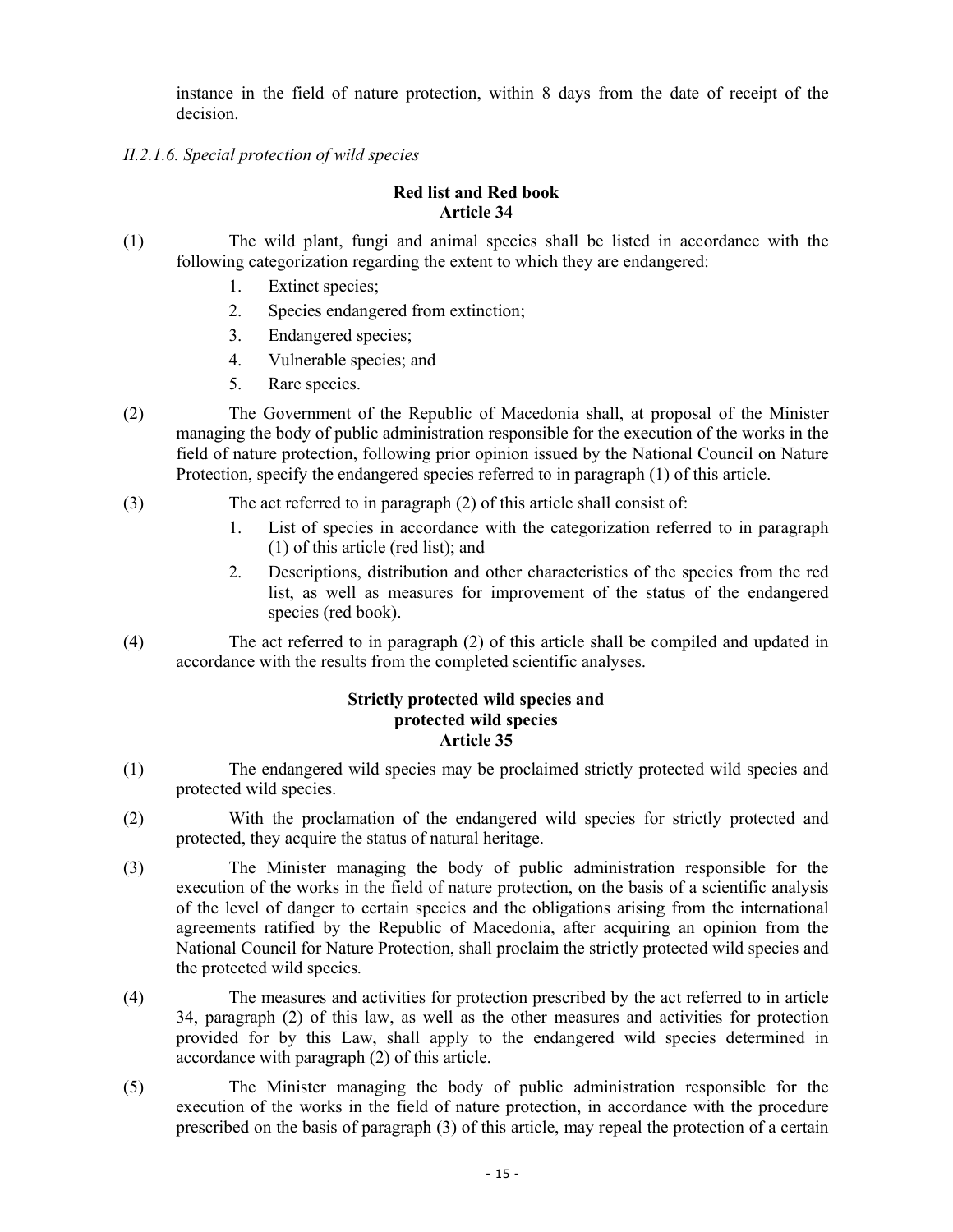instance in the field of nature protection, within 8 days from the date of receipt of the decision.

*II.2.1.6. Special protection of wild species*

**Red list and Red book**
**Article 34**

(1) The wild plant, fungi and animal species shall be listed in accordance with the following categorization regarding the extent to which they are endangered:

1. Extinct species;
2. Species endangered from extinction;
3. Endangered species;
4. Vulnerable species; and
5. Rare species.

(2) The Government of the Republic of Macedonia shall, at proposal of the Minister managing the body of public administration responsible for the execution of the works in the field of nature protection, following prior opinion issued by the National Council on Nature Protection, specify the endangered species referred to in paragraph (1) of this article.

(3) The act referred to in paragraph (2) of this article shall consist of:

1. List of species in accordance with the categorization referred to in paragraph (1) of this article (red list); and
2. Descriptions, distribution and other characteristics of the species from the red list, as well as measures for improvement of the status of the endangered species (red book).

(4) The act referred to in paragraph (2) of this article shall be compiled and updated in accordance with the results from the completed scientific analyses.

**Strictly protected wild species and**
**protected wild species**
**Article 35**

(1) The endangered wild species may be proclaimed strictly protected wild species and protected wild species.

(2) With the proclamation of the endangered wild species for strictly protected and protected, they acquire the status of natural heritage.

(3) The Minister managing the body of public administration responsible for the execution of the works in the field of nature protection, on the basis of a scientific analysis of the level of danger to certain species and the obligations arising from the international agreements ratified by the Republic of Macedonia, after acquiring an opinion from the National Council for Nature Protection, shall proclaim the strictly protected wild species and the protected wild species.

(4) The measures and activities for protection prescribed by the act referred to in article 34, paragraph (2) of this law, as well as the other measures and activities for protection provided for by this Law, shall apply to the endangered wild species determined in accordance with paragraph (2) of this article.

(5) The Minister managing the body of public administration responsible for the execution of the works in the field of nature protection, in accordance with the procedure prescribed on the basis of paragraph (3) of this article, may repeal the protection of a certain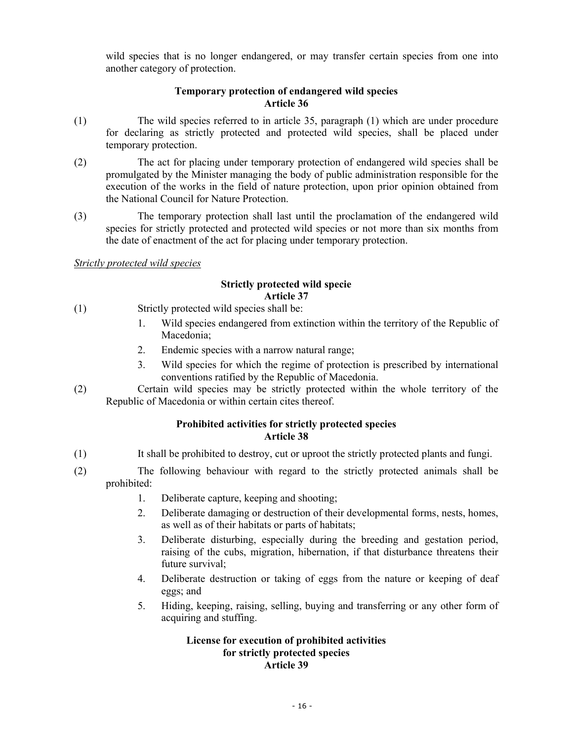wild species that is no longer endangered, or may transfer certain species from one into another category of protection.

**Temporary protection of endangered wild species**
**Article 36**

(1) The wild species referred to in article 35, paragraph (1) which are under procedure for declaring as strictly protected and protected wild species, shall be placed under temporary protection.

(2) The act for placing under temporary protection of endangered wild species shall be promulgated by the Minister managing the body of public administration responsible for the execution of the works in the field of nature protection, upon prior opinion obtained from the National Council for Nature Protection.

(3) The temporary protection shall last until the proclamation of the endangered wild species for strictly protected and protected wild species or not more than six months from the date of enactment of the act for placing under temporary protection.

*Strictly protected wild species*

**Strictly protected wild specie**
**Article 37**

(1) Strictly protected wild species shall be:

1. Wild species endangered from extinction within the territory of the Republic of Macedonia;
2. Endemic species with a narrow natural range;
3. Wild species for which the regime of protection is prescribed by international conventions ratified by the Republic of Macedonia.

(2) Certain wild species may be strictly protected within the whole territory of the Republic of Macedonia or within certain cites thereof.

**Prohibited activities for strictly protected species**
**Article 38**

(1) It shall be prohibited to destroy, cut or uproot the strictly protected plants and fungi.

(2) The following behaviour with regard to the strictly protected animals shall be prohibited:

1. Deliberate capture, keeping and shooting;
2. Deliberate damaging or destruction of their developmental forms, nests, homes, as well as of their habitats or parts of habitats;
3. Deliberate disturbing, especially during the breeding and gestation period, raising of the cubs, migration, hibernation, if that disturbance threatens their future survival;
4. Deliberate destruction or taking of eggs from the nature or keeping of deaf eggs; and
5. Hiding, keeping, raising, selling, buying and transferring or any other form of acquiring and stuffing.

**License for execution of prohibited activities for strictly protected species**
**Article 39**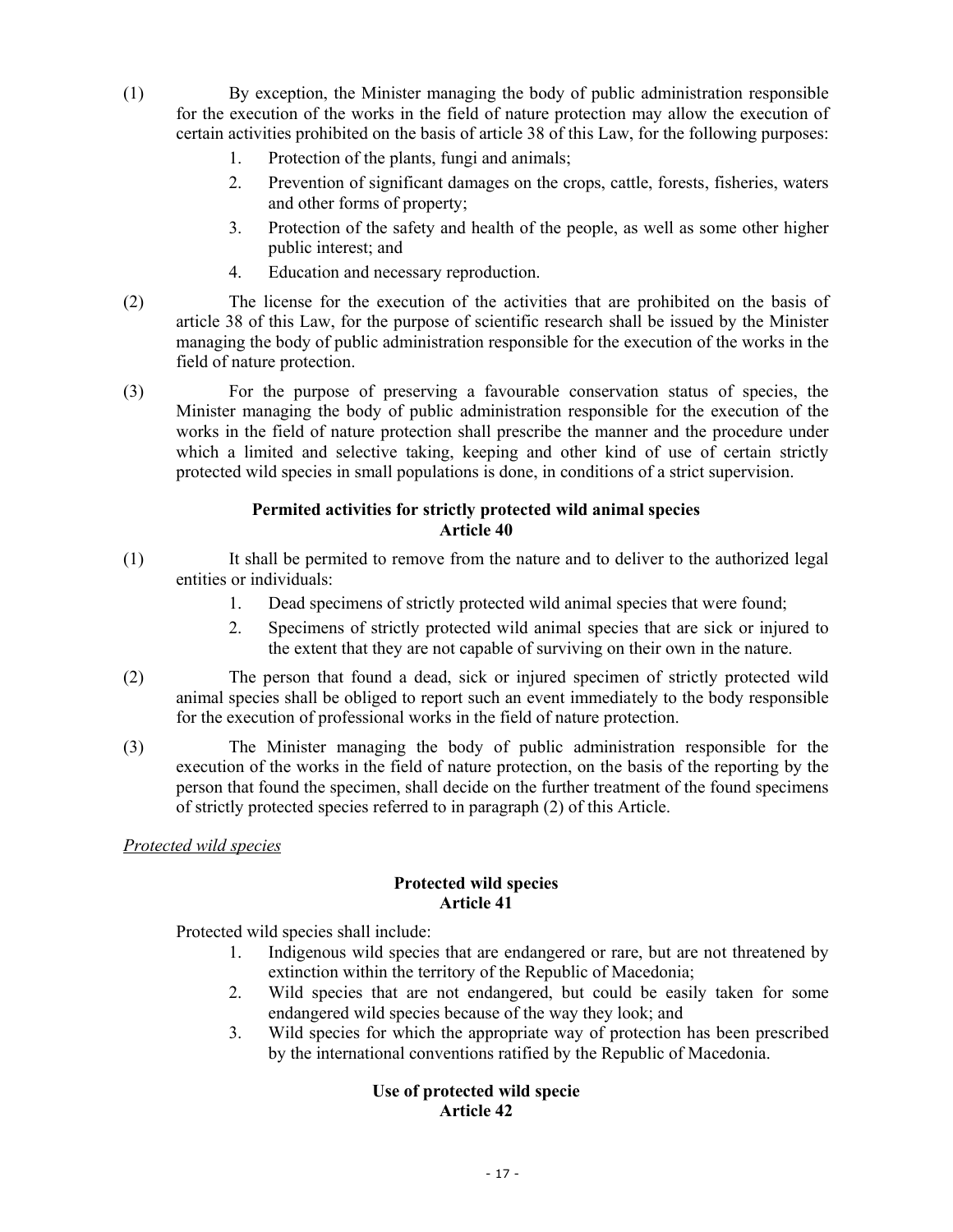(1) By exception, the Minister managing the body of public administration responsible for the execution of the works in the field of nature protection may allow the execution of certain activities prohibited on the basis of article 38 of this Law, for the following purposes:

1. Protection of the plants, fungi and animals;
2. Prevention of significant damages on the crops, cattle, forests, fisheries, waters and other forms of property;
3. Protection of the safety and health of the people, as well as some other higher public interest; and
4. Education and necessary reproduction.

(2) The license for the execution of the activities that are prohibited on the basis of article 38 of this Law, for the purpose of scientific research shall be issued by the Minister managing the body of public administration responsible for the execution of the works in the field of nature protection.

(3) For the purpose of preserving a favourable conservation status of species, the Minister managing the body of public administration responsible for the execution of the works in the field of nature protection shall prescribe the manner and the procedure under which a limited and selective taking, keeping and other kind of use of certain strictly protected wild species in small populations is done, in conditions of a strict supervision.

**Permited activities for strictly protected wild animal species**
**Article 40**

(1) It shall be permited to remove from the nature and to deliver to the authorized legal entities or individuals:

1. Dead specimens of strictly protected wild animal species that were found;
2. Specimens of strictly protected wild animal species that are sick or injured to the extent that they are not capable of surviving on their own in the nature.

(2) The person that found a dead, sick or injured specimen of strictly protected wild animal species shall be obliged to report such an event immediately to the body responsible for the execution of professional works in the field of nature protection.

(3) The Minister managing the body of public administration responsible for the execution of the works in the field of nature protection, on the basis of the reporting by the person that found the specimen, shall decide on the further treatment of the found specimens of strictly protected species referred to in paragraph (2) of this Article.

*Protected wild species*

**Protected wild species**
**Article 41**

Protected wild species shall include:

1. Indigenous wild species that are endangered or rare, but are not threatened by extinction within the territory of the Republic of Macedonia;
2. Wild species that are not endangered, but could be easily taken for some endangered wild species because of the way they look; and
3. Wild species for which the appropriate way of protection has been prescribed by the international conventions ratified by the Republic of Macedonia.

**Use of protected wild specie**
**Article 42**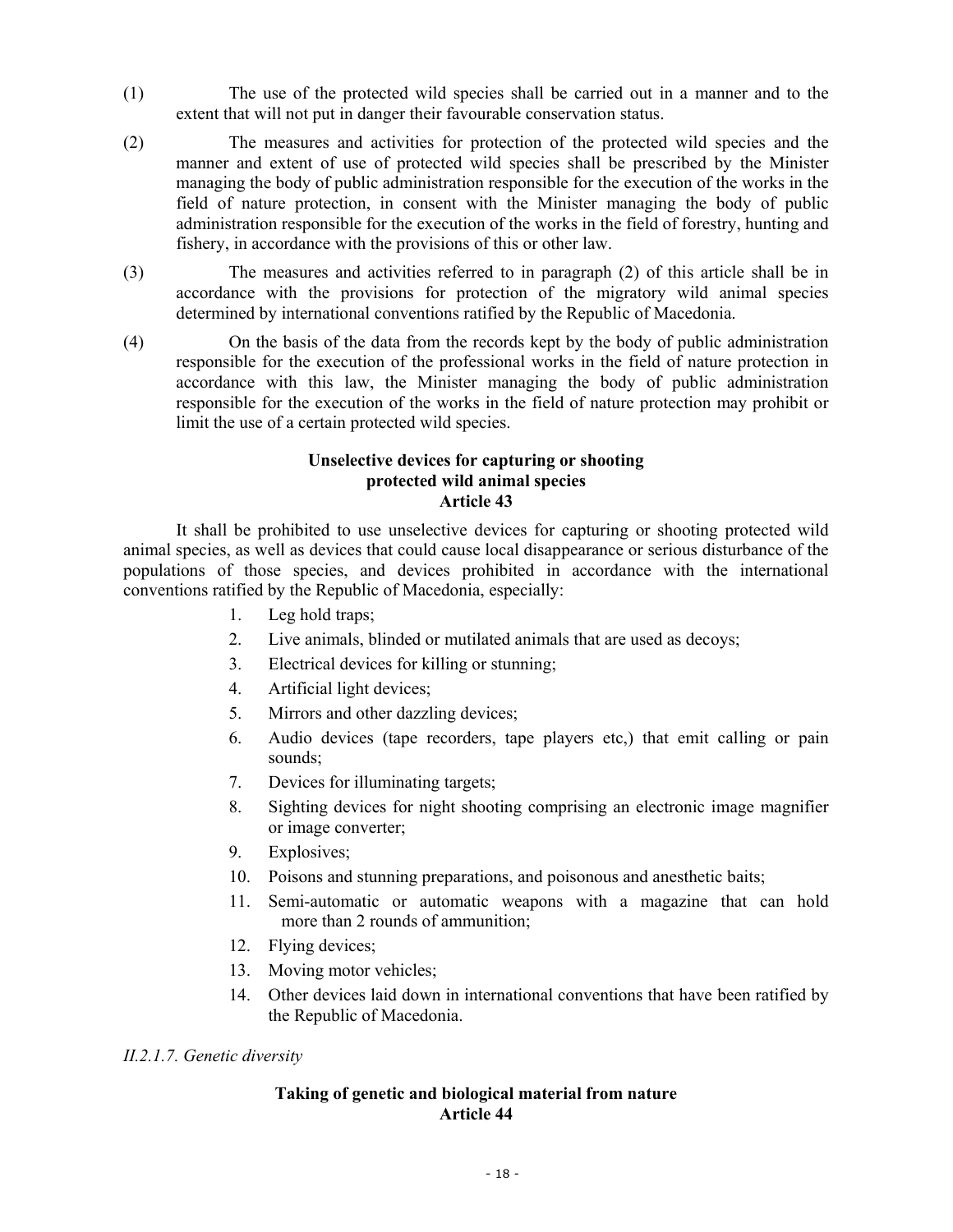(1) The use of the protected wild species shall be carried out in a manner and to the extent that will not put in danger their favourable conservation status.

(2) The measures and activities for protection of the protected wild species and the manner and extent of use of protected wild species shall be prescribed by the Minister managing the body of public administration responsible for the execution of the works in the field of nature protection, in consent with the Minister managing the body of public administration responsible for the execution of the works in the field of forestry, hunting and fishery, in accordance with the provisions of this or other law.

(3) The measures and activities referred to in paragraph (2) of this article shall be in accordance with the provisions for protection of the migratory wild animal species determined by international conventions ratified by the Republic of Macedonia.

(4) On the basis of the data from the records kept by the body of public administration responsible for the execution of the professional works in the field of nature protection in accordance with this law, the Minister managing the body of public administration responsible for the execution of the works in the field of nature protection may prohibit or limit the use of a certain protected wild species.

**Unselective devices for capturing or shooting protected wild animal species**
**Article 43**

It shall be prohibited to use unselective devices for capturing or shooting protected wild animal species, as well as devices that could cause local disappearance or serious disturbance of the populations of those species, and devices prohibited in accordance with the international conventions ratified by the Republic of Macedonia, especially:

1. Leg hold traps;
2. Live animals, blinded or mutilated animals that are used as decoys;
3. Electrical devices for killing or stunning;
4. Artificial light devices;
5. Mirrors and other dazzling devices;
6. Audio devices (tape recorders, tape players etc,) that emit calling or pain sounds;
7. Devices for illuminating targets;
8. Sighting devices for night shooting comprising an electronic image magnifier or image converter;
9. Explosives;
10. Poisons and stunning preparations, and poisonous and anesthetic baits;
11. Semi-automatic or automatic weapons with a magazine that can hold more than 2 rounds of ammunition;
12. Flying devices;
13. Moving motor vehicles;
14. Other devices laid down in international conventions that have been ratified by the Republic of Macedonia.

*II.2.1.7. Genetic diversity*

**Taking of genetic and biological material from nature**
**Article 44**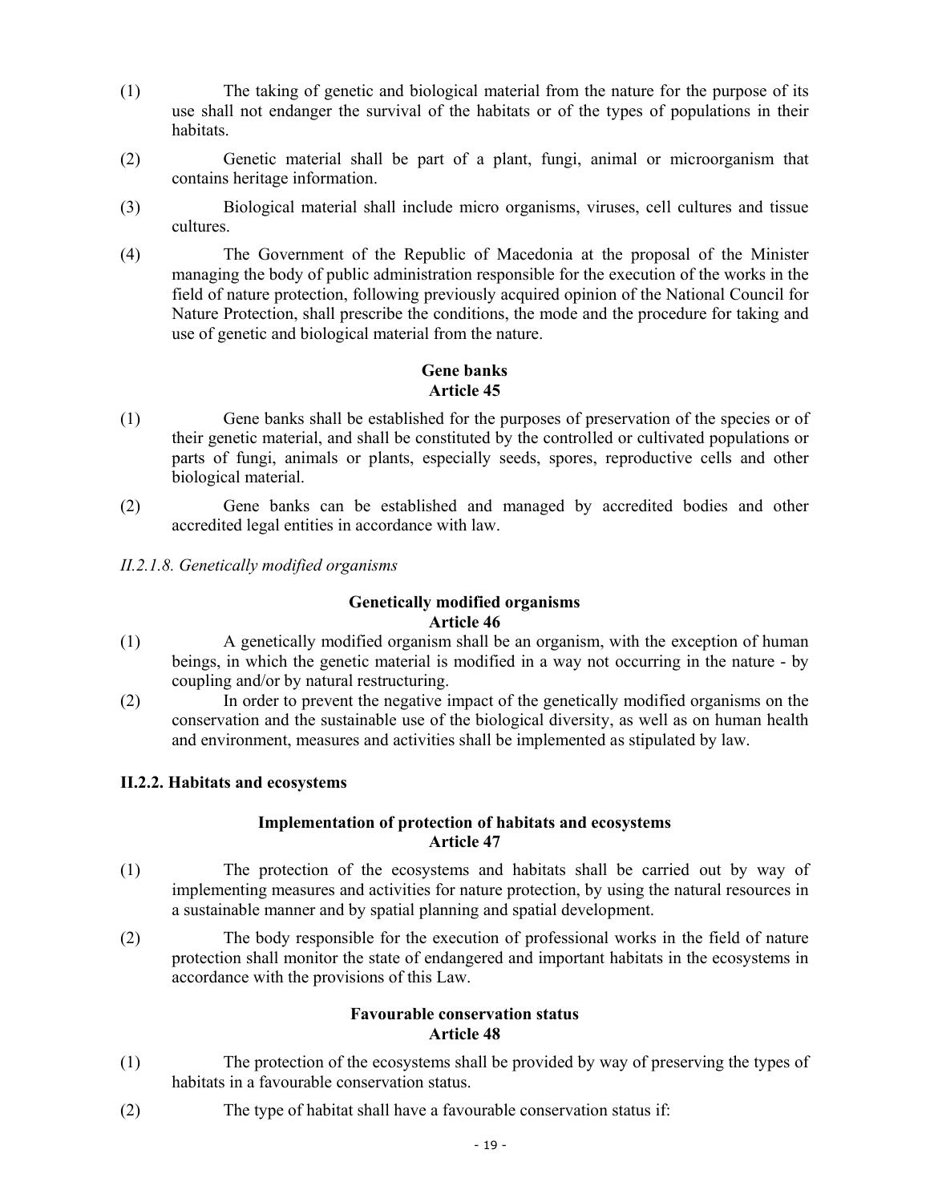(1) The taking of genetic and biological material from the nature for the purpose of its use shall not endanger the survival of the habitats or of the types of populations in their habitats.

(2) Genetic material shall be part of a plant, fungi, animal or microorganism that contains heritage information.

(3) Biological material shall include micro organisms, viruses, cell cultures and tissue cultures.

(4) The Government of the Republic of Macedonia at the proposal of the Minister managing the body of public administration responsible for the execution of the works in the field of nature protection, following previously acquired opinion of the National Council for Nature Protection, shall prescribe the conditions, the mode and the procedure for taking and use of genetic and biological material from the nature.

**Gene banks**
**Article 45**

(1) Gene banks shall be established for the purposes of preservation of the species or of their genetic material, and shall be constituted by the controlled or cultivated populations or parts of fungi, animals or plants, especially seeds, spores, reproductive cells and other biological material.

(2) Gene banks can be established and managed by accredited bodies and other accredited legal entities in accordance with law.

*II.2.1.8. Genetically modified organisms*

**Genetically modified organisms**
**Article 46**

(1) A genetically modified organism shall be an organism, with the exception of human beings, in which the genetic material is modified in a way not occurring in the nature - by coupling and/or by natural restructuring.

(2) In order to prevent the negative impact of the genetically modified organisms on the conservation and the sustainable use of the biological diversity, as well as on human health and environment, measures and activities shall be implemented as stipulated by law.

### II.2.2. Habitats and ecosystems

**Implementation of protection of habitats and ecosystems**
**Article 47**

(1) The protection of the ecosystems and habitats shall be carried out by way of implementing measures and activities for nature protection, by using the natural resources in a sustainable manner and by spatial planning and spatial development.

(2) The body responsible for the execution of professional works in the field of nature protection shall monitor the state of endangered and important habitats in the ecosystems in accordance with the provisions of this Law.

**Favourable conservation status**
**Article 48**

(1) The protection of the ecosystems shall be provided by way of preserving the types of habitats in a favourable conservation status.

(2) The type of habitat shall have a favourable conservation status if: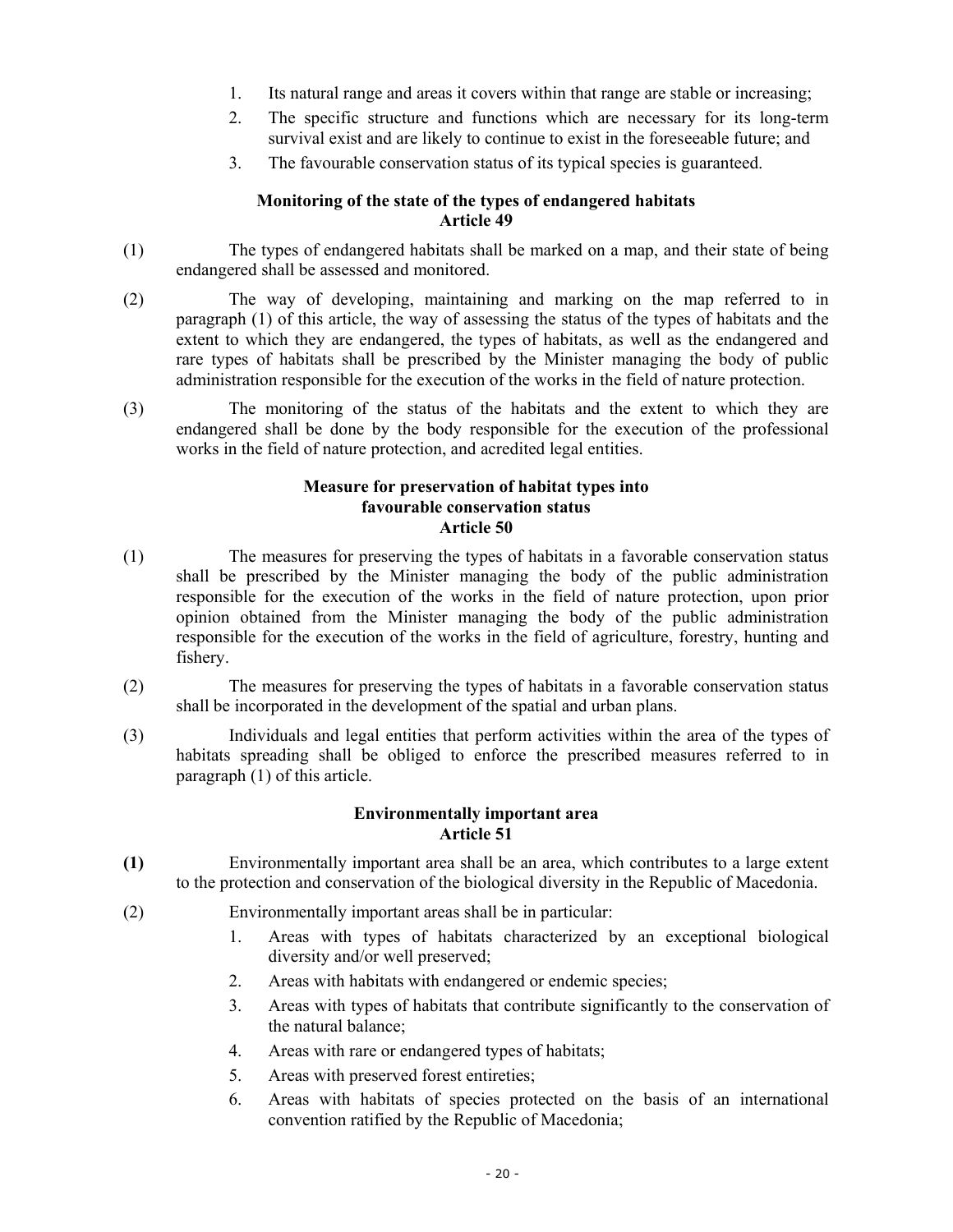1. Its natural range and areas it covers within that range are stable or increasing;
2. The specific structure and functions which are necessary for its long-term survival exist and are likely to continue to exist in the foreseeable future; and
3. The favourable conservation status of its typical species is guaranteed.

**Monitoring of the state of the types of endangered habitats**
**Article 49**

(1) The types of endangered habitats shall be marked on a map, and their state of being endangered shall be assessed and monitored.

(2) The way of developing, maintaining and marking on the map referred to in paragraph (1) of this article, the way of assessing the status of the types of habitats and the extent to which they are endangered, the types of habitats, as well as the endangered and rare types of habitats shall be prescribed by the Minister managing the body of public administration responsible for the execution of the works in the field of nature protection.

(3) The monitoring of the status of the habitats and the extent to which they are endangered shall be done by the body responsible for the execution of the professional works in the field of nature protection, and acredited legal entities.

**Measure for preservation of habitat types into favourable conservation status**
**Article 50**

(1) The measures for preserving the types of habitats in a favorable conservation status shall be prescribed by the Minister managing the body of the public administration responsible for the execution of the works in the field of nature protection, upon prior opinion obtained from the Minister managing the body of the public administration responsible for the execution of the works in the field of agriculture, forestry, hunting and fishery.

(2) The measures for preserving the types of habitats in a favorable conservation status shall be incorporated in the development of the spatial and urban plans.

(3) Individuals and legal entities that perform activities within the area of the types of habitats spreading shall be obliged to enforce the prescribed measures referred to in paragraph (1) of this article.

**Environmentally important area**
**Article 51**

**(1)** Environmentally important area shall be an area, which contributes to a large extent to the protection and conservation of the biological diversity in the Republic of Macedonia.

(2) Environmentally important areas shall be in particular:

1. Areas with types of habitats characterized by an exceptional biological diversity and/or well preserved;
2. Areas with habitats with endangered or endemic species;
3. Areas with types of habitats that contribute significantly to the conservation of the natural balance;
4. Areas with rare or endangered types of habitats;
5. Areas with preserved forest entireties;
6. Areas with habitats of species protected on the basis of an international convention ratified by the Republic of Macedonia;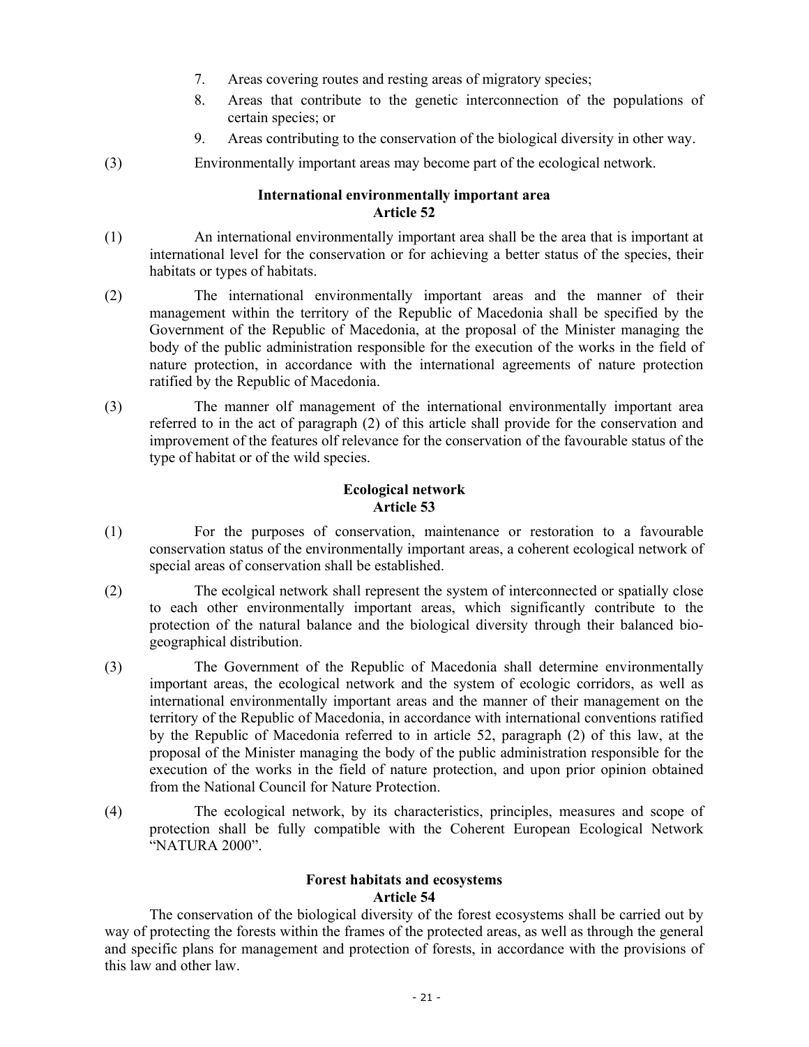7. Areas covering routes and resting areas of migratory species;
8. Areas that contribute to the genetic interconnection of the populations of certain species; or
9. Areas contributing to the conservation of the biological diversity in other way.

(3) Environmentally important areas may become part of the ecological network.

**International environmentally important area**
**Article 52**

(1) An international environmentally important area shall be the area that is important at international level for the conservation or for achieving a better status of the species, their habitats or types of habitats.

(2) The international environmentally important areas and the manner of their management within the territory of the Republic of Macedonia shall be specified by the Government of the Republic of Macedonia, at the proposal of the Minister managing the body of the public administration responsible for the execution of the works in the field of nature protection, in accordance with the international agreements of nature protection ratified by the Republic of Macedonia.

(3) The manner olf management of the international environmentally important area referred to in the act of paragraph (2) of this article shall provide for the conservation and improvement of the features olf relevance for the conservation of the favourable status of the type of habitat or of the wild species.

**Ecological network**
**Article 53**

(1) For the purposes of conservation, maintenance or restoration to a favourable conservation status of the environmentally important areas, a coherent ecological network of special areas of conservation shall be established.

(2) The ecolgical network shall represent the system of interconnected or spatially close to each other environmentally important areas, which significantly contribute to the protection of the natural balance and the biological diversity through their balanced bio-geographical distribution.

(3) The Government of the Republic of Macedonia shall determine environmentally important areas, the ecological network and the system of ecologic corridors, as well as international environmentally important areas and the manner of their management on the territory of the Republic of Macedonia, in accordance with international conventions ratified by the Republic of Macedonia referred to in article 52, paragraph (2) of this law, at the proposal of the Minister managing the body of the public administration responsible for the execution of the works in the field of nature protection, and upon prior opinion obtained from the National Council for Nature Protection.

(4) The ecological network, by its characteristics, principles, measures and scope of protection shall be fully compatible with the Coherent European Ecological Network "NATURA 2000".

**Forest habitats and ecosystems**
**Article 54**

The conservation of the biological diversity of the forest ecosystems shall be carried out by way of protecting the forests within the frames of the protected areas, as well as through the general and specific plans for management and protection of forests, in accordance with the provisions of this law and other law.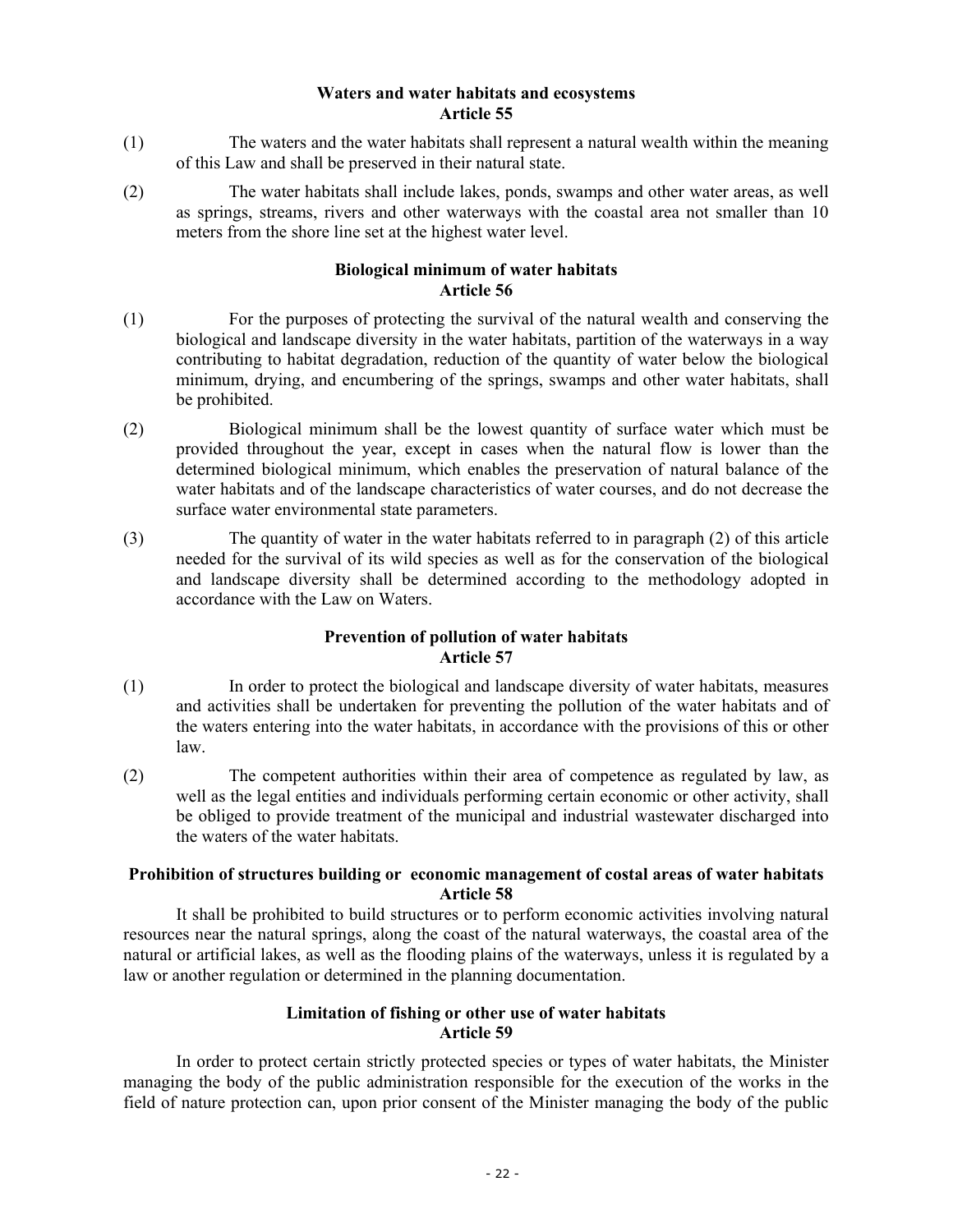**Waters and water habitats and ecosystems**
**Article 55**

(1) The waters and the water habitats shall represent a natural wealth within the meaning of this Law and shall be preserved in their natural state.

(2) The water habitats shall include lakes, ponds, swamps and other water areas, as well as springs, streams, rivers and other waterways with the coastal area not smaller than 10 meters from the shore line set at the highest water level.

**Biological minimum of water habitats**
**Article 56**

(1) For the purposes of protecting the survival of the natural wealth and conserving the biological and landscape diversity in the water habitats, partition of the waterways in a way contributing to habitat degradation, reduction of the quantity of water below the biological minimum, drying, and encumbering of the springs, swamps and other water habitats, shall be prohibited.

(2) Biological minimum shall be the lowest quantity of surface water which must be provided throughout the year, except in cases when the natural flow is lower than the determined biological minimum, which enables the preservation of natural balance of the water habitats and of the landscape characteristics of water courses, and do not decrease the surface water environmental state parameters.

(3) The quantity of water in the water habitats referred to in paragraph (2) of this article needed for the survival of its wild species as well as for the conservation of the biological and landscape diversity shall be determined according to the methodology adopted in accordance with the Law on Waters.

**Prevention of pollution of water habitats**
**Article 57**

(1) In order to protect the biological and landscape diversity of water habitats, measures and activities shall be undertaken for preventing the pollution of the water habitats and of the waters entering into the water habitats, in accordance with the provisions of this or other law.

(2) The competent authorities within their area of competence as regulated by law, as well as the legal entities and individuals performing certain economic or other activity, shall be obliged to provide treatment of the municipal and industrial wastewater discharged into the waters of the water habitats.

**Prohibition of structures building or economic management of costal areas of water habitats**
**Article 58**

It shall be prohibited to build structures or to perform economic activities involving natural resources near the natural springs, along the coast of the natural waterways, the coastal area of the natural or artificial lakes, as well as the flooding plains of the waterways, unless it is regulated by a law or another regulation or determined in the planning documentation.

**Limitation of fishing or other use of water habitats**
**Article 59**

In order to protect certain strictly protected species or types of water habitats, the Minister managing the body of the public administration responsible for the execution of the works in the field of nature protection can, upon prior consent of the Minister managing the body of the public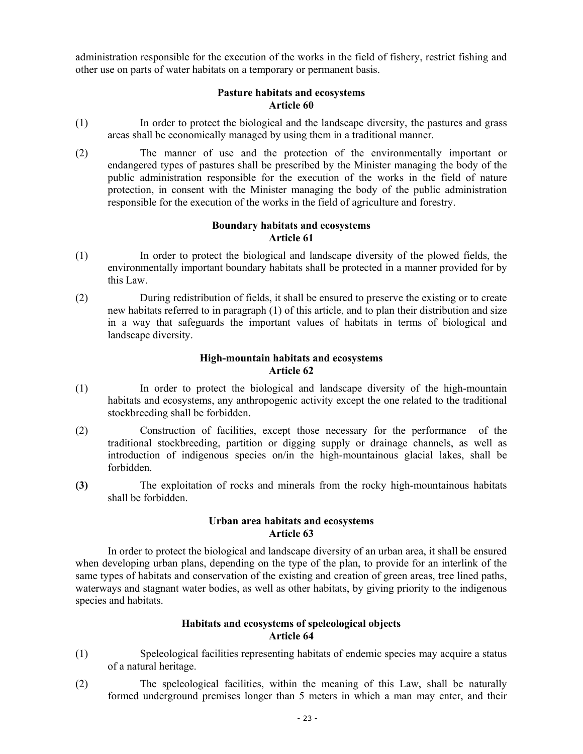administration responsible for the execution of the works in the field of fishery, restrict fishing and other use on parts of water habitats on a temporary or permanent basis.

**Pasture habitats and ecosystems**
**Article 60**

(1) In order to protect the biological and the landscape diversity, the pastures and grass areas shall be economically managed by using them in a traditional manner.

(2) The manner of use and the protection of the environmentally important or endangered types of pastures shall be prescribed by the Minister managing the body of the public administration responsible for the execution of the works in the field of nature protection, in consent with the Minister managing the body of the public administration responsible for the execution of the works in the field of agriculture and forestry.

**Boundary habitats and ecosystems**
**Article 61**

(1) In order to protect the biological and landscape diversity of the plowed fields, the environmentally important boundary habitats shall be protected in a manner provided for by this Law.

(2) During redistribution of fields, it shall be ensured to preserve the existing or to create new habitats referred to in paragraph (1) of this article, and to plan their distribution and size in a way that safeguards the important values of habitats in terms of biological and landscape diversity.

**High-mountain habitats and ecosystems**
**Article 62**

(1) In order to protect the biological and landscape diversity of the high-mountain habitats and ecosystems, any anthropogenic activity except the one related to the traditional stockbreeding shall be forbidden.

(2) Construction of facilities, except those necessary for the performance of the traditional stockbreeding, partition or digging supply or drainage channels, as well as introduction of indigenous species on/in the high-mountainous glacial lakes, shall be forbidden.

**(3)** The exploitation of rocks and minerals from the rocky high-mountainous habitats shall be forbidden.

**Urban area habitats and ecosystems**
**Article 63**

In order to protect the biological and landscape diversity of an urban area, it shall be ensured when developing urban plans, depending on the type of the plan, to provide for an interlink of the same types of habitats and conservation of the existing and creation of green areas, tree lined paths, waterways and stagnant water bodies, as well as other habitats, by giving priority to the indigenous species and habitats.

**Habitats and ecosystems of speleological objects**
**Article 64**

(1) Speleological facilities representing habitats of endemic species may acquire a status of a natural heritage.

(2) The speleological facilities, within the meaning of this Law, shall be naturally formed underground premises longer than 5 meters in which a man may enter, and their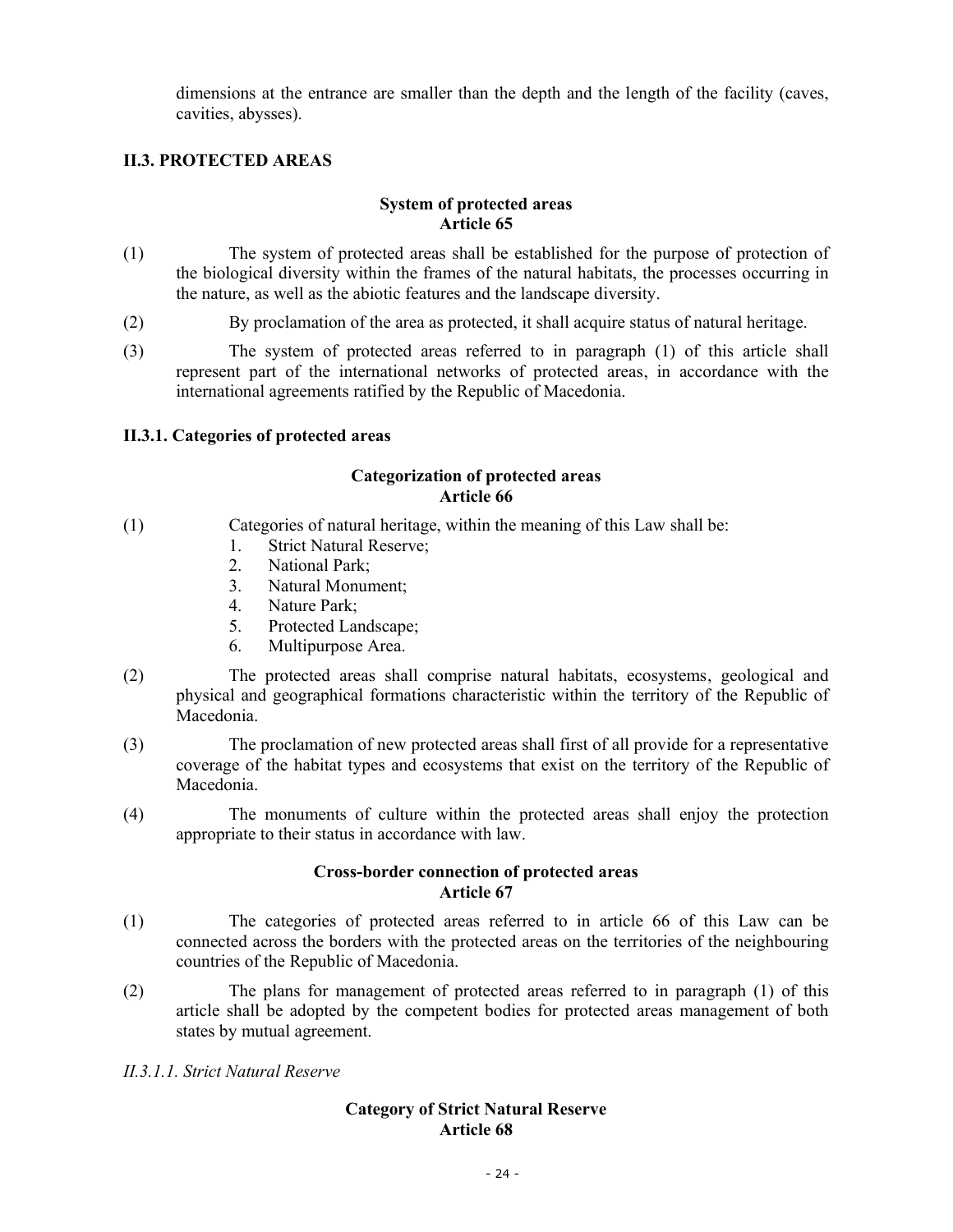dimensions at the entrance are smaller than the depth and the length of the facility (caves, cavities, abysses).

## II.3. PROTECTED AREAS

### System of protected areas
### Article 65

(1) The system of protected areas shall be established for the purpose of protection of the biological diversity within the frames of the natural habitats, the processes occurring in the nature, as well as the abiotic features and the landscape diversity.

(2) By proclamation of the area as protected, it shall acquire status of natural heritage.

(3) The system of protected areas referred to in paragraph (1) of this article shall represent part of the international networks of protected areas, in accordance with the international agreements ratified by the Republic of Macedonia.

## II.3.1. Categories of protected areas

### Categorization of protected areas
### Article 66

(1) Categories of natural heritage, within the meaning of this Law shall be:
1. Strict Natural Reserve;
2. National Park;
3. Natural Monument;
4. Nature Park;
5. Protected Landscape;
6. Multipurpose Area.

(2) The protected areas shall comprise natural habitats, ecosystems, geological and physical and geographical formations characteristic within the territory of the Republic of Macedonia.

(3) The proclamation of new protected areas shall first of all provide for a representative coverage of the habitat types and ecosystems that exist on the territory of the Republic of Macedonia.

(4) The monuments of culture within the protected areas shall enjoy the protection appropriate to their status in accordance with law.

### Cross-border connection of protected areas
### Article 67

(1) The categories of protected areas referred to in article 66 of this Law can be connected across the borders with the protected areas on the territories of the neighbouring countries of the Republic of Macedonia.

(2) The plans for management of protected areas referred to in paragraph (1) of this article shall be adopted by the competent bodies for protected areas management of both states by mutual agreement.

*II.3.1.1. Strict Natural Reserve*

### Category of Strict Natural Reserve
### Article 68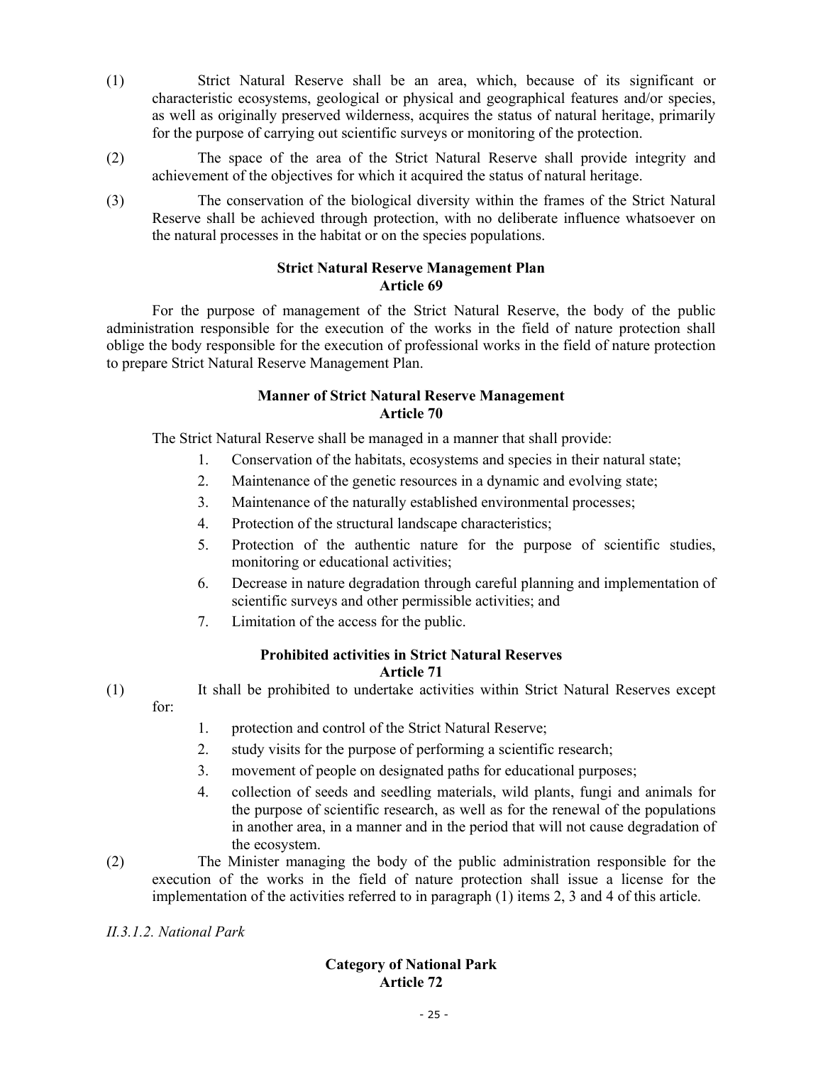(1) Strict Natural Reserve shall be an area, which, because of its significant or characteristic ecosystems, geological or physical and geographical features and/or species, as well as originally preserved wilderness, acquires the status of natural heritage, primarily for the purpose of carrying out scientific surveys or monitoring of the protection.

(2) The space of the area of the Strict Natural Reserve shall provide integrity and achievement of the objectives for which it acquired the status of natural heritage.

(3) The conservation of the biological diversity within the frames of the Strict Natural Reserve shall be achieved through protection, with no deliberate influence whatsoever on the natural processes in the habitat or on the species populations.

**Strict Natural Reserve Management Plan**
**Article 69**

For the purpose of management of the Strict Natural Reserve, the body of the public administration responsible for the execution of the works in the field of nature protection shall oblige the body responsible for the execution of professional works in the field of nature protection to prepare Strict Natural Reserve Management Plan.

**Manner of Strict Natural Reserve Management**
**Article 70**

The Strict Natural Reserve shall be managed in a manner that shall provide:

1. Conservation of the habitats, ecosystems and species in their natural state;
2. Maintenance of the genetic resources in a dynamic and evolving state;
3. Maintenance of the naturally established environmental processes;
4. Protection of the structural landscape characteristics;
5. Protection of the authentic nature for the purpose of scientific studies, monitoring or educational activities;
6. Decrease in nature degradation through careful planning and implementation of scientific surveys and other permissible activities; and
7. Limitation of the access for the public.

**Prohibited activities in Strict Natural Reserves**
**Article 71**

(1) It shall be prohibited to undertake activities within Strict Natural Reserves except for:

1. protection and control of the Strict Natural Reserve;
2. study visits for the purpose of performing a scientific research;
3. movement of people on designated paths for educational purposes;
4. collection of seeds and seedling materials, wild plants, fungi and animals for the purpose of scientific research, as well as for the renewal of the populations in another area, in a manner and in the period that will not cause degradation of the ecosystem.

(2) The Minister managing the body of the public administration responsible for the execution of the works in the field of nature protection shall issue a license for the implementation of the activities referred to in paragraph (1) items 2, 3 and 4 of this article.

*II.3.1.2. National Park*

**Category of National Park**
**Article 72**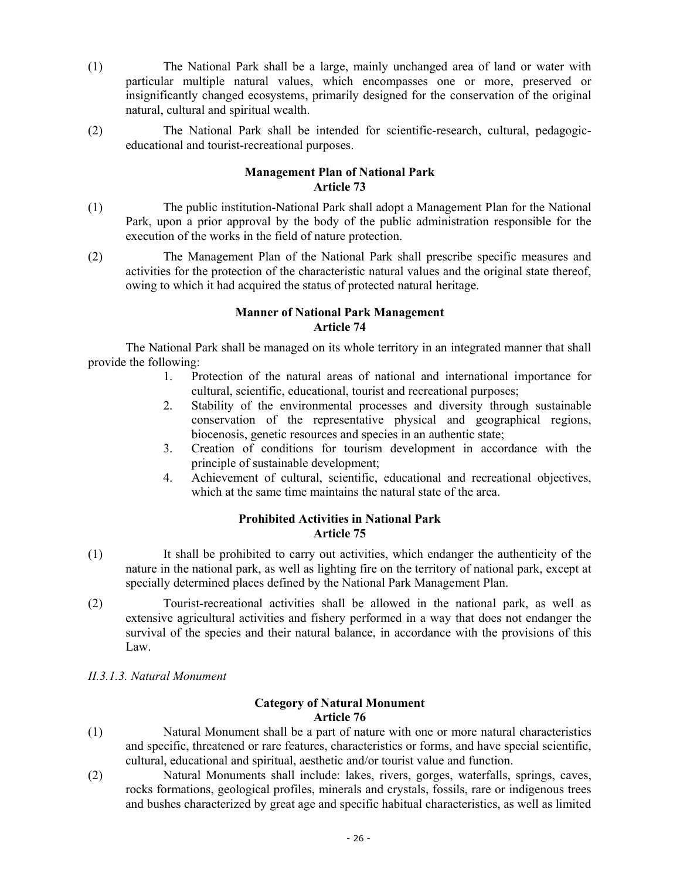(1) The National Park shall be a large, mainly unchanged area of land or water with particular multiple natural values, which encompasses one or more, preserved or insignificantly changed ecosystems, primarily designed for the conservation of the original natural, cultural and spiritual wealth.

(2) The National Park shall be intended for scientific-research, cultural, pedagogic-educational and tourist-recreational purposes.

**Management Plan of National Park**
**Article 73**

(1) The public institution-National Park shall adopt a Management Plan for the National Park, upon a prior approval by the body of the public administration responsible for the execution of the works in the field of nature protection.

(2) The Management Plan of the National Park shall prescribe specific measures and activities for the protection of the characteristic natural values and the original state thereof, owing to which it had acquired the status of protected natural heritage.

**Manner of National Park Management**
**Article 74**

The National Park shall be managed on its whole territory in an integrated manner that shall provide the following:

1. Protection of the natural areas of national and international importance for cultural, scientific, educational, tourist and recreational purposes;
2. Stability of the environmental processes and diversity through sustainable conservation of the representative physical and geographical regions, biocenosis, genetic resources and species in an authentic state;
3. Creation of conditions for tourism development in accordance with the principle of sustainable development;
4. Achievement of cultural, scientific, educational and recreational objectives, which at the same time maintains the natural state of the area.

**Prohibited Activities in National Park**
**Article 75**

(1) It shall be prohibited to carry out activities, which endanger the authenticity of the nature in the national park, as well as lighting fire on the territory of national park, except at specially determined places defined by the National Park Management Plan.

(2) Tourist-recreational activities shall be allowed in the national park, as well as extensive agricultural activities and fishery performed in a way that does not endanger the survival of the species and their natural balance, in accordance with the provisions of this Law.

*II.3.1.3. Natural Monument*

**Category of Natural Monument**
**Article 76**

(1) Natural Monument shall be a part of nature with one or more natural characteristics and specific, threatened or rare features, characteristics or forms, and have special scientific, cultural, educational and spiritual, aesthetic and/or tourist value and function.

(2) Natural Monuments shall include: lakes, rivers, gorges, waterfalls, springs, caves, rocks formations, geological profiles, minerals and crystals, fossils, rare or indigenous trees and bushes characterized by great age and specific habitual characteristics, as well as limited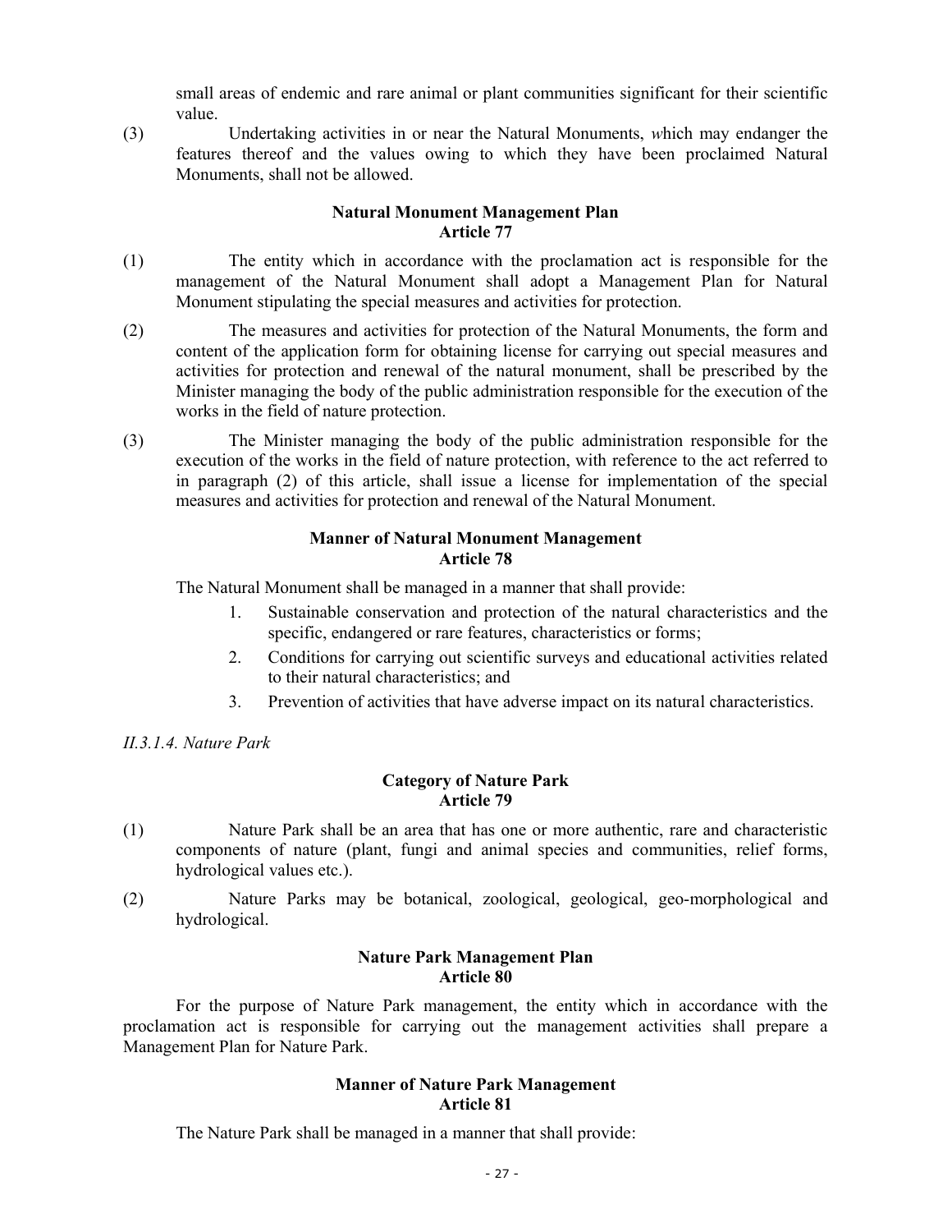small areas of endemic and rare animal or plant communities significant for their scientific value.

(3) Undertaking activities in or near the Natural Monuments, *w*hich may endanger the features thereof and the values owing to which they have been proclaimed Natural Monuments, shall not be allowed.

**Natural Monument Management Plan**
**Article 77**

(1) The entity which in accordance with the proclamation act is responsible for the management of the Natural Monument shall adopt a Management Plan for Natural Monument stipulating the special measures and activities for protection.

(2) The measures and activities for protection of the Natural Monuments, the form and content of the application form for obtaining license for carrying out special measures and activities for protection and renewal of the natural monument, shall be prescribed by the Minister managing the body of the public administration responsible for the execution of the works in the field of nature protection.

(3) The Minister managing the body of the public administration responsible for the execution of the works in the field of nature protection, with reference to the act referred to in paragraph (2) of this article, shall issue a license for implementation of the special measures and activities for protection and renewal of the Natural Monument.

**Manner of Natural Monument Management**
**Article 78**

The Natural Monument shall be managed in a manner that shall provide:

1. Sustainable conservation and protection of the natural characteristics and the specific, endangered or rare features, characteristics or forms;
2. Conditions for carrying out scientific surveys and educational activities related to their natural characteristics; and
3. Prevention of activities that have adverse impact on its natural characteristics.

*II.3.1.4. Nature Park*

**Category of Nature Park**
**Article 79**

(1) Nature Park shall be an area that has one or more authentic, rare and characteristic components of nature (plant, fungi and animal species and communities, relief forms, hydrological values etc.).

(2) Nature Parks may be botanical, zoological, geological, geo-morphological and hydrological.

**Nature Park Management Plan**
**Article 80**

For the purpose of Nature Park management, the entity which in accordance with the proclamation act is responsible for carrying out the management activities shall prepare a Management Plan for Nature Park.

**Manner of Nature Park Management**
**Article 81**

The Nature Park shall be managed in a manner that shall provide: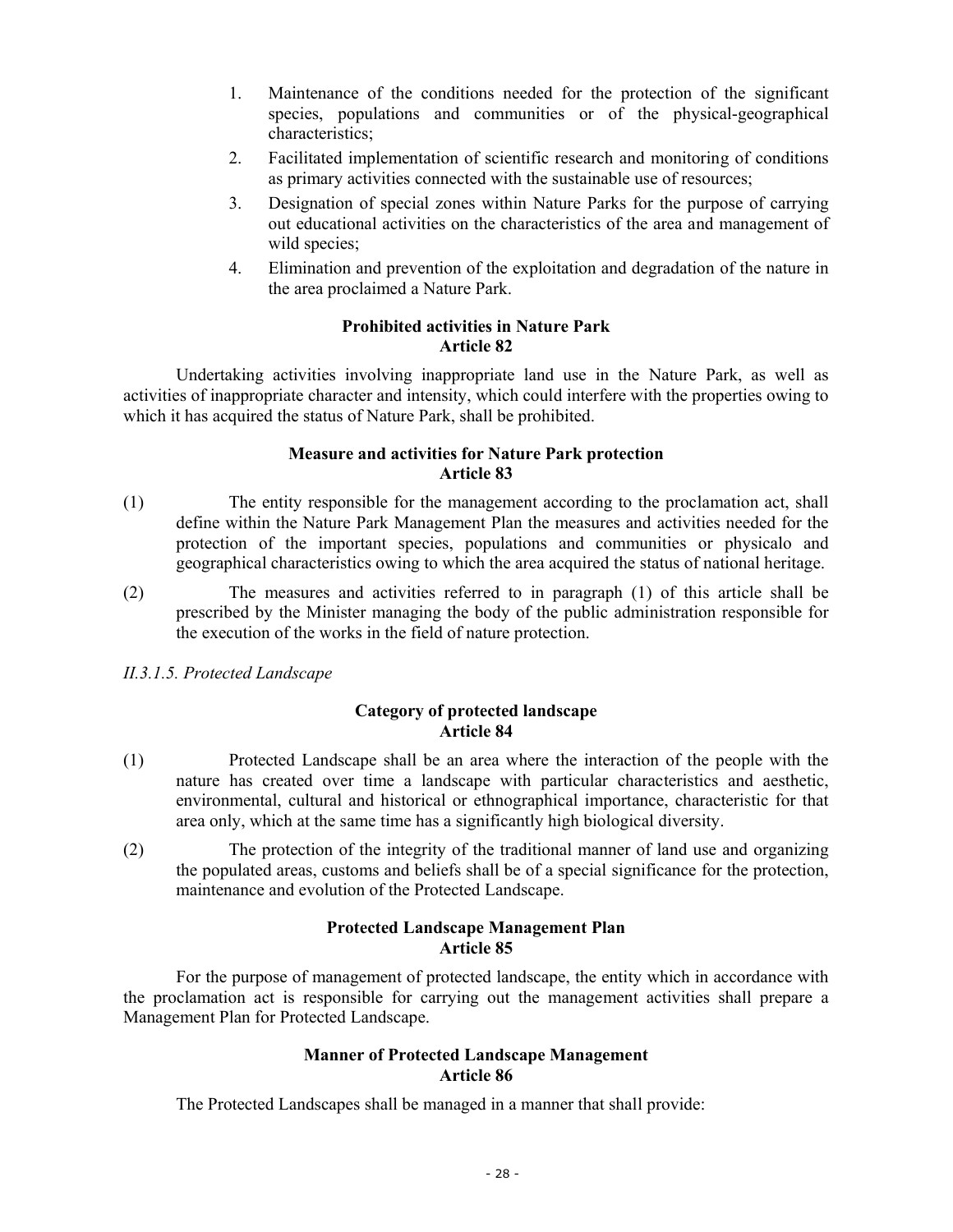1. Maintenance of the conditions needed for the protection of the significant species, populations and communities or of the physical-geographical characteristics;
2. Facilitated implementation of scientific research and monitoring of conditions as primary activities connected with the sustainable use of resources;
3. Designation of special zones within Nature Parks for the purpose of carrying out educational activities on the characteristics of the area and management of wild species;
4. Elimination and prevention of the exploitation and degradation of the nature in the area proclaimed a Nature Park.

**Prohibited activities in Nature Park**
**Article 82**

Undertaking activities involving inappropriate land use in the Nature Park, as well as activities of inappropriate character and intensity, which could interfere with the properties owing to which it has acquired the status of Nature Park, shall be prohibited.

**Measure and activities for Nature Park protection**
**Article 83**

(1) The entity responsible for the management according to the proclamation act, shall define within the Nature Park Management Plan the measures and activities needed for the protection of the important species, populations and communities or physicalo and geographical characteristics owing to which the area acquired the status of national heritage.

(2) The measures and activities referred to in paragraph (1) of this article shall be prescribed by the Minister managing the body of the public administration responsible for the execution of the works in the field of nature protection.

*II.3.1.5. Protected Landscape*

**Category of protected landscape**
**Article 84**

(1) Protected Landscape shall be an area where the interaction of the people with the nature has created over time a landscape with particular characteristics and aesthetic, environmental, cultural and historical or ethnographical importance, characteristic for that area only, which at the same time has a significantly high biological diversity.

(2) The protection of the integrity of the traditional manner of land use and organizing the populated areas, customs and beliefs shall be of a special significance for the protection, maintenance and evolution of the Protected Landscape.

**Protected Landscape Management Plan**
**Article 85**

For the purpose of management of protected landscape, the entity which in accordance with the proclamation act is responsible for carrying out the management activities shall prepare a Management Plan for Protected Landscape.

**Manner of Protected Landscape Management**
**Article 86**

The Protected Landscapes shall be managed in a manner that shall provide: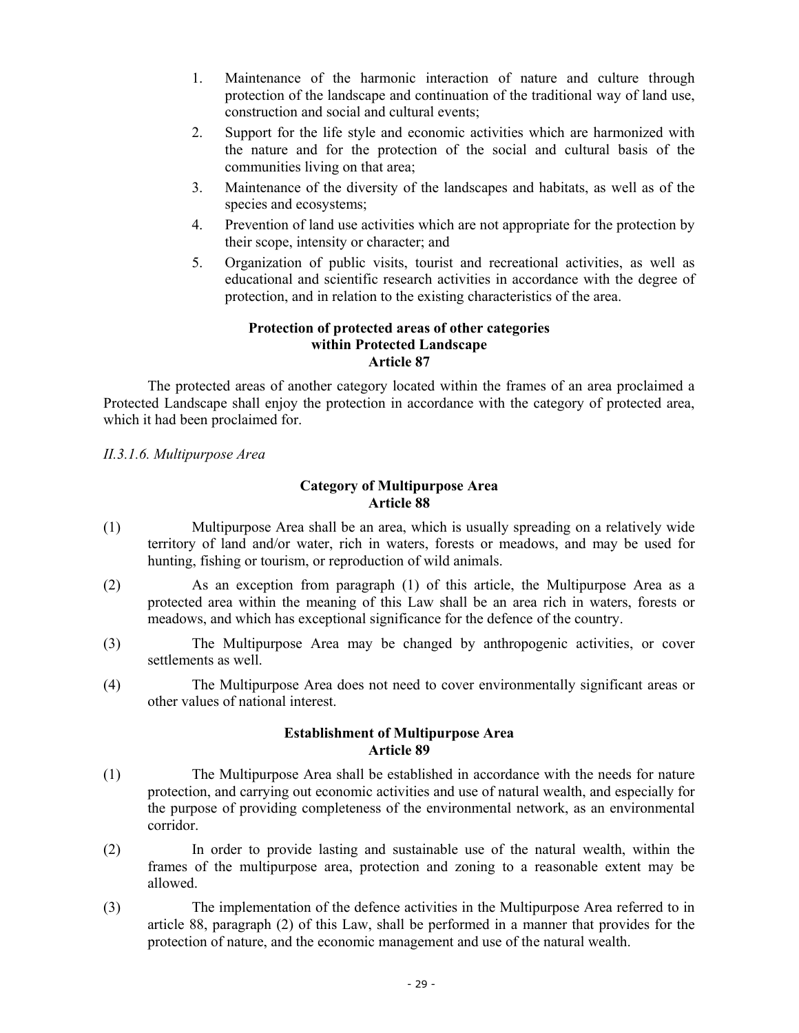1. Maintenance of the harmonic interaction of nature and culture through protection of the landscape and continuation of the traditional way of land use, construction and social and cultural events;
2. Support for the life style and economic activities which are harmonized with the nature and for the protection of the social and cultural basis of the communities living on that area;
3. Maintenance of the diversity of the landscapes and habitats, as well as of the species and ecosystems;
4. Prevention of land use activities which are not appropriate for the protection by their scope, intensity or character; and
5. Organization of public visits, tourist and recreational activities, as well as educational and scientific research activities in accordance with the degree of protection, and in relation to the existing characteristics of the area.

**Protection of protected areas of other categories within Protected Landscape**
**Article 87**

The protected areas of another category located within the frames of an area proclaimed a Protected Landscape shall enjoy the protection in accordance with the category of protected area, which it had been proclaimed for.

*II.3.1.6. Multipurpose Area*

**Category of Multipurpose Area**
**Article 88**

(1) Multipurpose Area shall be an area, which is usually spreading on a relatively wide territory of land and/or water, rich in waters, forests or meadows, and may be used for hunting, fishing or tourism, or reproduction of wild animals.

(2) As an exception from paragraph (1) of this article, the Multipurpose Area as a protected area within the meaning of this Law shall be an area rich in waters, forests or meadows, and which has exceptional significance for the defence of the country.

(3) The Multipurpose Area may be changed by anthropogenic activities, or cover settlements as well.

(4) The Multipurpose Area does not need to cover environmentally significant areas or other values of national interest.

**Establishment of Multipurpose Area**
**Article 89**

(1) The Multipurpose Area shall be established in accordance with the needs for nature protection, and carrying out economic activities and use of natural wealth, and especially for the purpose of providing completeness of the environmental network, as an environmental corridor.

(2) In order to provide lasting and sustainable use of the natural wealth, within the frames of the multipurpose area, protection and zoning to a reasonable extent may be allowed.

(3) The implementation of the defence activities in the Multipurpose Area referred to in article 88, paragraph (2) of this Law, shall be performed in a manner that provides for the protection of nature, and the economic management and use of the natural wealth.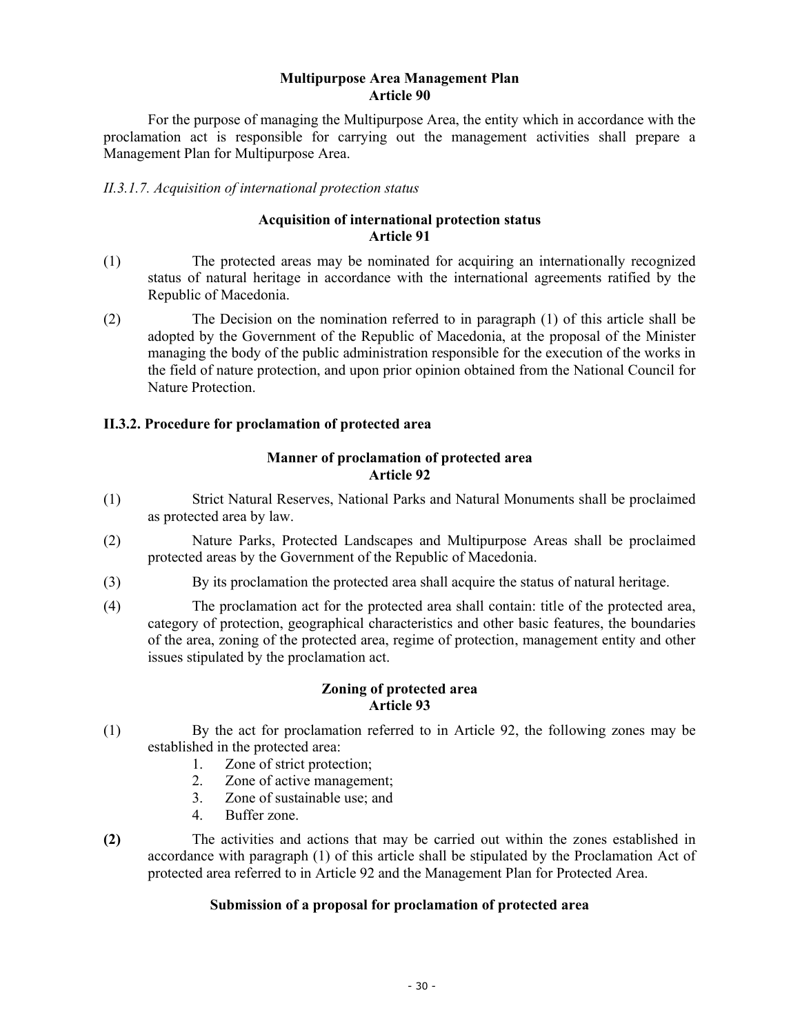**Multipurpose Area Management Plan**
**Article 90**

For the purpose of managing the Multipurpose Area, the entity which in accordance with the proclamation act is responsible for carrying out the management activities shall prepare a Management Plan for Multipurpose Area.

*II.3.1.7. Acquisition of international protection status*

**Acquisition of international protection status**
**Article 91**

(1) The protected areas may be nominated for acquiring an internationally recognized status of natural heritage in accordance with the international agreements ratified by the Republic of Macedonia.

(2) The Decision on the nomination referred to in paragraph (1) of this article shall be adopted by the Government of the Republic of Macedonia, at the proposal of the Minister managing the body of the public administration responsible for the execution of the works in the field of nature protection, and upon prior opinion obtained from the National Council for Nature Protection.

### II.3.2. Procedure for proclamation of protected area

**Manner of proclamation of protected area**
**Article 92**

(1) Strict Natural Reserves, National Parks and Natural Monuments shall be proclaimed as protected area by law.

(2) Nature Parks, Protected Landscapes and Multipurpose Areas shall be proclaimed protected areas by the Government of the Republic of Macedonia.

(3) By its proclamation the protected area shall acquire the status of natural heritage.

(4) The proclamation act for the protected area shall contain: title of the protected area, category of protection, geographical characteristics and other basic features, the boundaries of the area, zoning of the protected area, regime of protection, management entity and other issues stipulated by the proclamation act.

**Zoning of protected area**
**Article 93**

(1) By the act for proclamation referred to in Article 92, the following zones may be established in the protected area:

1. Zone of strict protection;
2. Zone of active management;
3. Zone of sustainable use; and
4. Buffer zone.

**(2)** The activities and actions that may be carried out within the zones established in accordance with paragraph (1) of this article shall be stipulated by the Proclamation Act of protected area referred to in Article 92 and the Management Plan for Protected Area.

**Submission of a proposal for proclamation of protected area**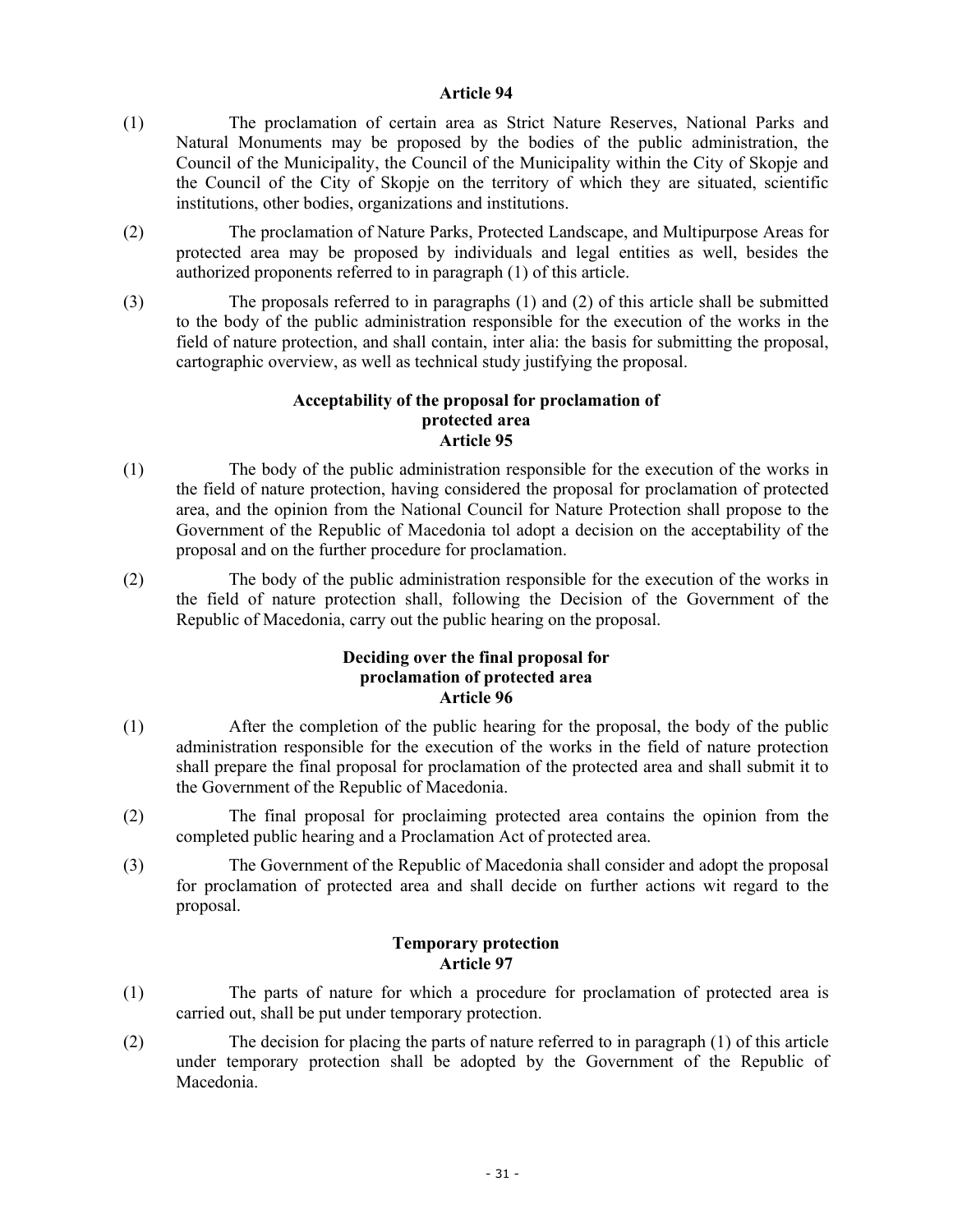**Article 94**

(1) The proclamation of certain area as Strict Nature Reserves, National Parks and Natural Monuments may be proposed by the bodies of the public administration, the Council of the Municipality, the Council of the Municipality within the City of Skopje and the Council of the City of Skopje on the territory of which they are situated, scientific institutions, other bodies, organizations and institutions.

(2) The proclamation of Nature Parks, Protected Landscape, and Multipurpose Areas for protected area may be proposed by individuals and legal entities as well, besides the authorized proponents referred to in paragraph (1) of this article.

(3) The proposals referred to in paragraphs (1) and (2) of this article shall be submitted to the body of the public administration responsible for the execution of the works in the field of nature protection, and shall contain, inter alia: the basis for submitting the proposal, cartographic overview, as well as technical study justifying the proposal.

**Acceptability of the proposal for proclamation of protected area**
**Article 95**

(1) The body of the public administration responsible for the execution of the works in the field of nature protection, having considered the proposal for proclamation of protected area, and the opinion from the National Council for Nature Protection shall propose to the Government of the Republic of Macedonia tol adopt a decision on the acceptability of the proposal and on the further procedure for proclamation.

(2) The body of the public administration responsible for the execution of the works in the field of nature protection shall, following the Decision of the Government of the Republic of Macedonia, carry out the public hearing on the proposal.

**Deciding over the final proposal for proclamation of protected area**
**Article 96**

(1) After the completion of the public hearing for the proposal, the body of the public administration responsible for the execution of the works in the field of nature protection shall prepare the final proposal for proclamation of the protected area and shall submit it to the Government of the Republic of Macedonia.

(2) The final proposal for proclaiming protected area contains the opinion from the completed public hearing and a Proclamation Act of protected area.

(3) The Government of the Republic of Macedonia shall consider and adopt the proposal for proclamation of protected area and shall decide on further actions wit regard to the proposal.

**Temporary protection**
**Article 97**

(1) The parts of nature for which a procedure for proclamation of protected area is carried out, shall be put under temporary protection.

(2) The decision for placing the parts of nature referred to in paragraph (1) of this article under temporary protection shall be adopted by the Government of the Republic of Macedonia.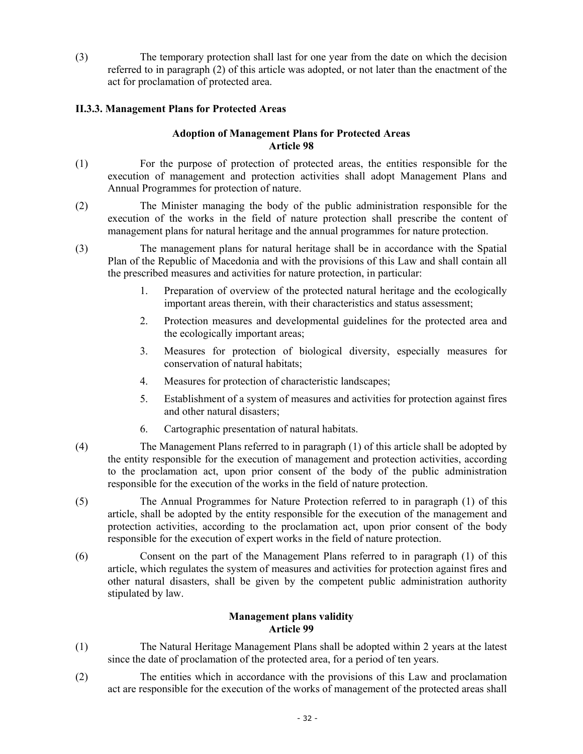(3) The temporary protection shall last for one year from the date on which the decision referred to in paragraph (2) of this article was adopted, or not later than the enactment of the act for proclamation of protected area.

### II.3.3. Management Plans for Protected Areas

**Adoption of Management Plans for Protected Areas**
**Article 98**

(1) For the purpose of protection of protected areas, the entities responsible for the execution of management and protection activities shall adopt Management Plans and Annual Programmes for protection of nature.

(2) The Minister managing the body of the public administration responsible for the execution of the works in the field of nature protection shall prescribe the content of management plans for natural heritage and the annual programmes for nature protection.

(3) The management plans for natural heritage shall be in accordance with the Spatial Plan of the Republic of Macedonia and with the provisions of this Law and shall contain all the prescribed measures and activities for nature protection, in particular:

1. Preparation of overview of the protected natural heritage and the ecologically important areas therein, with their characteristics and status assessment;
2. Protection measures and developmental guidelines for the protected area and the ecologically important areas;
3. Measures for protection of biological diversity, especially measures for conservation of natural habitats;
4. Measures for protection of characteristic landscapes;
5. Establishment of a system of measures and activities for protection against fires and other natural disasters;
6. Cartographic presentation of natural habitats.

(4) The Management Plans referred to in paragraph (1) of this article shall be adopted by the entity responsible for the execution of management and protection activities, according to the proclamation act, upon prior consent of the body of the public administration responsible for the execution of the works in the field of nature protection.

(5) The Annual Programmes for Nature Protection referred to in paragraph (1) of this article, shall be adopted by the entity responsible for the execution of the management and protection activities, according to the proclamation act, upon prior consent of the body responsible for the execution of expert works in the field of nature protection.

(6) Consent on the part of the Management Plans referred to in paragraph (1) of this article, which regulates the system of measures and activities for protection against fires and other natural disasters, shall be given by the competent public administration authority stipulated by law.

**Management plans validity**
**Article 99**

(1) The Natural Heritage Management Plans shall be adopted within 2 years at the latest since the date of proclamation of the protected area, for a period of ten years.

(2) The entities which in accordance with the provisions of this Law and proclamation act are responsible for the execution of the works of management of the protected areas shall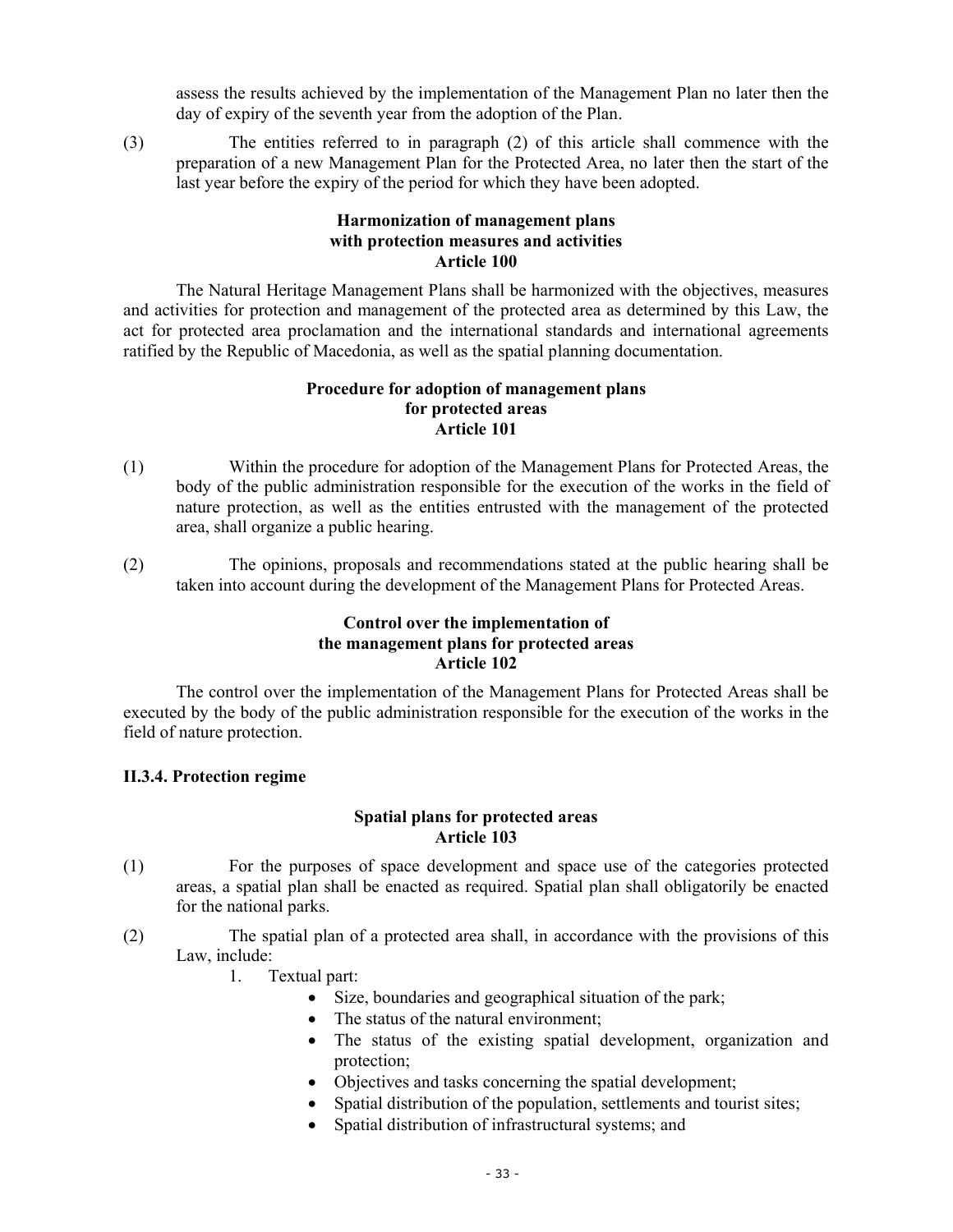assess the results achieved by the implementation of the Management Plan no later then the day of expiry of the seventh year from the adoption of the Plan.

(3) The entities referred to in paragraph (2) of this article shall commence with the preparation of a new Management Plan for the Protected Area, no later then the start of the last year before the expiry of the period for which they have been adopted.

**Harmonization of management plans with protection measures and activities Article 100**

The Natural Heritage Management Plans shall be harmonized with the objectives, measures and activities for protection and management of the protected area as determined by this Law, the act for protected area proclamation and the international standards and international agreements ratified by the Republic of Macedonia, as well as the spatial planning documentation.

**Procedure for adoption of management plans for protected areas Article 101**

(1) Within the procedure for adoption of the Management Plans for Protected Areas, the body of the public administration responsible for the execution of the works in the field of nature protection, as well as the entities entrusted with the management of the protected area, shall organize a public hearing.

(2) The opinions, proposals and recommendations stated at the public hearing shall be taken into account during the development of the Management Plans for Protected Areas.

**Control over the implementation of the management plans for protected areas Article 102**

The control over the implementation of the Management Plans for Protected Areas shall be executed by the body of the public administration responsible for the execution of the works in the field of nature protection.

### II.3.4. Protection regime

**Spatial plans for protected areas Article 103**

(1) For the purposes of space development and space use of the categories protected areas, a spatial plan shall be enacted as required. Spatial plan shall obligatorily be enacted for the national parks.

(2) The spatial plan of a protected area shall, in accordance with the provisions of this Law, include:

1. Textual part:
   - Size, boundaries and geographical situation of the park;
   - The status of the natural environment;
   - The status of the existing spatial development, organization and protection;
   - Objectives and tasks concerning the spatial development;
   - Spatial distribution of the population, settlements and tourist sites;
   - Spatial distribution of infrastructural systems; and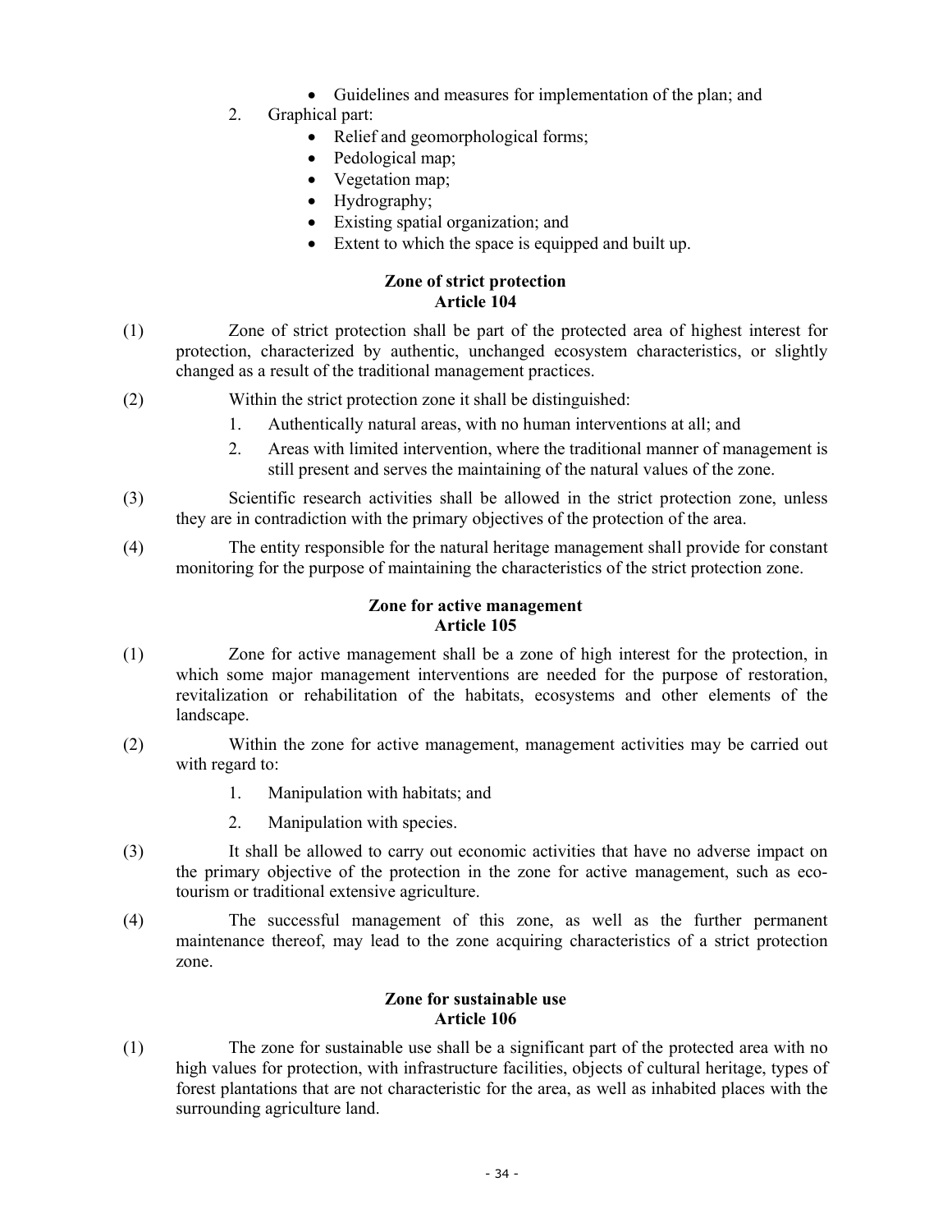- Guidelines and measures for implementation of the plan; and

2. Graphical part:
   - Relief and geomorphological forms;
   - Pedological map;
   - Vegetation map;
   - Hydrography;
   - Existing spatial organization; and
   - Extent to which the space is equipped and built up.

**Zone of strict protection**
**Article 104**

(1) Zone of strict protection shall be part of the protected area of highest interest for protection, characterized by authentic, unchanged ecosystem characteristics, or slightly changed as a result of the traditional management practices.

(2) Within the strict protection zone it shall be distinguished:

1. Authentically natural areas, with no human interventions at all; and
2. Areas with limited intervention, where the traditional manner of management is still present and serves the maintaining of the natural values of the zone.

(3) Scientific research activities shall be allowed in the strict protection zone, unless they are in contradiction with the primary objectives of the protection of the area.

(4) The entity responsible for the natural heritage management shall provide for constant monitoring for the purpose of maintaining the characteristics of the strict protection zone.

**Zone for active management**
**Article 105**

(1) Zone for active management shall be a zone of high interest for the protection, in which some major management interventions are needed for the purpose of restoration, revitalization or rehabilitation of the habitats, ecosystems and other elements of the landscape.

(2) Within the zone for active management, management activities may be carried out with regard to:

1. Manipulation with habitats; and
2. Manipulation with species.

(3) It shall be allowed to carry out economic activities that have no adverse impact on the primary objective of the protection in the zone for active management, such as eco-tourism or traditional extensive agriculture.

(4) The successful management of this zone, as well as the further permanent maintenance thereof, may lead to the zone acquiring characteristics of a strict protection zone.

**Zone for sustainable use**
**Article 106**

(1) The zone for sustainable use shall be a significant part of the protected area with no high values for protection, with infrastructure facilities, objects of cultural heritage, types of forest plantations that are not characteristic for the area, as well as inhabited places with the surrounding agriculture land.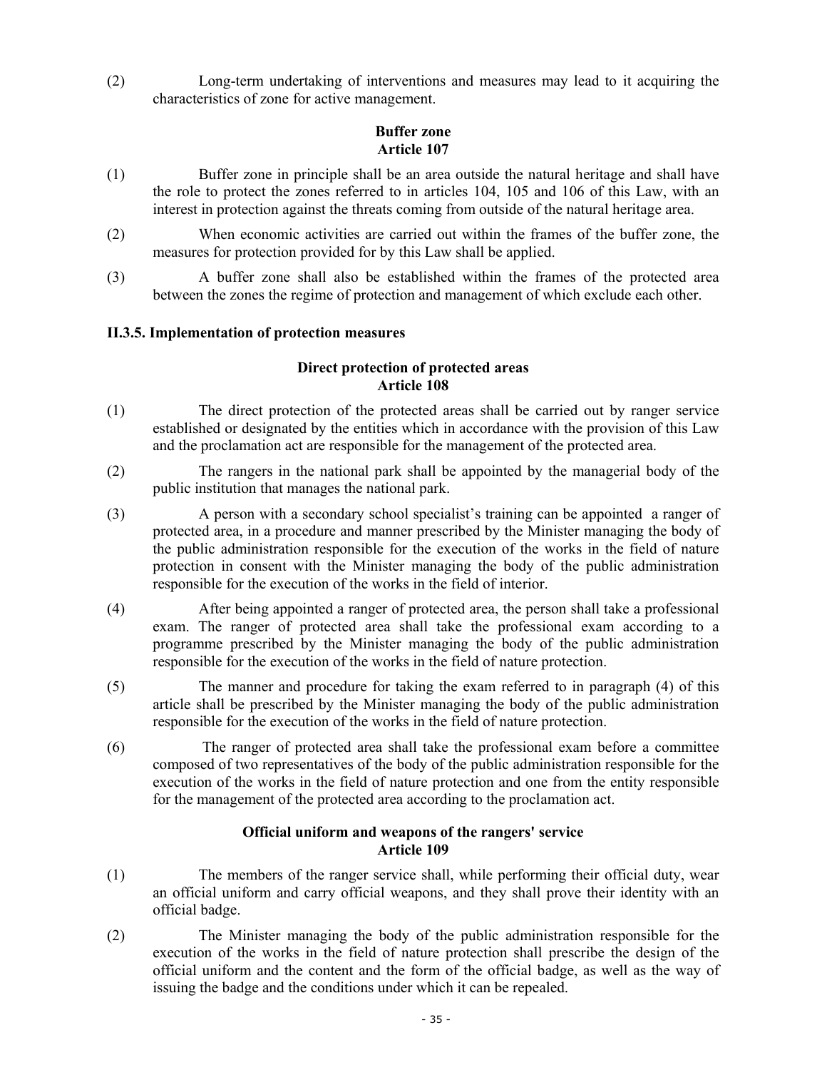(2) Long-term undertaking of interventions and measures may lead to it acquiring the characteristics of zone for active management.

**Buffer zone**
**Article 107**

(1) Buffer zone in principle shall be an area outside the natural heritage and shall have the role to protect the zones referred to in articles 104, 105 and 106 of this Law, with an interest in protection against the threats coming from outside of the natural heritage area.

(2) When economic activities are carried out within the frames of the buffer zone, the measures for protection provided for by this Law shall be applied.

(3) A buffer zone shall also be established within the frames of the protected area between the zones the regime of protection and management of which exclude each other.

### II.3.5. Implementation of protection measures

**Direct protection of protected areas**
**Article 108**

(1) The direct protection of the protected areas shall be carried out by ranger service established or designated by the entities which in accordance with the provision of this Law and the proclamation act are responsible for the management of the protected area.

(2) The rangers in the national park shall be appointed by the managerial body of the public institution that manages the national park.

(3) A person with a secondary school specialist's training can be appointed a ranger of protected area, in a procedure and manner prescribed by the Minister managing the body of the public administration responsible for the execution of the works in the field of nature protection in consent with the Minister managing the body of the public administration responsible for the execution of the works in the field of interior.

(4) After being appointed a ranger of protected area, the person shall take a professional exam. The ranger of protected area shall take the professional exam according to a programme prescribed by the Minister managing the body of the public administration responsible for the execution of the works in the field of nature protection.

(5) The manner and procedure for taking the exam referred to in paragraph (4) of this article shall be prescribed by the Minister managing the body of the public administration responsible for the execution of the works in the field of nature protection.

(6) The ranger of protected area shall take the professional exam before a committee composed of two representatives of the body of the public administration responsible for the execution of the works in the field of nature protection and one from the entity responsible for the management of the protected area according to the proclamation act.

**Official uniform and weapons of the rangers' service**
**Article 109**

(1) The members of the ranger service shall, while performing their official duty, wear an official uniform and carry official weapons, and they shall prove their identity with an official badge.

(2) The Minister managing the body of the public administration responsible for the execution of the works in the field of nature protection shall prescribe the design of the official uniform and the content and the form of the official badge, as well as the way of issuing the badge and the conditions under which it can be repealed.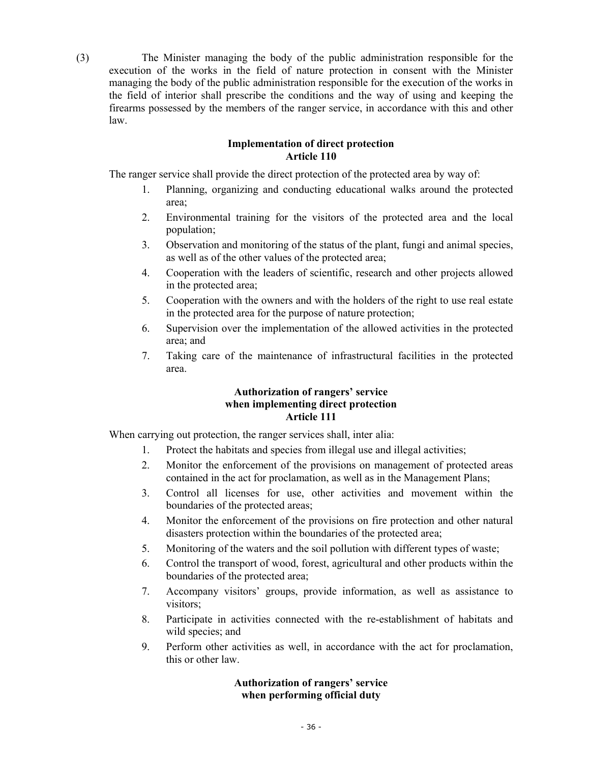(3) The Minister managing the body of the public administration responsible for the execution of the works in the field of nature protection in consent with the Minister managing the body of the public administration responsible for the execution of the works in the field of interior shall prescribe the conditions and the way of using and keeping the firearms possessed by the members of the ranger service, in accordance with this and other law.

### Implementation of direct protection
### Article 110

The ranger service shall provide the direct protection of the protected area by way of:

1. Planning, organizing and conducting educational walks around the protected area;
2. Environmental training for the visitors of the protected area and the local population;
3. Observation and monitoring of the status of the plant, fungi and animal species, as well as of the other values of the protected area;
4. Cooperation with the leaders of scientific, research and other projects allowed in the protected area;
5. Cooperation with the owners and with the holders of the right to use real estate in the protected area for the purpose of nature protection;
6. Supervision over the implementation of the allowed activities in the protected area; and
7. Taking care of the maintenance of infrastructural facilities in the protected area.

### Authorization of rangers' service when implementing direct protection
### Article 111

When carrying out protection, the ranger services shall, inter alia:

1. Protect the habitats and species from illegal use and illegal activities;
2. Monitor the enforcement of the provisions on management of protected areas contained in the act for proclamation, as well as in the Management Plans;
3. Control all licenses for use, other activities and movement within the boundaries of the protected areas;
4. Monitor the enforcement of the provisions on fire protection and other natural disasters protection within the boundaries of the protected area;
5. Monitoring of the waters and the soil pollution with different types of waste;
6. Control the transport of wood, forest, agricultural and other products within the boundaries of the protected area;
7. Accompany visitors' groups, provide information, as well as assistance to visitors;
8. Participate in activities connected with the re-establishment of habitats and wild species; and
9. Perform other activities as well, in accordance with the act for proclamation, this or other law.

### Authorization of rangers' service when performing official duty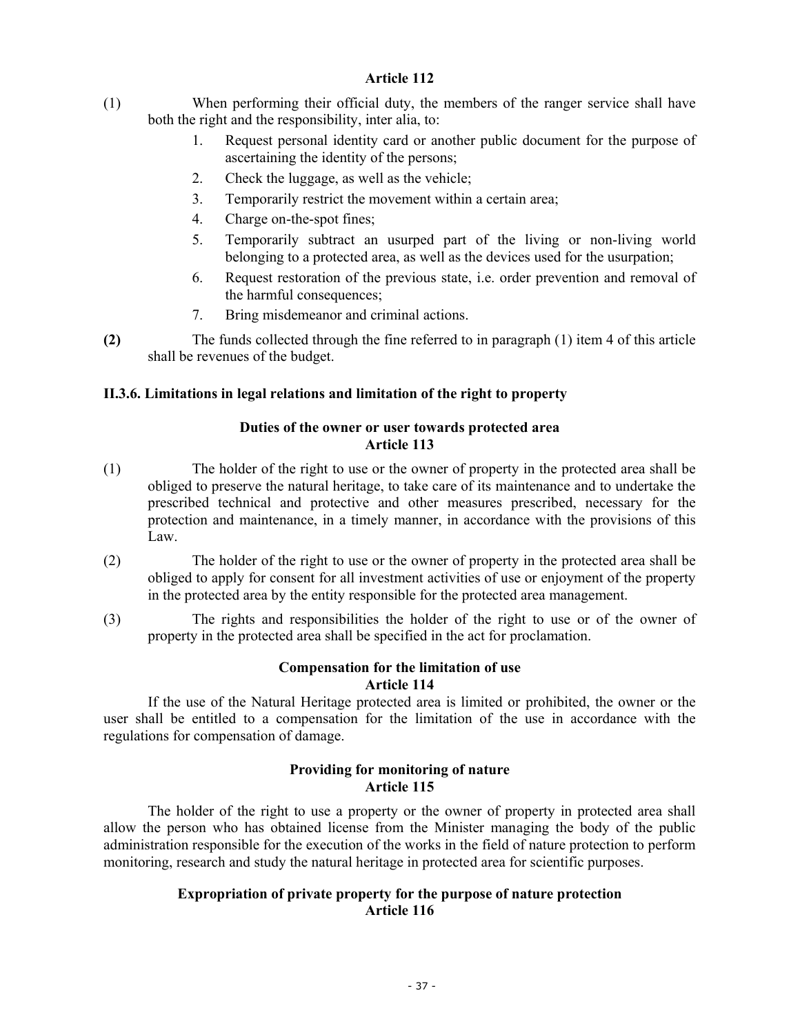**Article 112**

(1) When performing their official duty, the members of the ranger service shall have both the right and the responsibility, inter alia, to:

1. Request personal identity card or another public document for the purpose of ascertaining the identity of the persons;
2. Check the luggage, as well as the vehicle;
3. Temporarily restrict the movement within a certain area;
4. Charge on-the-spot fines;
5. Temporarily subtract an usurped part of the living or non-living world belonging to a protected area, as well as the devices used for the usurpation;
6. Request restoration of the previous state, i.e. order prevention and removal of the harmful consequences;
7. Bring misdemeanor and criminal actions.

**(2)** The funds collected through the fine referred to in paragraph (1) item 4 of this article shall be revenues of the budget.

### II.3.6. Limitations in legal relations and limitation of the right to property

**Duties of the owner or user towards protected area**
**Article 113**

(1) The holder of the right to use or the owner of property in the protected area shall be obliged to preserve the natural heritage, to take care of its maintenance and to undertake the prescribed technical and protective and other measures prescribed, necessary for the protection and maintenance, in a timely manner, in accordance with the provisions of this Law.

(2) The holder of the right to use or the owner of property in the protected area shall be obliged to apply for consent for all investment activities of use or enjoyment of the property in the protected area by the entity responsible for the protected area management.

(3) The rights and responsibilities the holder of the right to use or of the owner of property in the protected area shall be specified in the act for proclamation.

**Compensation for the limitation of use**
**Article 114**

If the use of the Natural Heritage protected area is limited or prohibited, the owner or the user shall be entitled to a compensation for the limitation of the use in accordance with the regulations for compensation of damage.

**Providing for monitoring of nature**
**Article 115**

The holder of the right to use a property or the owner of property in protected area shall allow the person who has obtained license from the Minister managing the body of the public administration responsible for the execution of the works in the field of nature protection to perform monitoring, research and study the natural heritage in protected area for scientific purposes.

**Expropriation of private property for the purpose of nature protection**
**Article 116**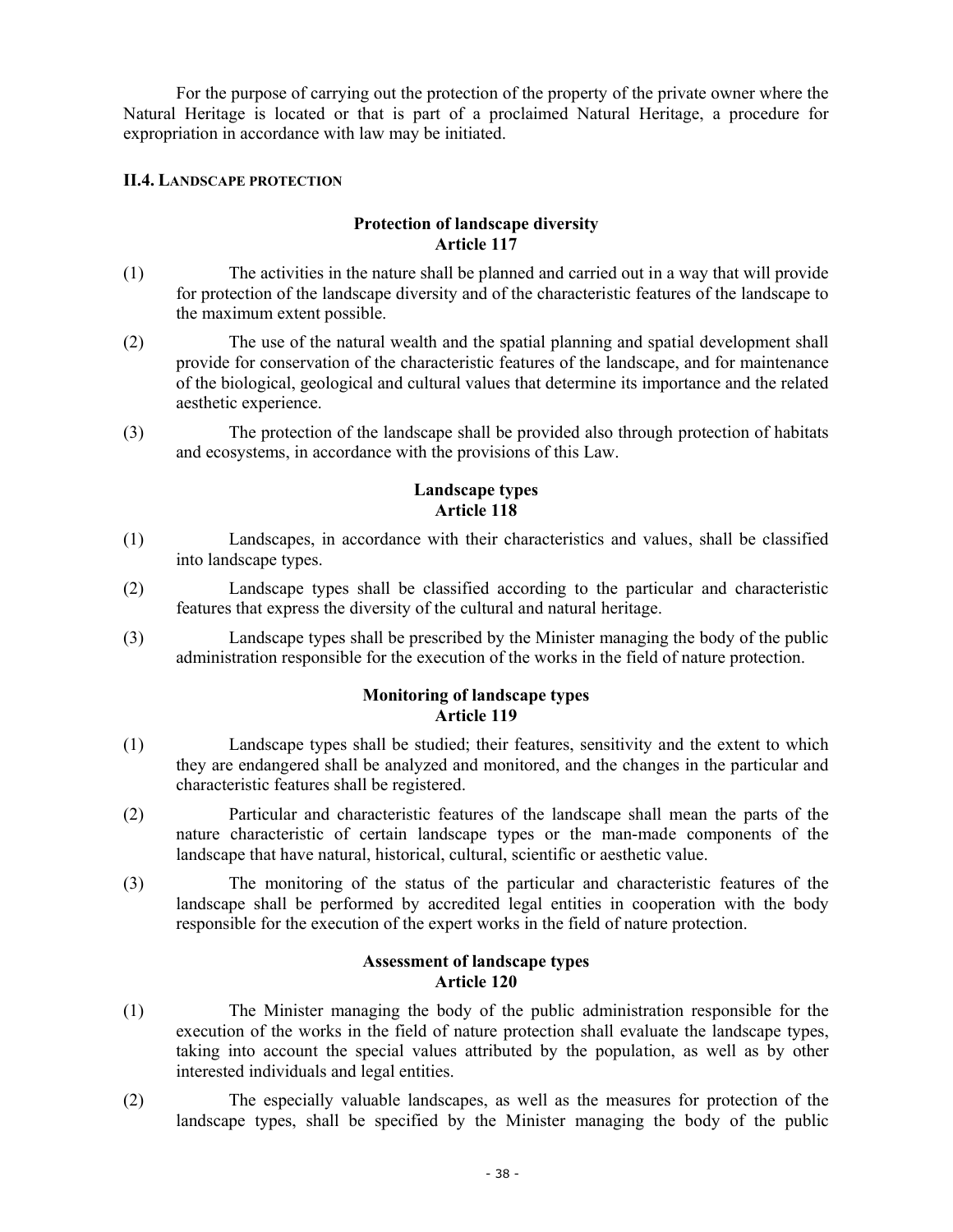For the purpose of carrying out the protection of the property of the private owner where the Natural Heritage is located or that is part of a proclaimed Natural Heritage, a procedure for expropriation in accordance with law may be initiated.

## II.4. LANDSCAPE PROTECTION

### Protection of landscape diversity
### Article 117

(1) The activities in the nature shall be planned and carried out in a way that will provide for protection of the landscape diversity and of the characteristic features of the landscape to the maximum extent possible.

(2) The use of the natural wealth and the spatial planning and spatial development shall provide for conservation of the characteristic features of the landscape, and for maintenance of the biological, geological and cultural values that determine its importance and the related aesthetic experience.

(3) The protection of the landscape shall be provided also through protection of habitats and ecosystems, in accordance with the provisions of this Law.

### Landscape types
### Article 118

(1) Landscapes, in accordance with their characteristics and values, shall be classified into landscape types.

(2) Landscape types shall be classified according to the particular and characteristic features that express the diversity of the cultural and natural heritage.

(3) Landscape types shall be prescribed by the Minister managing the body of the public administration responsible for the execution of the works in the field of nature protection.

### Monitoring of landscape types
### Article 119

(1) Landscape types shall be studied; their features, sensitivity and the extent to which they are endangered shall be analyzed and monitored, and the changes in the particular and characteristic features shall be registered.

(2) Particular and characteristic features of the landscape shall mean the parts of the nature characteristic of certain landscape types or the man-made components of the landscape that have natural, historical, cultural, scientific or aesthetic value.

(3) The monitoring of the status of the particular and characteristic features of the landscape shall be performed by accredited legal entities in cooperation with the body responsible for the execution of the expert works in the field of nature protection.

### Assessment of landscape types
### Article 120

(1) The Minister managing the body of the public administration responsible for the execution of the works in the field of nature protection shall evaluate the landscape types, taking into account the special values attributed by the population, as well as by other interested individuals and legal entities.

(2) The especially valuable landscapes, as well as the measures for protection of the landscape types, shall be specified by the Minister managing the body of the public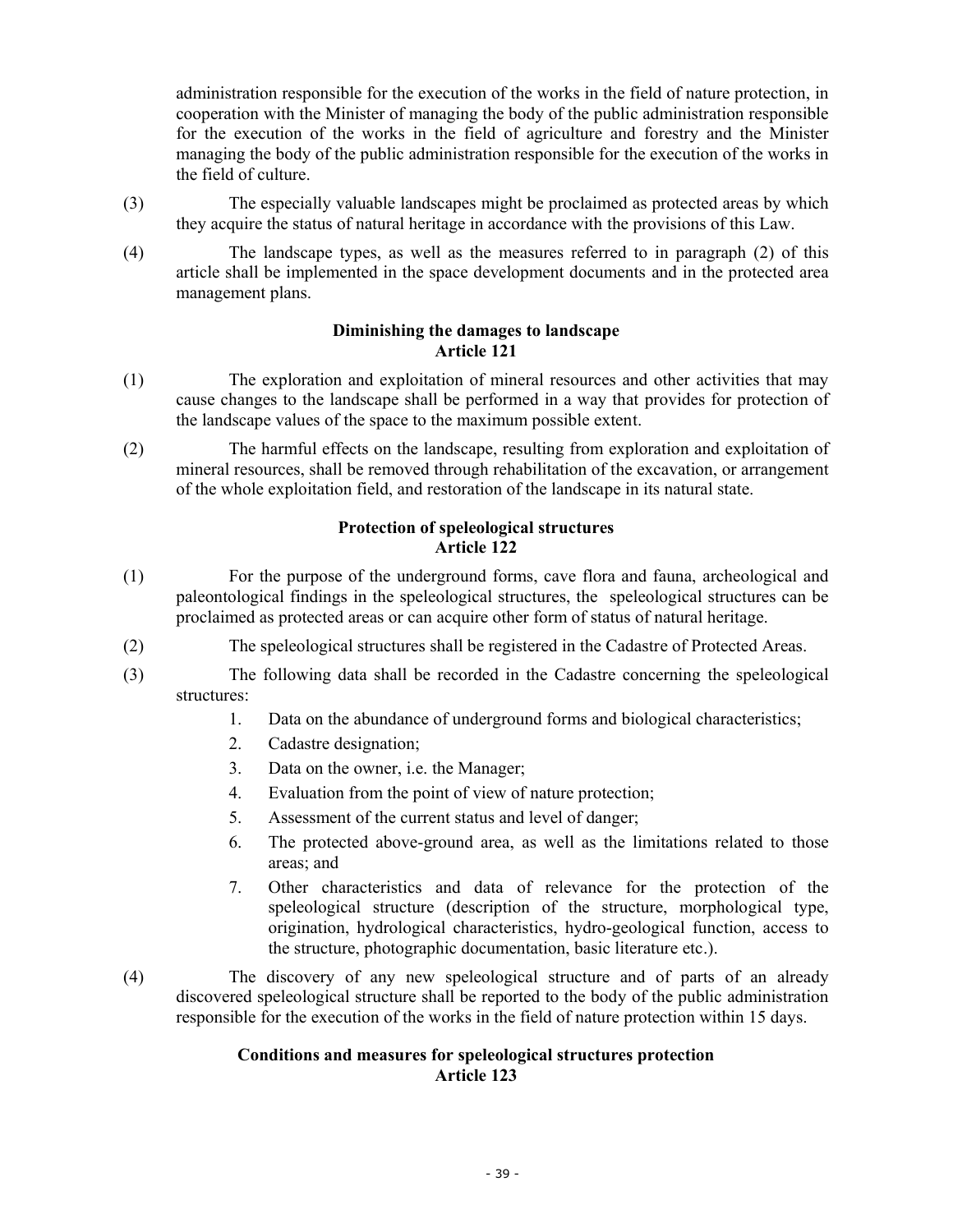administration responsible for the execution of the works in the field of nature protection, in cooperation with the Minister of managing the body of the public administration responsible for the execution of the works in the field of agriculture and forestry and the Minister managing the body of the public administration responsible for the execution of the works in the field of culture.

(3) The especially valuable landscapes might be proclaimed as protected areas by which they acquire the status of natural heritage in accordance with the provisions of this Law.

(4) The landscape types, as well as the measures referred to in paragraph (2) of this article shall be implemented in the space development documents and in the protected area management plans.

**Diminishing the damages to landscape**
**Article 121**

(1) The exploration and exploitation of mineral resources and other activities that may cause changes to the landscape shall be performed in a way that provides for protection of the landscape values of the space to the maximum possible extent.

(2) The harmful effects on the landscape, resulting from exploration and exploitation of mineral resources, shall be removed through rehabilitation of the excavation, or arrangement of the whole exploitation field, and restoration of the landscape in its natural state.

**Protection of speleological structures**
**Article 122**

(1) For the purpose of the underground forms, cave flora and fauna, archeological and paleontological findings in the speleological structures, the speleological structures can be proclaimed as protected areas or can acquire other form of status of natural heritage.

(2) The speleological structures shall be registered in the Cadastre of Protected Areas.

(3) The following data shall be recorded in the Cadastre concerning the speleological structures:

1. Data on the abundance of underground forms and biological characteristics;
2. Cadastre designation;
3. Data on the owner, i.e. the Manager;
4. Evaluation from the point of view of nature protection;
5. Assessment of the current status and level of danger;
6. The protected above-ground area, as well as the limitations related to those areas; and
7. Other characteristics and data of relevance for the protection of the speleological structure (description of the structure, morphological type, origination, hydrological characteristics, hydro-geological function, access to the structure, photographic documentation, basic literature etc.).

(4) The discovery of any new speleological structure and of parts of an already discovered speleological structure shall be reported to the body of the public administration responsible for the execution of the works in the field of nature protection within 15 days.

**Conditions and measures for speleological structures protection**
**Article 123**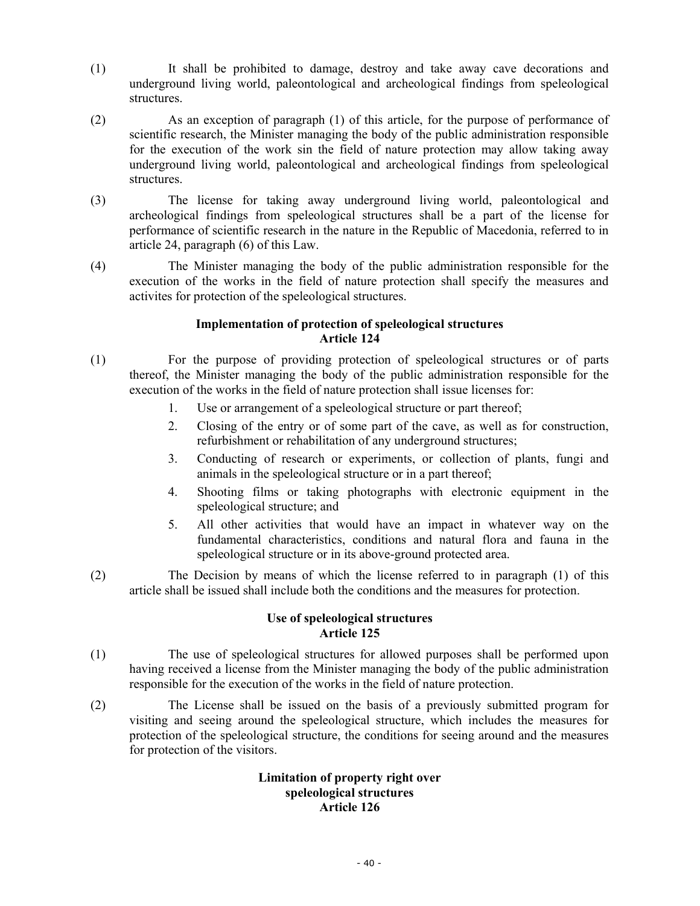(1) It shall be prohibited to damage, destroy and take away cave decorations and underground living world, paleontological and archeological findings from speleological structures.

(2) As an exception of paragraph (1) of this article, for the purpose of performance of scientific research, the Minister managing the body of the public administration responsible for the execution of the work sin the field of nature protection may allow taking away underground living world, paleontological and archeological findings from speleological structures.

(3) The license for taking away underground living world, paleontological and archeological findings from speleological structures shall be a part of the license for performance of scientific research in the nature in the Republic of Macedonia, referred to in article 24, paragraph (6) of this Law.

(4) The Minister managing the body of the public administration responsible for the execution of the works in the field of nature protection shall specify the measures and activites for protection of the speleological structures.

**Implementation of protection of speleological structures**
**Article 124**

(1) For the purpose of providing protection of speleological structures or of parts thereof, the Minister managing the body of the public administration responsible for the execution of the works in the field of nature protection shall issue licenses for:

1. Use or arrangement of a speleological structure or part thereof;
2. Closing of the entry or of some part of the cave, as well as for construction, refurbishment or rehabilitation of any underground structures;
3. Conducting of research or experiments, or collection of plants, fungi and animals in the speleological structure or in a part thereof;
4. Shooting films or taking photographs with electronic equipment in the speleological structure; and
5. All other activities that would have an impact in whatever way on the fundamental characteristics, conditions and natural flora and fauna in the speleological structure or in its above-ground protected area.

(2) The Decision by means of which the license referred to in paragraph (1) of this article shall be issued shall include both the conditions and the measures for protection.

**Use of speleological structures**
**Article 125**

(1) The use of speleological structures for allowed purposes shall be performed upon having received a license from the Minister managing the body of the public administration responsible for the execution of the works in the field of nature protection.

(2) The License shall be issued on the basis of a previously submitted program for visiting and seeing around the speleological structure, which includes the measures for protection of the speleological structure, the conditions for seeing around and the measures for protection of the visitors.

**Limitation of property right over speleological structures**
**Article 126**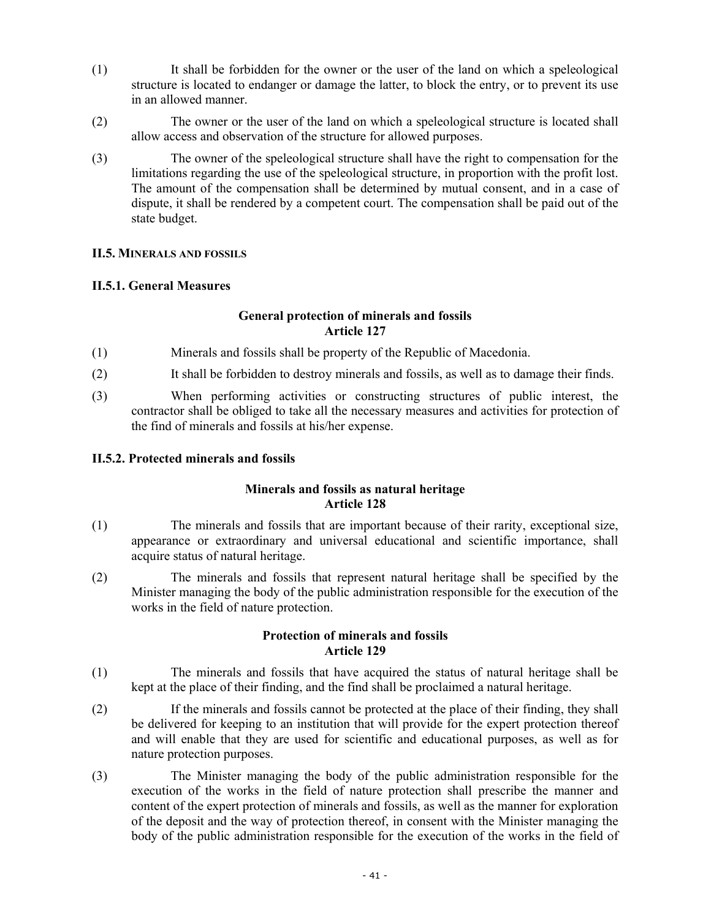(1) It shall be forbidden for the owner or the user of the land on which a speleological structure is located to endanger or damage the latter, to block the entry, or to prevent its use in an allowed manner.

(2) The owner or the user of the land on which a speleological structure is located shall allow access and observation of the structure for allowed purposes.

(3) The owner of the speleological structure shall have the right to compensation for the limitations regarding the use of the speleological structure, in proportion with the profit lost. The amount of the compensation shall be determined by mutual consent, and in a case of dispute, it shall be rendered by a competent court. The compensation shall be paid out of the state budget.

## II.5. Minerals and fossils

### II.5.1. General Measures

**General protection of minerals and fossils**
**Article 127**

(1) Minerals and fossils shall be property of the Republic of Macedonia.

(2) It shall be forbidden to destroy minerals and fossils, as well as to damage their finds.

(3) When performing activities or constructing structures of public interest, the contractor shall be obliged to take all the necessary measures and activities for protection of the find of minerals and fossils at his/her expense.

### II.5.2. Protected minerals and fossils

**Minerals and fossils as natural heritage**
**Article 128**

(1) The minerals and fossils that are important because of their rarity, exceptional size, appearance or extraordinary and universal educational and scientific importance, shall acquire status of natural heritage.

(2) The minerals and fossils that represent natural heritage shall be specified by the Minister managing the body of the public administration responsible for the execution of the works in the field of nature protection.

**Protection of minerals and fossils**
**Article 129**

(1) The minerals and fossils that have acquired the status of natural heritage shall be kept at the place of their finding, and the find shall be proclaimed a natural heritage.

(2) If the minerals and fossils cannot be protected at the place of their finding, they shall be delivered for keeping to an institution that will provide for the expert protection thereof and will enable that they are used for scientific and educational purposes, as well as for nature protection purposes.

(3) The Minister managing the body of the public administration responsible for the execution of the works in the field of nature protection shall prescribe the manner and content of the expert protection of minerals and fossils, as well as the manner for exploration of the deposit and the way of protection thereof, in consent with the Minister managing the body of the public administration responsible for the execution of the works in the field of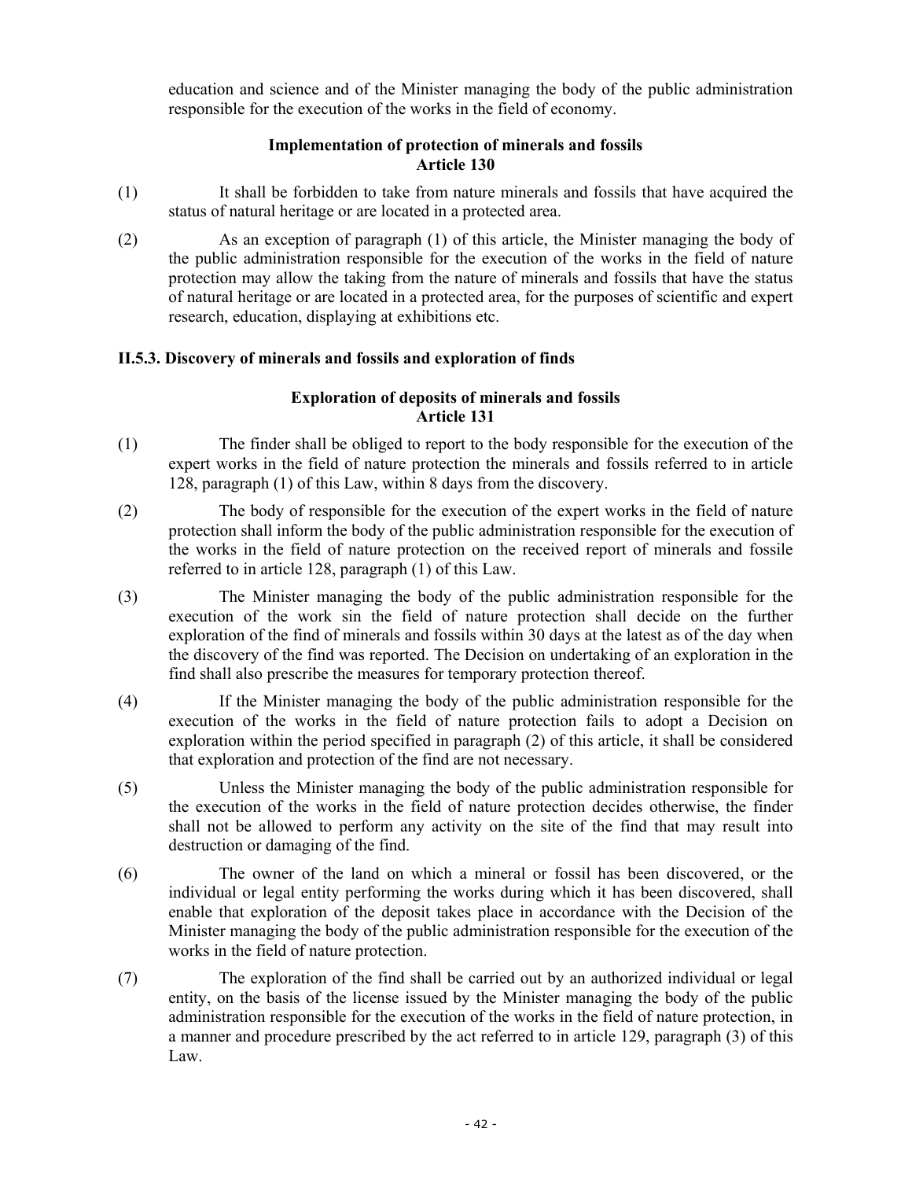education and science and of the Minister managing the body of the public administration responsible for the execution of the works in the field of economy.

**Implementation of protection of minerals and fossils**
**Article 130**

(1) It shall be forbidden to take from nature minerals and fossils that have acquired the status of natural heritage or are located in a protected area.

(2) As an exception of paragraph (1) of this article, the Minister managing the body of the public administration responsible for the execution of the works in the field of nature protection may allow the taking from the nature of minerals and fossils that have the status of natural heritage or are located in a protected area, for the purposes of scientific and expert research, education, displaying at exhibitions etc.

### II.5.3. Discovery of minerals and fossils and exploration of finds

**Exploration of deposits of minerals and fossils**
**Article 131**

(1) The finder shall be obliged to report to the body responsible for the execution of the expert works in the field of nature protection the minerals and fossils referred to in article 128, paragraph (1) of this Law, within 8 days from the discovery.

(2) The body of responsible for the execution of the expert works in the field of nature protection shall inform the body of the public administration responsible for the execution of the works in the field of nature protection on the received report of minerals and fossile referred to in article 128, paragraph (1) of this Law.

(3) The Minister managing the body of the public administration responsible for the execution of the work sin the field of nature protection shall decide on the further exploration of the find of minerals and fossils within 30 days at the latest as of the day when the discovery of the find was reported. The Decision on undertaking of an exploration in the find shall also prescribe the measures for temporary protection thereof.

(4) If the Minister managing the body of the public administration responsible for the execution of the works in the field of nature protection fails to adopt a Decision on exploration within the period specified in paragraph (2) of this article, it shall be considered that exploration and protection of the find are not necessary.

(5) Unless the Minister managing the body of the public administration responsible for the execution of the works in the field of nature protection decides otherwise, the finder shall not be allowed to perform any activity on the site of the find that may result into destruction or damaging of the find.

(6) The owner of the land on which a mineral or fossil has been discovered, or the individual or legal entity performing the works during which it has been discovered, shall enable that exploration of the deposit takes place in accordance with the Decision of the Minister managing the body of the public administration responsible for the execution of the works in the field of nature protection.

(7) The exploration of the find shall be carried out by an authorized individual or legal entity, on the basis of the license issued by the Minister managing the body of the public administration responsible for the execution of the works in the field of nature protection, in a manner and procedure prescribed by the act referred to in article 129, paragraph (3) of this Law.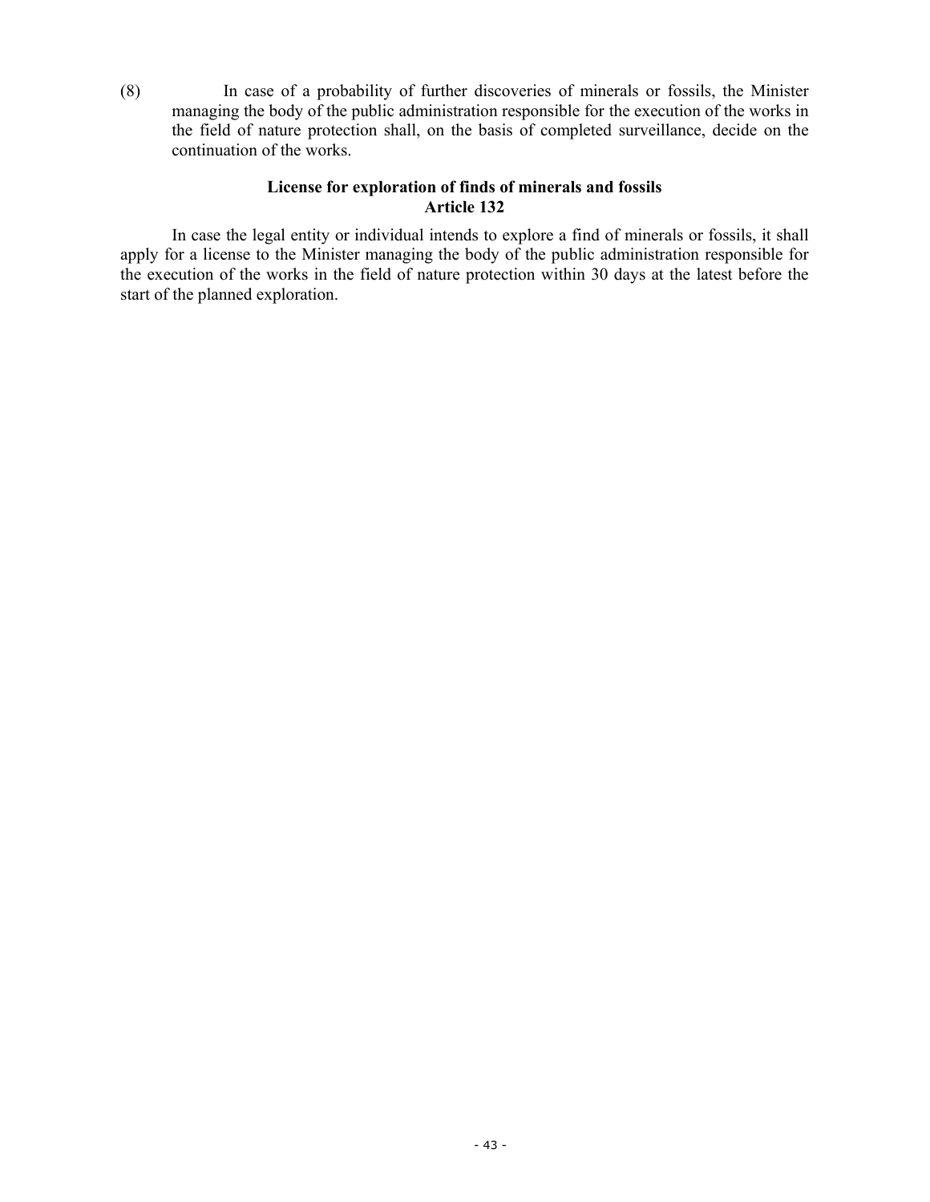(8) In case of a probability of further discoveries of minerals or fossils, the Minister managing the body of the public administration responsible for the execution of the works in the field of nature protection shall, on the basis of completed surveillance, decide on the continuation of the works.

**License for exploration of finds of minerals and fossils**
**Article 132**

In case the legal entity or individual intends to explore a find of minerals or fossils, it shall apply for a license to the Minister managing the body of the public administration responsible for the execution of the works in the field of nature protection within 30 days at the latest before the start of the planned exploration.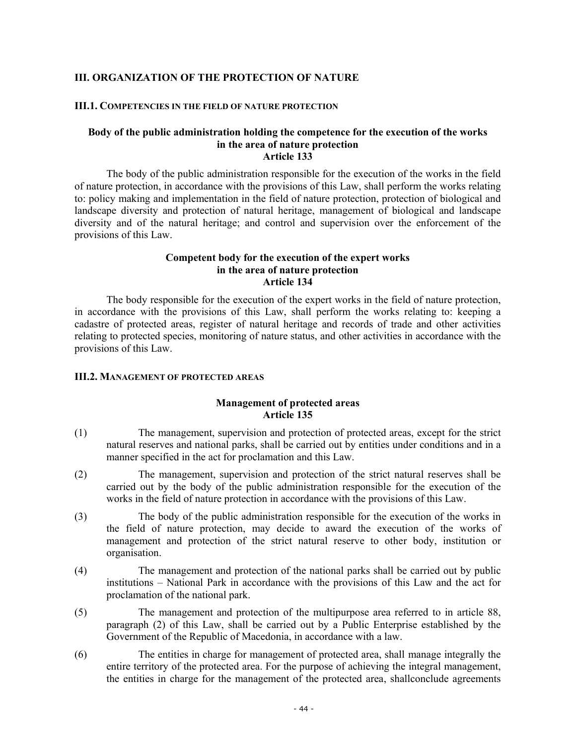## III. ORGANIZATION OF THE PROTECTION OF NATURE

### III.1. COMPETENCIES IN THE FIELD OF NATURE PROTECTION

#### Body of the public administration holding the competence for the execution of the works in the area of nature protection
#### Article 133

The body of the public administration responsible for the execution of the works in the field of nature protection, in accordance with the provisions of this Law, shall perform the works relating to: policy making and implementation in the field of nature protection, protection of biological and landscape diversity and protection of natural heritage, management of biological and landscape diversity and of the natural heritage; and control and supervision over the enforcement of the provisions of this Law.

#### Competent body for the execution of the expert works in the area of nature protection
#### Article 134

The body responsible for the execution of the expert works in the field of nature protection, in accordance with the provisions of this Law, shall perform the works relating to: keeping a cadastre of protected areas, register of natural heritage and records of trade and other activities relating to protected species, monitoring of nature status, and other activities in accordance with the provisions of this Law.

### III.2. MANAGEMENT OF PROTECTED AREAS

#### Management of protected areas
#### Article 135

(1) The management, supervision and protection of protected areas, except for the strict natural reserves and national parks, shall be carried out by entities under conditions and in a manner specified in the act for proclamation and this Law.

(2) The management, supervision and protection of the strict natural reserves shall be carried out by the body of the public administration responsible for the execution of the works in the field of nature protection in accordance with the provisions of this Law.

(3) The body of the public administration responsible for the execution of the works in the field of nature protection, may decide to award the execution of the works of management and protection of the strict natural reserve to other body, institution or organisation.

(4) The management and protection of the national parks shall be carried out by public institutions – National Park in accordance with the provisions of this Law and the act for proclamation of the national park.

(5) The management and protection of the multipurpose area referred to in article 88, paragraph (2) of this Law, shall be carried out by a Public Enterprise established by the Government of the Republic of Macedonia, in accordance with a law.

(6) The entities in charge for management of protected area, shall manage integrally the entire territory of the protected area. For the purpose of achieving the integral management, the entities in charge for the management of the protected area, shallconclude agreements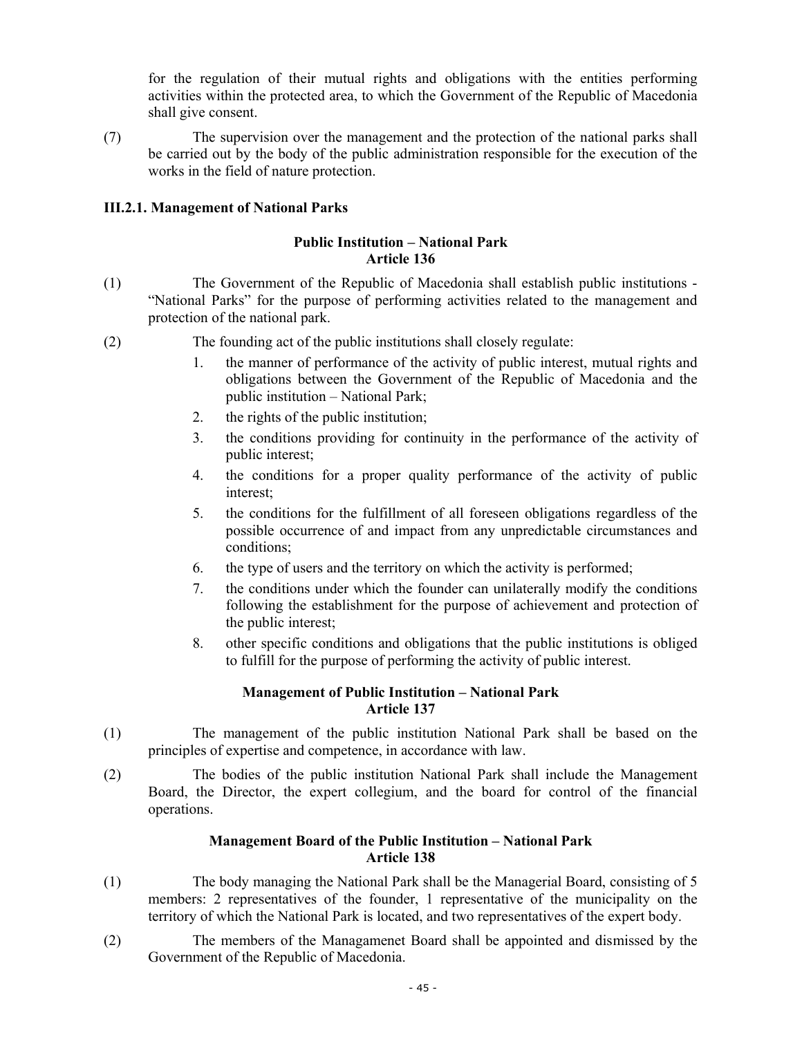for the regulation of their mutual rights and obligations with the entities performing activities within the protected area, to which the Government of the Republic of Macedonia shall give consent.

(7) The supervision over the management and the protection of the national parks shall be carried out by the body of the public administration responsible for the execution of the works in the field of nature protection.

### III.2.1. Management of National Parks

**Public Institution – National Park**
**Article 136**

(1) The Government of the Republic of Macedonia shall establish public institutions - "National Parks" for the purpose of performing activities related to the management and protection of the national park.

(2) The founding act of the public institutions shall closely regulate:

1. the manner of performance of the activity of public interest, mutual rights and obligations between the Government of the Republic of Macedonia and the public institution – National Park;
2. the rights of the public institution;
3. the conditions providing for continuity in the performance of the activity of public interest;
4. the conditions for a proper quality performance of the activity of public interest;
5. the conditions for the fulfillment of all foreseen obligations regardless of the possible occurrence of and impact from any unpredictable circumstances and conditions;
6. the type of users and the territory on which the activity is performed;
7. the conditions under which the founder can unilaterally modify the conditions following the establishment for the purpose of achievement and protection of the public interest;
8. other specific conditions and obligations that the public institutions is obliged to fulfill for the purpose of performing the activity of public interest.

**Management of Public Institution – National Park**
**Article 137**

(1) The management of the public institution National Park shall be based on the principles of expertise and competence, in accordance with law.

(2) The bodies of the public institution National Park shall include the Management Board, the Director, the expert collegium, and the board for control of the financial operations.

**Management Board of the Public Institution – National Park**
**Article 138**

(1) The body managing the National Park shall be the Managerial Board, consisting of 5 members: 2 representatives of the founder, 1 representative of the municipality on the territory of which the National Park is located, and two representatives of the expert body.

(2) The members of the Managamenet Board shall be appointed and dismissed by the Government of the Republic of Macedonia.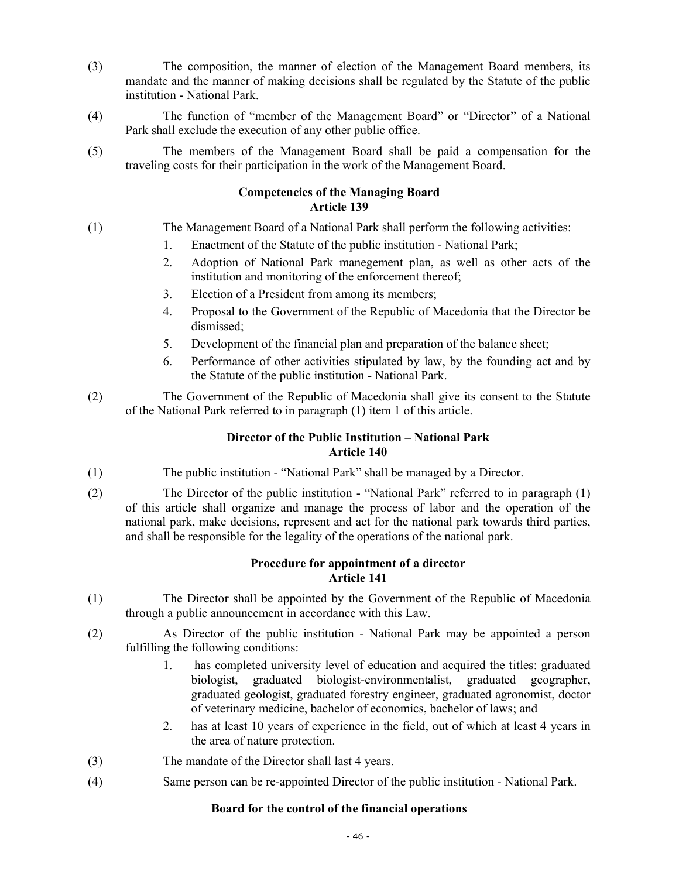(3) The composition, the manner of election of the Management Board members, its mandate and the manner of making decisions shall be regulated by the Statute of the public institution - National Park.

(4) The function of "member of the Management Board" or "Director" of a National Park shall exclude the execution of any other public office.

(5) The members of the Management Board shall be paid a compensation for the traveling costs for their participation in the work of the Management Board.

**Competencies of the Managing Board**
**Article 139**

(1) The Management Board of a National Park shall perform the following activities:

1. Enactment of the Statute of the public institution - National Park;
2. Adoption of National Park manegement plan, as well as other acts of the institution and monitoring of the enforcement thereof;
3. Election of a President from among its members;
4. Proposal to the Government of the Republic of Macedonia that the Director be dismissed;
5. Development of the financial plan and preparation of the balance sheet;
6. Performance of other activities stipulated by law, by the founding act and by the Statute of the public institution - National Park.

(2) The Government of the Republic of Macedonia shall give its consent to the Statute of the National Park referred to in paragraph (1) item 1 of this article.

**Director of the Public Institution – National Park**
**Article 140**

(1) The public institution - "National Park" shall be managed by a Director.

(2) The Director of the public institution - "National Park" referred to in paragraph (1) of this article shall organize and manage the process of labor and the operation of the national park, make decisions, represent and act for the national park towards third parties, and shall be responsible for the legality of the operations of the national park.

**Procedure for appointment of a director**
**Article 141**

(1) The Director shall be appointed by the Government of the Republic of Macedonia through a public announcement in accordance with this Law.

(2) As Director of the public institution - National Park may be appointed a person fulfilling the following conditions:

1. has completed university level of education and acquired the titles: graduated biologist, graduated biologist-environmentalist, graduated geographer, graduated geologist, graduated forestry engineer, graduated agronomist, doctor of veterinary medicine, bachelor of economics, bachelor of laws; and
2. has at least 10 years of experience in the field, out of which at least 4 years in the area of nature protection.

(3) The mandate of the Director shall last 4 years.

(4) Same person can be re-appointed Director of the public institution - National Park.

**Board for the control of the financial operations**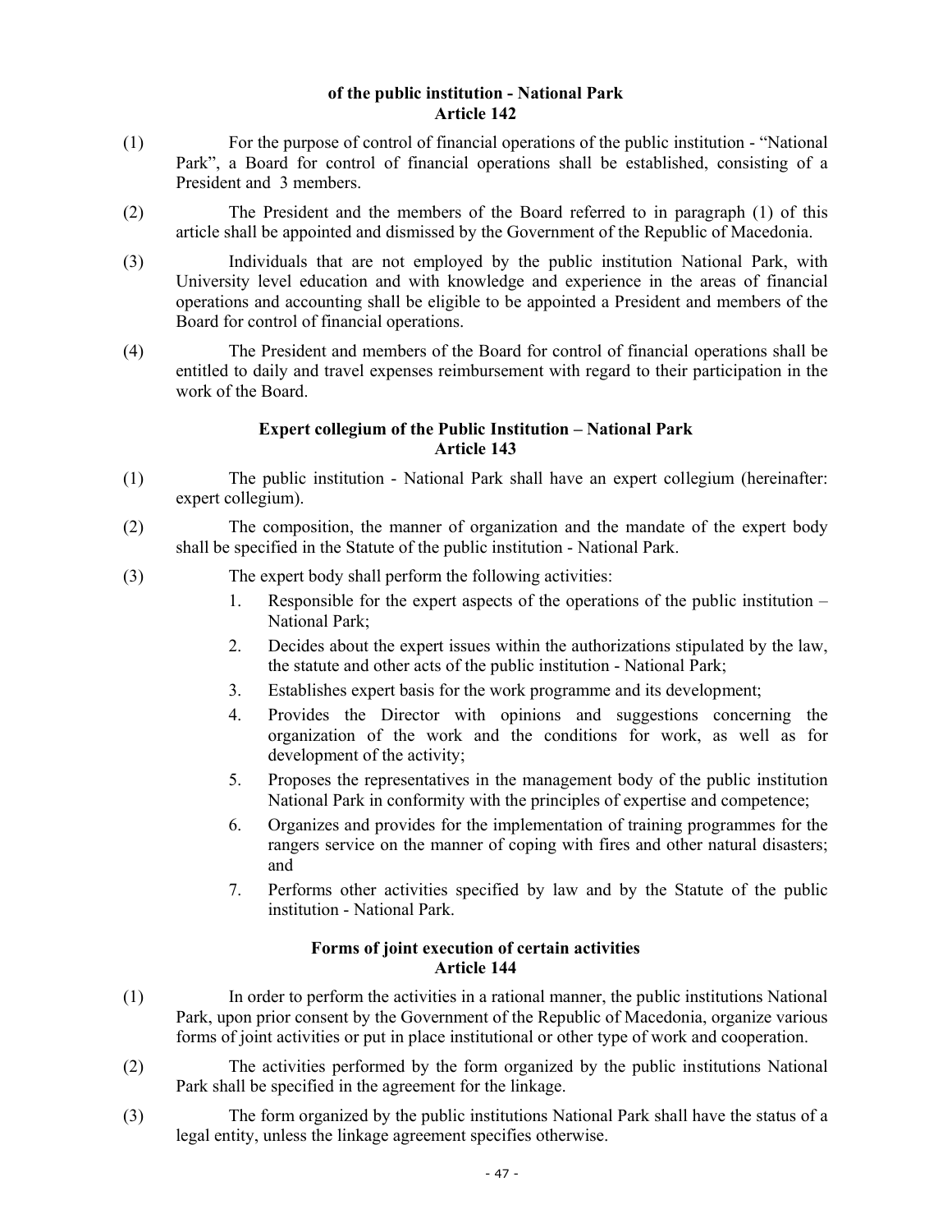**of the public institution - National Park**
**Article 142**

(1) For the purpose of control of financial operations of the public institution - "National Park", a Board for control of financial operations shall be established, consisting of a President and 3 members.

(2) The President and the members of the Board referred to in paragraph (1) of this article shall be appointed and dismissed by the Government of the Republic of Macedonia.

(3) Individuals that are not employed by the public institution National Park, with University level education and with knowledge and experience in the areas of financial operations and accounting shall be eligible to be appointed a President and members of the Board for control of financial operations.

(4) The President and members of the Board for control of financial operations shall be entitled to daily and travel expenses reimbursement with regard to their participation in the work of the Board.

**Expert collegium of the Public Institution – National Park**
**Article 143**

(1) The public institution - National Park shall have an expert collegium (hereinafter: expert collegium).

(2) The composition, the manner of organization and the mandate of the expert body shall be specified in the Statute of the public institution - National Park.

(3) The expert body shall perform the following activities:

1. Responsible for the expert aspects of the operations of the public institution – National Park;
2. Decides about the expert issues within the authorizations stipulated by the law, the statute and other acts of the public institution - National Park;
3. Establishes expert basis for the work programme and its development;
4. Provides the Director with opinions and suggestions concerning the organization of the work and the conditions for work, as well as for development of the activity;
5. Proposes the representatives in the management body of the public institution National Park in conformity with the principles of expertise and competence;
6. Organizes and provides for the implementation of training programmes for the rangers service on the manner of coping with fires and other natural disasters; and
7. Performs other activities specified by law and by the Statute of the public institution - National Park.

**Forms of joint execution of certain activities**
**Article 144**

(1) In order to perform the activities in a rational manner, the public institutions National Park, upon prior consent by the Government of the Republic of Macedonia, organize various forms of joint activities or put in place institutional or other type of work and cooperation.

(2) The activities performed by the form organized by the public institutions National Park shall be specified in the agreement for the linkage.

(3) The form organized by the public institutions National Park shall have the status of a legal entity, unless the linkage agreement specifies otherwise.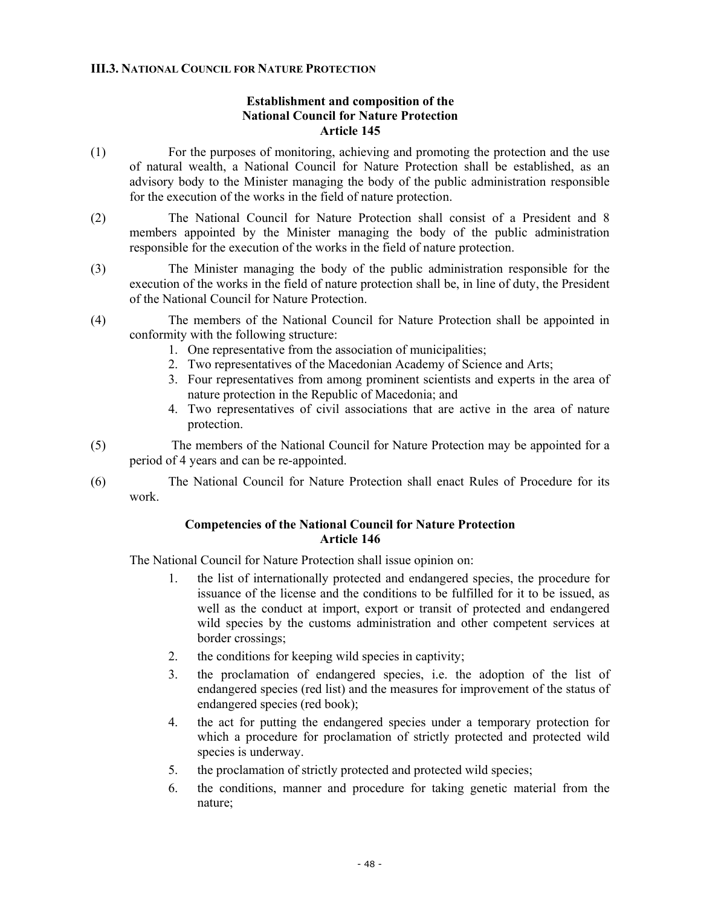### III.3. National Council for Nature Protection

**Establishment and composition of the National Council for Nature Protection**
**Article 145**

(1) For the purposes of monitoring, achieving and promoting the protection and the use of natural wealth, a National Council for Nature Protection shall be established, as an advisory body to the Minister managing the body of the public administration responsible for the execution of the works in the field of nature protection.

(2) The National Council for Nature Protection shall consist of a President and 8 members appointed by the Minister managing the body of the public administration responsible for the execution of the works in the field of nature protection.

(3) The Minister managing the body of the public administration responsible for the execution of the works in the field of nature protection shall be, in line of duty, the President of the National Council for Nature Protection.

(4) The members of the National Council for Nature Protection shall be appointed in conformity with the following structure:

1. One representative from the association of municipalities;
2. Two representatives of the Macedonian Academy of Science and Arts;
3. Four representatives from among prominent scientists and experts in the area of nature protection in the Republic of Macedonia; and
4. Two representatives of civil associations that are active in the area of nature protection.

(5) The members of the National Council for Nature Protection may be appointed for a period of 4 years and can be re-appointed.

(6) The National Council for Nature Protection shall enact Rules of Procedure for its work.

**Competencies of the National Council for Nature Protection**
**Article 146**

The National Council for Nature Protection shall issue opinion on:

1. the list of internationally protected and endangered species, the procedure for issuance of the license and the conditions to be fulfilled for it to be issued, as well as the conduct at import, export or transit of protected and endangered wild species by the customs administration and other competent services at border crossings;
2. the conditions for keeping wild species in captivity;
3. the proclamation of endangered species, i.e. the adoption of the list of endangered species (red list) and the measures for improvement of the status of endangered species (red book);
4. the act for putting the endangered species under a temporary protection for which a procedure for proclamation of strictly protected and protected wild species is underway.
5. the proclamation of strictly protected and protected wild species;
6. the conditions, manner and procedure for taking genetic material from the nature;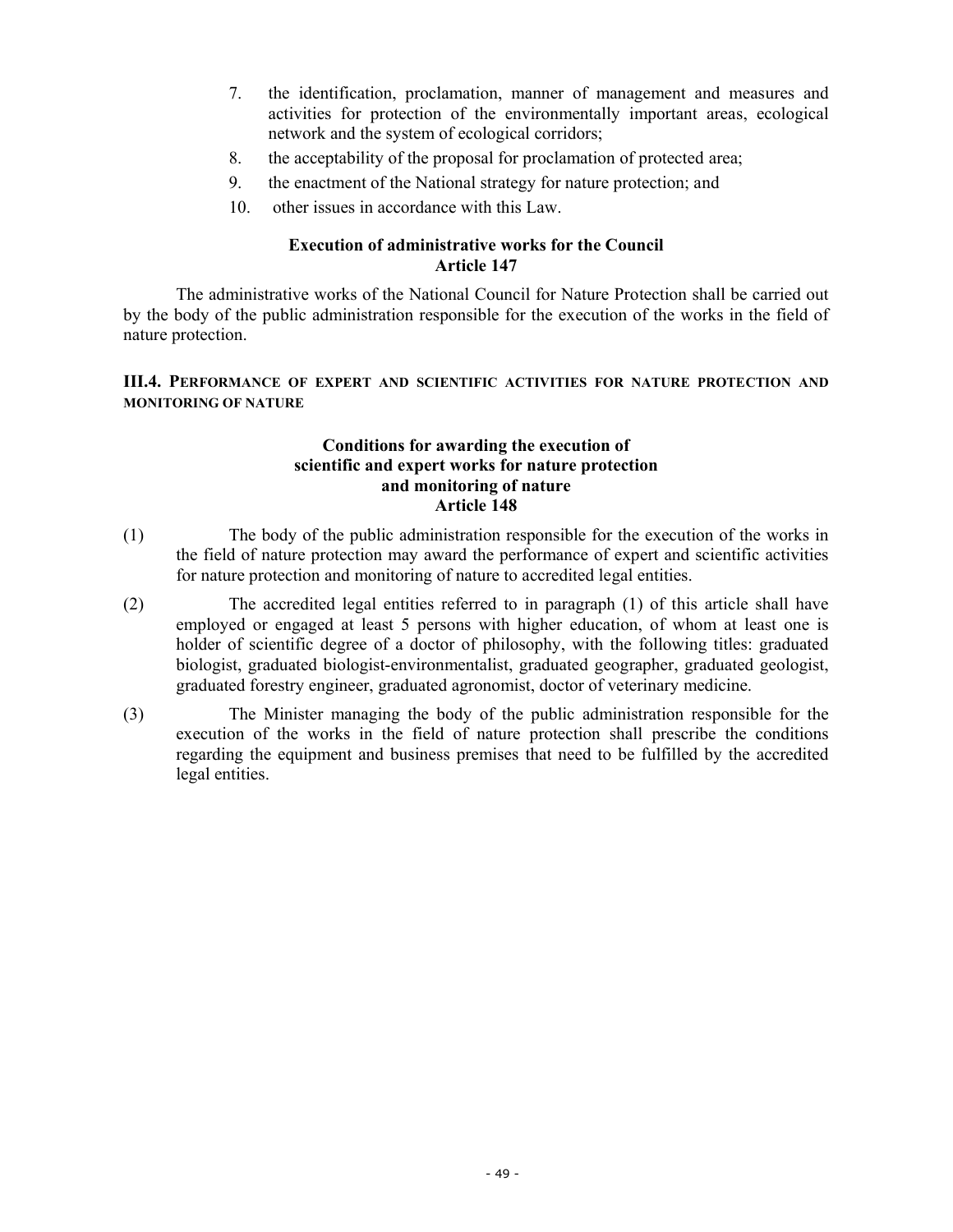7. the identification, proclamation, manner of management and measures and activities for protection of the environmentally important areas, ecological network and the system of ecological corridors;
8. the acceptability of the proposal for proclamation of protected area;
9. the enactment of the National strategy for nature protection; and
10. other issues in accordance with this Law.

**Execution of administrative works for the Council**
**Article 147**

The administrative works of the National Council for Nature Protection shall be carried out by the body of the public administration responsible for the execution of the works in the field of nature protection.

### III.4. Performance of expert and scientific activities for nature protection and monitoring of nature

**Conditions for awarding the execution of scientific and expert works for nature protection and monitoring of nature**
**Article 148**

(1) The body of the public administration responsible for the execution of the works in the field of nature protection may award the performance of expert and scientific activities for nature protection and monitoring of nature to accredited legal entities.

(2) The accredited legal entities referred to in paragraph (1) of this article shall have employed or engaged at least 5 persons with higher education, of whom at least one is holder of scientific degree of a doctor of philosophy, with the following titles: graduated biologist, graduated biologist-environmentalist, graduated geographer, graduated geologist, graduated forestry engineer, graduated agronomist, doctor of veterinary medicine.

(3) The Minister managing the body of the public administration responsible for the execution of the works in the field of nature protection shall prescribe the conditions regarding the equipment and business premises that need to be fulfilled by the accredited legal entities.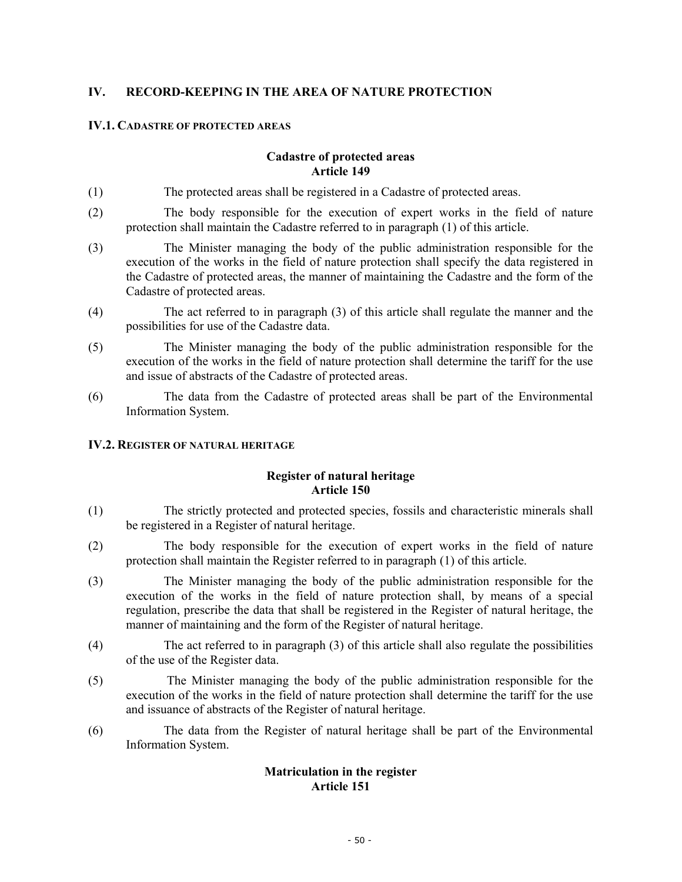## IV. RECORD-KEEPING IN THE AREA OF NATURE PROTECTION

### IV.1. CADASTRE OF PROTECTED AREAS

**Cadastre of protected areas**
**Article 149**

(1) The protected areas shall be registered in a Cadastre of protected areas.

(2) The body responsible for the execution of expert works in the field of nature protection shall maintain the Cadastre referred to in paragraph (1) of this article.

(3) The Minister managing the body of the public administration responsible for the execution of the works in the field of nature protection shall specify the data registered in the Cadastre of protected areas, the manner of maintaining the Cadastre and the form of the Cadastre of protected areas.

(4) The act referred to in paragraph (3) of this article shall regulate the manner and the possibilities for use of the Cadastre data.

(5) The Minister managing the body of the public administration responsible for the execution of the works in the field of nature protection shall determine the tariff for the use and issue of abstracts of the Cadastre of protected areas.

(6) The data from the Cadastre of protected areas shall be part of the Environmental Information System.

### IV.2. REGISTER OF NATURAL HERITAGE

**Register of natural heritage**
**Article 150**

(1) The strictly protected and protected species, fossils and characteristic minerals shall be registered in a Register of natural heritage.

(2) The body responsible for the execution of expert works in the field of nature protection shall maintain the Register referred to in paragraph (1) of this article.

(3) The Minister managing the body of the public administration responsible for the execution of the works in the field of nature protection shall, by means of a special regulation, prescribe the data that shall be registered in the Register of natural heritage, the manner of maintaining and the form of the Register of natural heritage.

(4) The act referred to in paragraph (3) of this article shall also regulate the possibilities of the use of the Register data.

(5) The Minister managing the body of the public administration responsible for the execution of the works in the field of nature protection shall determine the tariff for the use and issuance of abstracts of the Register of natural heritage.

(6) The data from the Register of natural heritage shall be part of the Environmental Information System.

**Matriculation in the register**
**Article 151**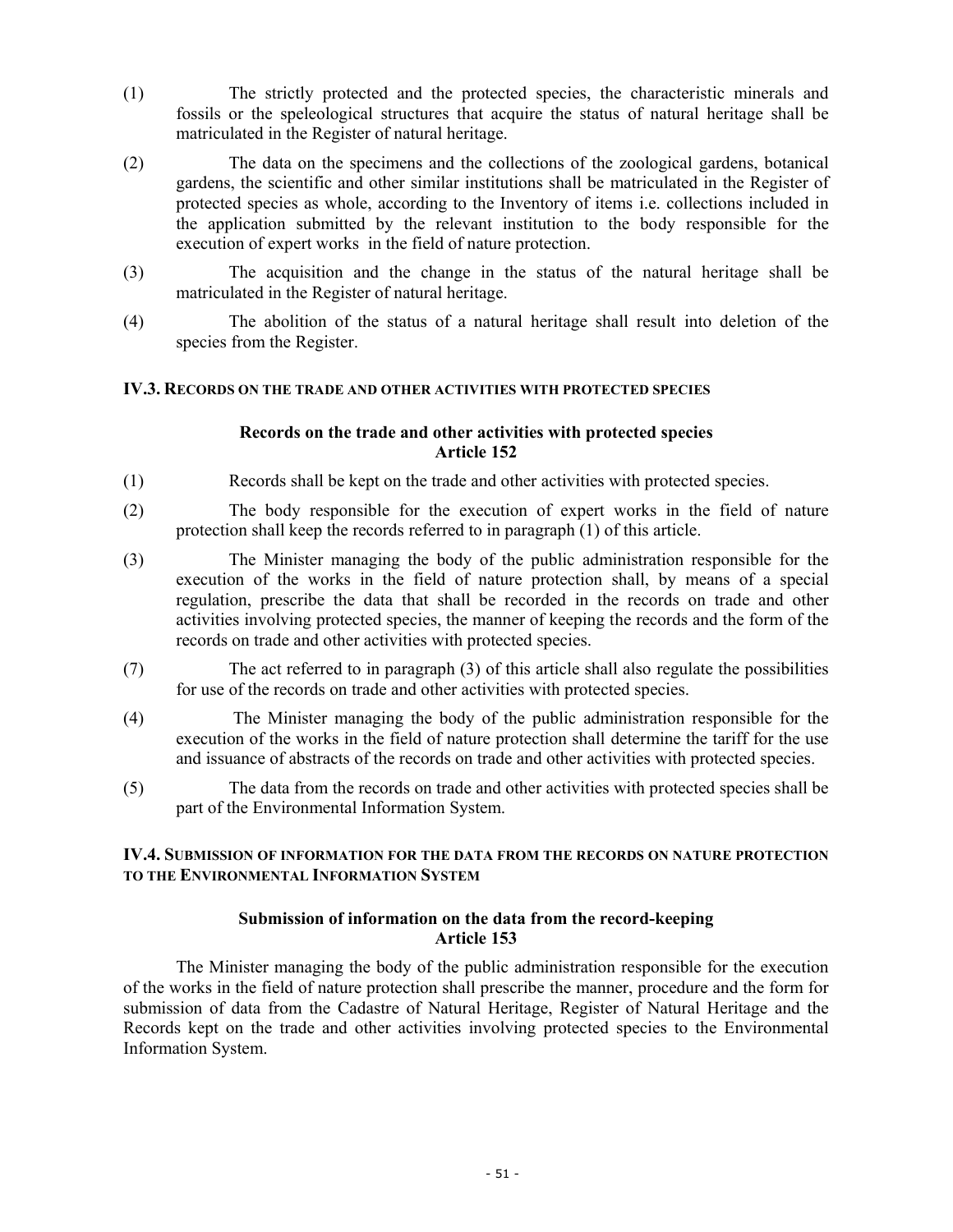(1) The strictly protected and the protected species, the characteristic minerals and fossils or the speleological structures that acquire the status of natural heritage shall be matriculated in the Register of natural heritage.

(2) The data on the specimens and the collections of the zoological gardens, botanical gardens, the scientific and other similar institutions shall be matriculated in the Register of protected species as whole, according to the Inventory of items i.e. collections included in the application submitted by the relevant institution to the body responsible for the execution of expert works in the field of nature protection.

(3) The acquisition and the change in the status of the natural heritage shall be matriculated in the Register of natural heritage.

(4) The abolition of the status of a natural heritage shall result into deletion of the species from the Register.

### IV.3. Records on the trade and other activities with protected species

**Records on the trade and other activities with protected species**
**Article 152**

(1) Records shall be kept on the trade and other activities with protected species.

(2) The body responsible for the execution of expert works in the field of nature protection shall keep the records referred to in paragraph (1) of this article.

(3) The Minister managing the body of the public administration responsible for the execution of the works in the field of nature protection shall, by means of a special regulation, prescribe the data that shall be recorded in the records on trade and other activities involving protected species, the manner of keeping the records and the form of the records on trade and other activities with protected species.

(7) The act referred to in paragraph (3) of this article shall also regulate the possibilities for use of the records on trade and other activities with protected species.

(4) The Minister managing the body of the public administration responsible for the execution of the works in the field of nature protection shall determine the tariff for the use and issuance of abstracts of the records on trade and other activities with protected species.

(5) The data from the records on trade and other activities with protected species shall be part of the Environmental Information System.

### IV.4. Submission of information for the data from the records on nature protection to the Environmental Information System

**Submission of information on the data from the record-keeping**
**Article 153**

The Minister managing the body of the public administration responsible for the execution of the works in the field of nature protection shall prescribe the manner, procedure and the form for submission of data from the Cadastre of Natural Heritage, Register of Natural Heritage and the Records kept on the trade and other activities involving protected species to the Environmental Information System.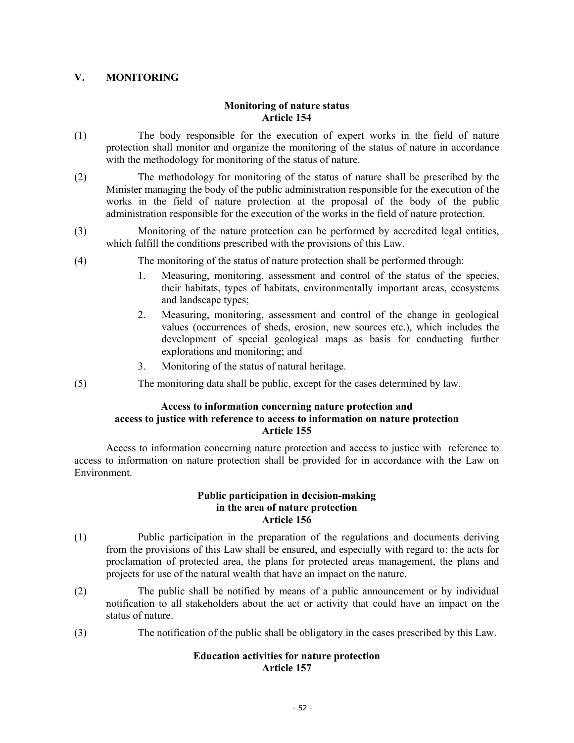## V. MONITORING

### Monitoring of nature status
### Article 154

(1) The body responsible for the execution of expert works in the field of nature protection shall monitor and organize the monitoring of the status of nature in accordance with the methodology for monitoring of the status of nature.

(2) The methodology for monitoring of the status of nature shall be prescribed by the Minister managing the body of the public administration responsible for the execution of the works in the field of nature protection at the proposal of the body of the public administration responsible for the execution of the works in the field of nature protection.

(3) Monitoring of the nature protection can be performed by accredited legal entities, which fulfill the conditions prescribed with the provisions of this Law.

(4) The monitoring of the status of nature protection shall be performed through:

1. Measuring, monitoring, assessment and control of the status of the species, their habitats, types of habitats, environmentally important areas, ecosystems and landscape types;
2. Measuring, monitoring, assessment and control of the change in geological values (occurrences of sheds, erosion, new sources etc.), which includes the development of special geological maps as basis for conducting further explorations and monitoring; and
3. Monitoring of the status of natural heritage.

(5) The monitoring data shall be public, except for the cases determined by law.

### Access to information concerning nature protection and access to justice with reference to access to information on nature protection
### Article 155

Access to information concerning nature protection and access to justice with reference to access to information on nature protection shall be provided for in accordance with the Law on Environment.

### Public participation in decision-making in the area of nature protection
### Article 156

(1) Public participation in the preparation of the regulations and documents deriving from the provisions of this Law shall be ensured, and especially with regard to: the acts for proclamation of protected area, the plans for protected areas management, the plans and projects for use of the natural wealth that have an impact on the nature.

(2) The public shall be notified by means of a public announcement or by individual notification to all stakeholders about the act or activity that could have an impact on the status of nature.

(3) The notification of the public shall be obligatory in the cases prescribed by this Law.

### Education activities for nature protection
### Article 157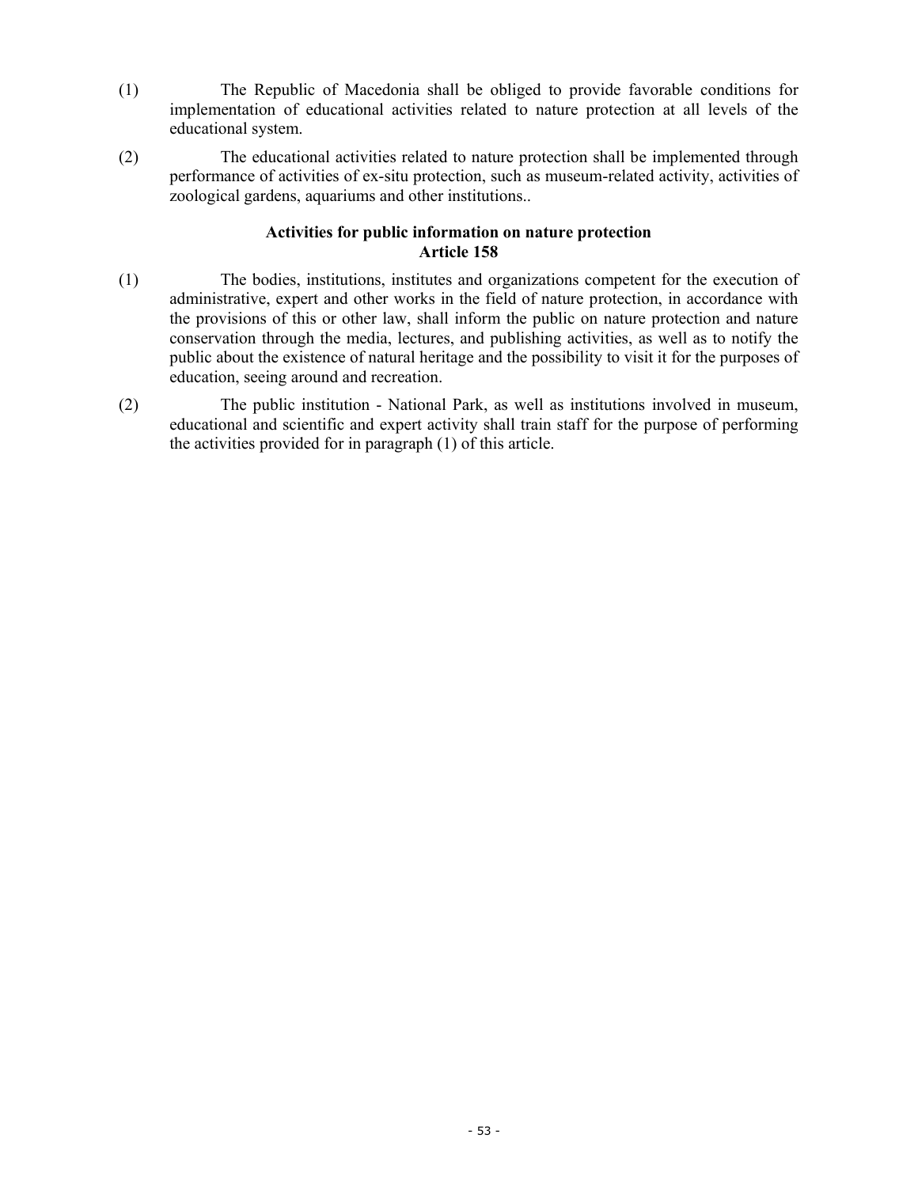(1) The Republic of Macedonia shall be obliged to provide favorable conditions for implementation of educational activities related to nature protection at all levels of the educational system.

(2) The educational activities related to nature protection shall be implemented through performance of activities of ex-situ protection, such as museum-related activity, activities of zoological gardens, aquariums and other institutions..

**Activities for public information on nature protection**
**Article 158**

(1) The bodies, institutions, institutes and organizations competent for the execution of administrative, expert and other works in the field of nature protection, in accordance with the provisions of this or other law, shall inform the public on nature protection and nature conservation through the media, lectures, and publishing activities, as well as to notify the public about the existence of natural heritage and the possibility to visit it for the purposes of education, seeing around and recreation.

(2) The public institution - National Park, as well as institutions involved in museum, educational and scientific and expert activity shall train staff for the purpose of performing the activities provided for in paragraph (1) of this article.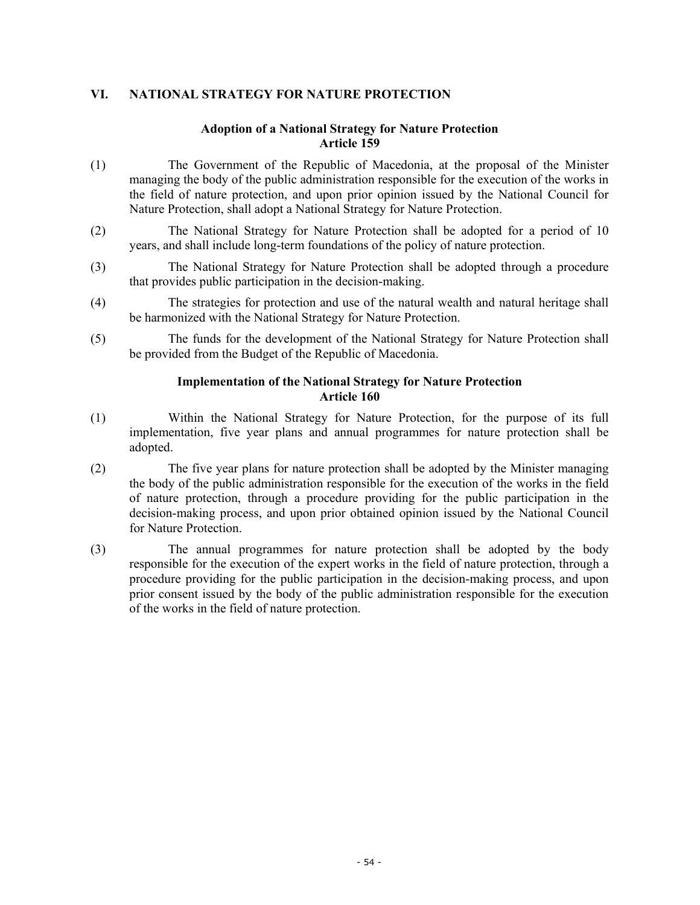## VI. NATIONAL STRATEGY FOR NATURE PROTECTION

### Adoption of a National Strategy for Nature Protection
### Article 159

(1) The Government of the Republic of Macedonia, at the proposal of the Minister managing the body of the public administration responsible for the execution of the works in the field of nature protection, and upon prior opinion issued by the National Council for Nature Protection, shall adopt a National Strategy for Nature Protection.

(2) The National Strategy for Nature Protection shall be adopted for a period of 10 years, and shall include long-term foundations of the policy of nature protection.

(3) The National Strategy for Nature Protection shall be adopted through a procedure that provides public participation in the decision-making.

(4) The strategies for protection and use of the natural wealth and natural heritage shall be harmonized with the National Strategy for Nature Protection.

(5) The funds for the development of the National Strategy for Nature Protection shall be provided from the Budget of the Republic of Macedonia.

### Implementation of the National Strategy for Nature Protection
### Article 160

(1) Within the National Strategy for Nature Protection, for the purpose of its full implementation, five year plans and annual programmes for nature protection shall be adopted.

(2) The five year plans for nature protection shall be adopted by the Minister managing the body of the public administration responsible for the execution of the works in the field of nature protection, through a procedure providing for the public participation in the decision-making process, and upon prior obtained opinion issued by the National Council for Nature Protection.

(3) The annual programmes for nature protection shall be adopted by the body responsible for the execution of the expert works in the field of nature protection, through a procedure providing for the public participation in the decision-making process, and upon prior consent issued by the body of the public administration responsible for the execution of the works in the field of nature protection.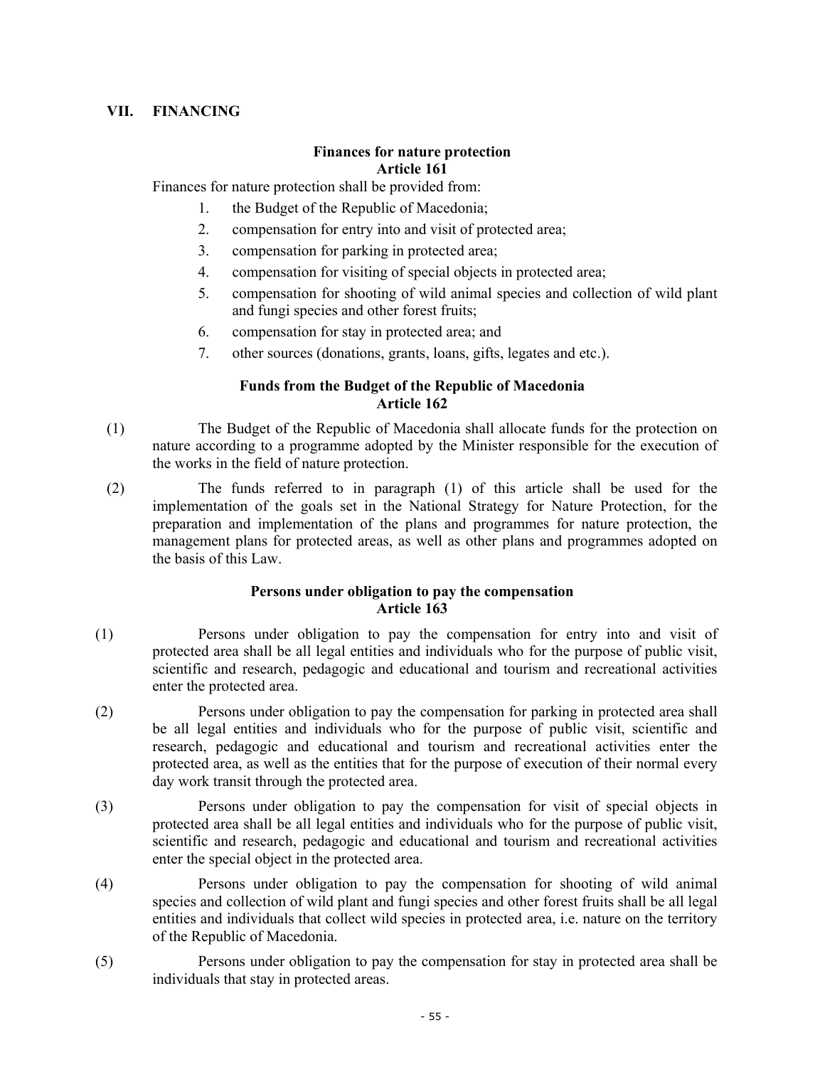## VII. FINANCING

### Finances for nature protection
### Article 161

Finances for nature protection shall be provided from:

1. the Budget of the Republic of Macedonia;
2. compensation for entry into and visit of protected area;
3. compensation for parking in protected area;
4. compensation for visiting of special objects in protected area;
5. compensation for shooting of wild animal species and collection of wild plant and fungi species and other forest fruits;
6. compensation for stay in protected area; and
7. other sources (donations, grants, loans, gifts, legates and etc.).

### Funds from the Budget of the Republic of Macedonia
### Article 162

(1) The Budget of the Republic of Macedonia shall allocate funds for the protection on nature according to a programme adopted by the Minister responsible for the execution of the works in the field of nature protection.

(2) The funds referred to in paragraph (1) of this article shall be used for the implementation of the goals set in the National Strategy for Nature Protection, for the preparation and implementation of the plans and programmes for nature protection, the management plans for protected areas, as well as other plans and programmes adopted on the basis of this Law.

### Persons under obligation to pay the compensation
### Article 163

(1) Persons under obligation to pay the compensation for entry into and visit of protected area shall be all legal entities and individuals who for the purpose of public visit, scientific and research, pedagogic and educational and tourism and recreational activities enter the protected area.

(2) Persons under obligation to pay the compensation for parking in protected area shall be all legal entities and individuals who for the purpose of public visit, scientific and research, pedagogic and educational and tourism and recreational activities enter the protected area, as well as the entities that for the purpose of execution of their normal every day work transit through the protected area.

(3) Persons under obligation to pay the compensation for visit of special objects in protected area shall be all legal entities and individuals who for the purpose of public visit, scientific and research, pedagogic and educational and tourism and recreational activities enter the special object in the protected area.

(4) Persons under obligation to pay the compensation for shooting of wild animal species and collection of wild plant and fungi species and other forest fruits shall be all legal entities and individuals that collect wild species in protected area, i.e. nature on the territory of the Republic of Macedonia.

(5) Persons under obligation to pay the compensation for stay in protected area shall be individuals that stay in protected areas.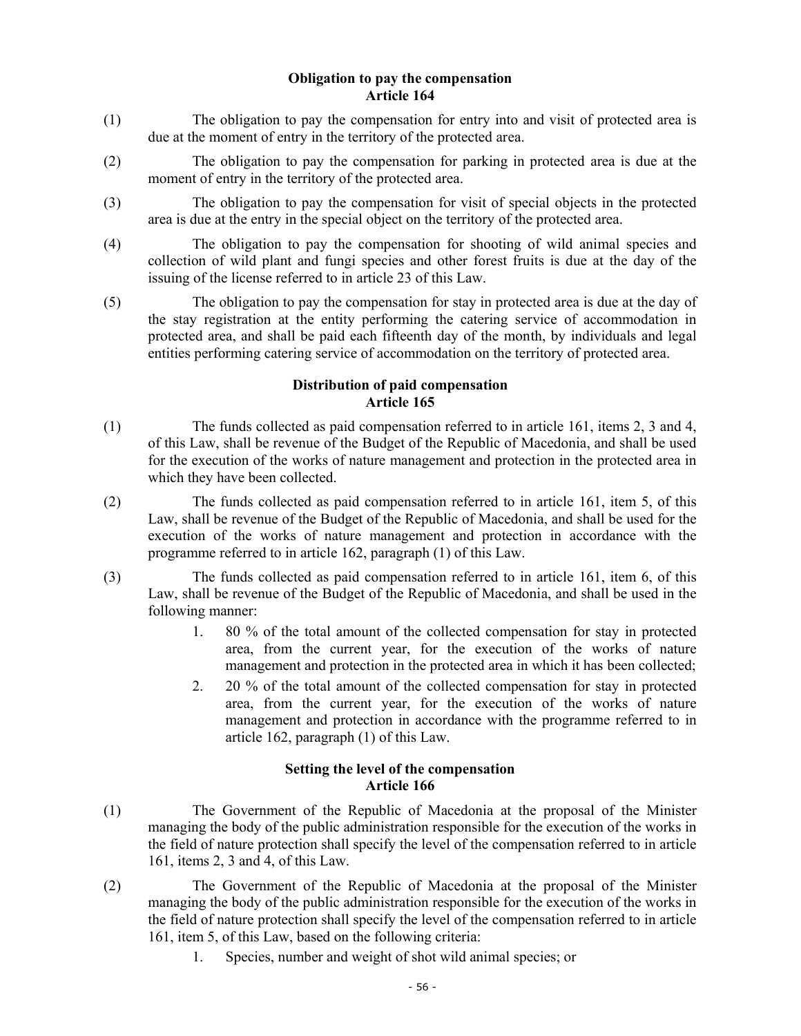### Obligation to pay the compensation
### Article 164

(1) The obligation to pay the compensation for entry into and visit of protected area is due at the moment of entry in the territory of the protected area.

(2) The obligation to pay the compensation for parking in protected area is due at the moment of entry in the territory of the protected area.

(3) The obligation to pay the compensation for visit of special objects in the protected area is due at the entry in the special object on the territory of the protected area.

(4) The obligation to pay the compensation for shooting of wild animal species and collection of wild plant and fungi species and other forest fruits is due at the day of the issuing of the license referred to in article 23 of this Law.

(5) The obligation to pay the compensation for stay in protected area is due at the day of the stay registration at the entity performing the catering service of accommodation in protected area, and shall be paid each fifteenth day of the month, by individuals and legal entities performing catering service of accommodation on the territory of protected area.

### Distribution of paid compensation
### Article 165

(1) The funds collected as paid compensation referred to in article 161, items 2, 3 and 4, of this Law, shall be revenue of the Budget of the Republic of Macedonia, and shall be used for the execution of the works of nature management and protection in the protected area in which they have been collected.

(2) The funds collected as paid compensation referred to in article 161, item 5, of this Law, shall be revenue of the Budget of the Republic of Macedonia, and shall be used for the execution of the works of nature management and protection in accordance with the programme referred to in article 162, paragraph (1) of this Law.

(3) The funds collected as paid compensation referred to in article 161, item 6, of this Law, shall be revenue of the Budget of the Republic of Macedonia, and shall be used in the following manner:

1. 80 % of the total amount of the collected compensation for stay in protected area, from the current year, for the execution of the works of nature management and protection in the protected area in which it has been collected;
2. 20 % of the total amount of the collected compensation for stay in protected area, from the current year, for the execution of the works of nature management and protection in accordance with the programme referred to in article 162, paragraph (1) of this Law.

### Setting the level of the compensation
### Article 166

(1) The Government of the Republic of Macedonia at the proposal of the Minister managing the body of the public administration responsible for the execution of the works in the field of nature protection shall specify the level of the compensation referred to in article 161, items 2, 3 and 4, of this Law.

(2) The Government of the Republic of Macedonia at the proposal of the Minister managing the body of the public administration responsible for the execution of the works in the field of nature protection shall specify the level of the compensation referred to in article 161, item 5, of this Law, based on the following criteria:

1. Species, number and weight of shot wild animal species; or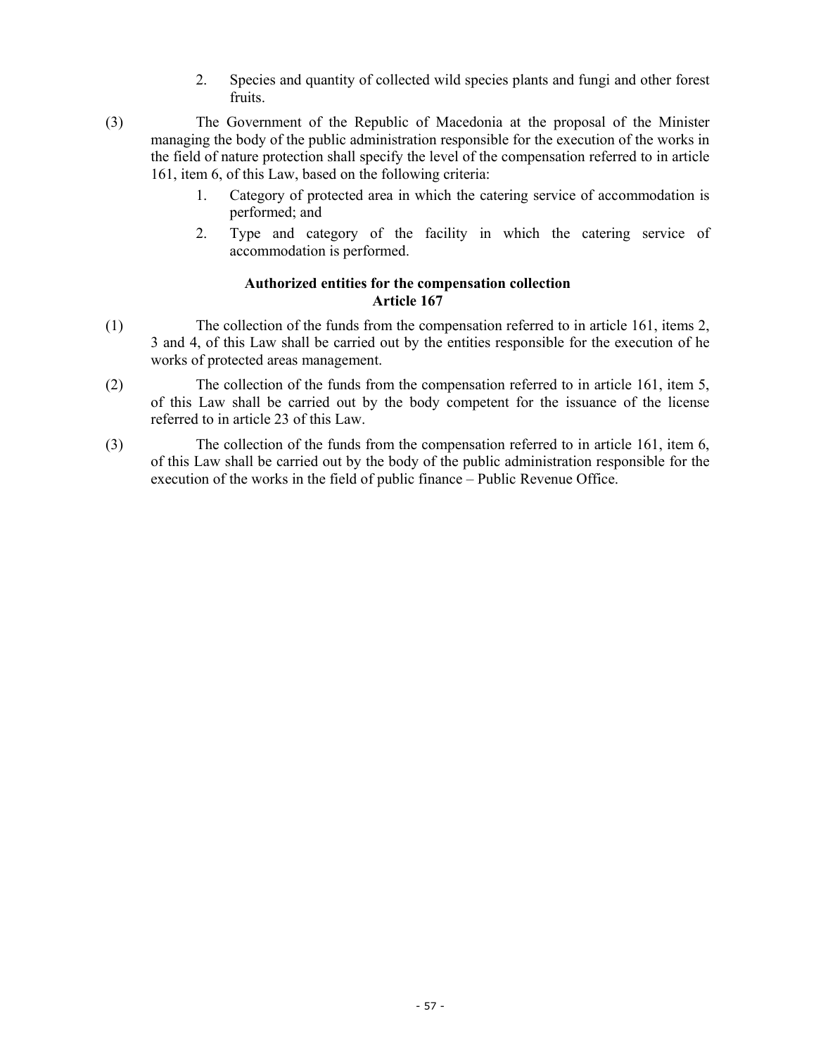2. Species and quantity of collected wild species plants and fungi and other forest fruits.

(3) The Government of the Republic of Macedonia at the proposal of the Minister managing the body of the public administration responsible for the execution of the works in the field of nature protection shall specify the level of the compensation referred to in article 161, item 6, of this Law, based on the following criteria:

1. Category of protected area in which the catering service of accommodation is performed; and
2. Type and category of the facility in which the catering service of accommodation is performed.

**Authorized entities for the compensation collection**
**Article 167**

(1) The collection of the funds from the compensation referred to in article 161, items 2, 3 and 4, of this Law shall be carried out by the entities responsible for the execution of he works of protected areas management.

(2) The collection of the funds from the compensation referred to in article 161, item 5, of this Law shall be carried out by the body competent for the issuance of the license referred to in article 23 of this Law.

(3) The collection of the funds from the compensation referred to in article 161, item 6, of this Law shall be carried out by the body of the public administration responsible for the execution of the works in the field of public finance – Public Revenue Office.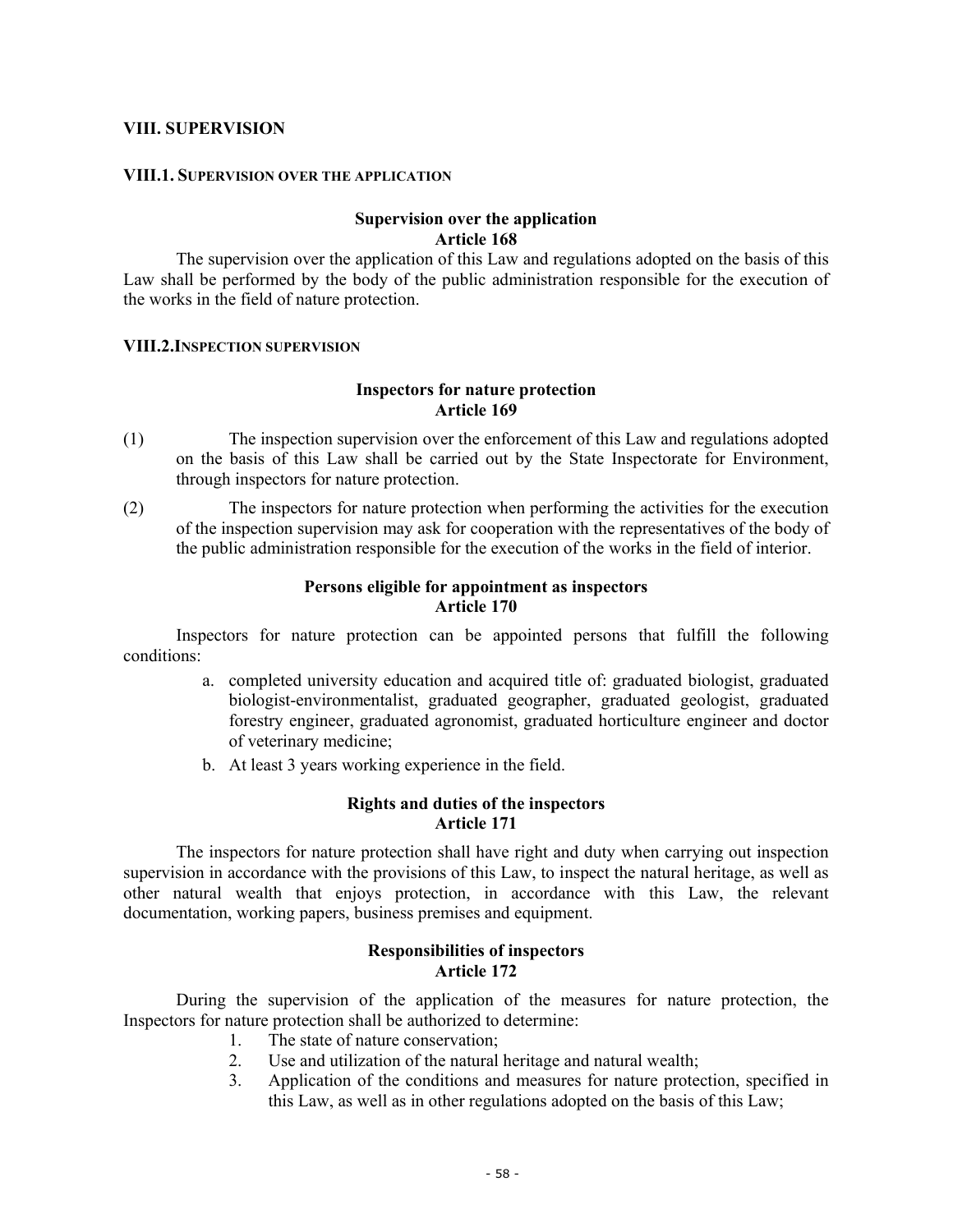## VIII. SUPERVISION

### VIII.1. Supervision over the application

**Supervision over the application**
**Article 168**

The supervision over the application of this Law and regulations adopted on the basis of this Law shall be performed by the body of the public administration responsible for the execution of the works in the field of nature protection.

### VIII.2. Inspection supervision

**Inspectors for nature protection**
**Article 169**

(1) The inspection supervision over the enforcement of this Law and regulations adopted on the basis of this Law shall be carried out by the State Inspectorate for Environment, through inspectors for nature protection.

(2) The inspectors for nature protection when performing the activities for the execution of the inspection supervision may ask for cooperation with the representatives of the body of the public administration responsible for the execution of the works in the field of interior.

**Persons eligible for appointment as inspectors**
**Article 170**

Inspectors for nature protection can be appointed persons that fulfill the following conditions:

a. completed university education and acquired title of: graduated biologist, graduated biologist-environmentalist, graduated geographer, graduated geologist, graduated forestry engineer, graduated agronomist, graduated horticulture engineer and doctor of veterinary medicine;
b. At least 3 years working experience in the field.

**Rights and duties of the inspectors**
**Article 171**

The inspectors for nature protection shall have right and duty when carrying out inspection supervision in accordance with the provisions of this Law, to inspect the natural heritage, as well as other natural wealth that enjoys protection, in accordance with this Law, the relevant documentation, working papers, business premises and equipment.

**Responsibilities of inspectors**
**Article 172**

During the supervision of the application of the measures for nature protection, the Inspectors for nature protection shall be authorized to determine:

1. The state of nature conservation;
2. Use and utilization of the natural heritage and natural wealth;
3. Application of the conditions and measures for nature protection, specified in this Law, as well as in other regulations adopted on the basis of this Law;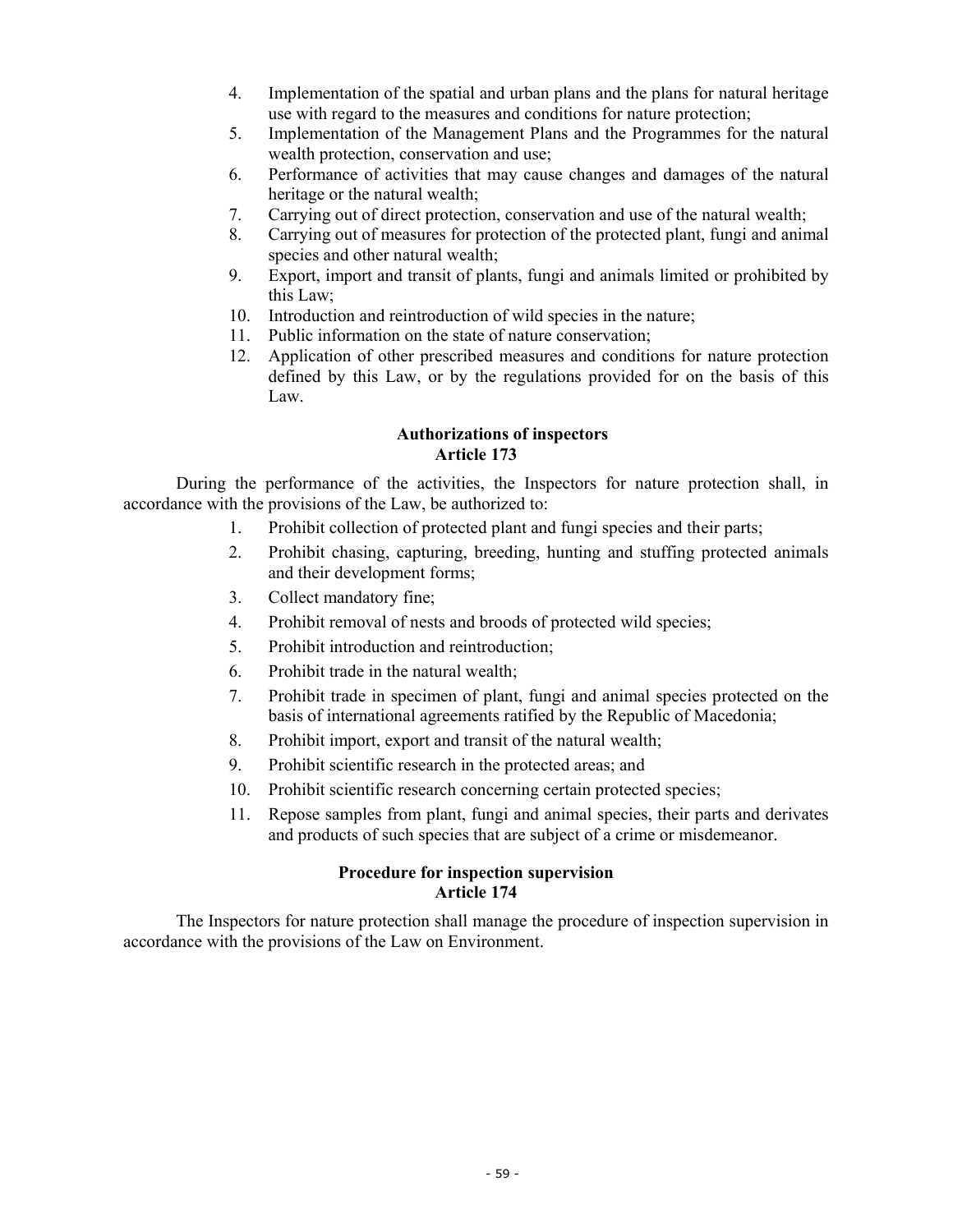4. Implementation of the spatial and urban plans and the plans for natural heritage use with regard to the measures and conditions for nature protection;
5. Implementation of the Management Plans and the Programmes for the natural wealth protection, conservation and use;
6. Performance of activities that may cause changes and damages of the natural heritage or the natural wealth;
7. Carrying out of direct protection, conservation and use of the natural wealth;
8. Carrying out of measures for protection of the protected plant, fungi and animal species and other natural wealth;
9. Export, import and transit of plants, fungi and animals limited or prohibited by this Law;
10. Introduction and reintroduction of wild species in the nature;
11. Public information on the state of nature conservation;
12. Application of other prescribed measures and conditions for nature protection defined by this Law, or by the regulations provided for on the basis of this Law.

**Authorizations of inspectors**
**Article 173**

During the performance of the activities, the Inspectors for nature protection shall, in accordance with the provisions of the Law, be authorized to:

1. Prohibit collection of protected plant and fungi species and their parts;
2. Prohibit chasing, capturing, breeding, hunting and stuffing protected animals and their development forms;
3. Collect mandatory fine;
4. Prohibit removal of nests and broods of protected wild species;
5. Prohibit introduction and reintroduction;
6. Prohibit trade in the natural wealth;
7. Prohibit trade in specimen of plant, fungi and animal species protected on the basis of international agreements ratified by the Republic of Macedonia;
8. Prohibit import, export and transit of the natural wealth;
9. Prohibit scientific research in the protected areas; and
10. Prohibit scientific research concerning certain protected species;
11. Repose samples from plant, fungi and animal species, their parts and derivates and products of such species that are subject of a crime or misdemeanor.

**Procedure for inspection supervision**
**Article 174**

The Inspectors for nature protection shall manage the procedure of inspection supervision in accordance with the provisions of the Law on Environment.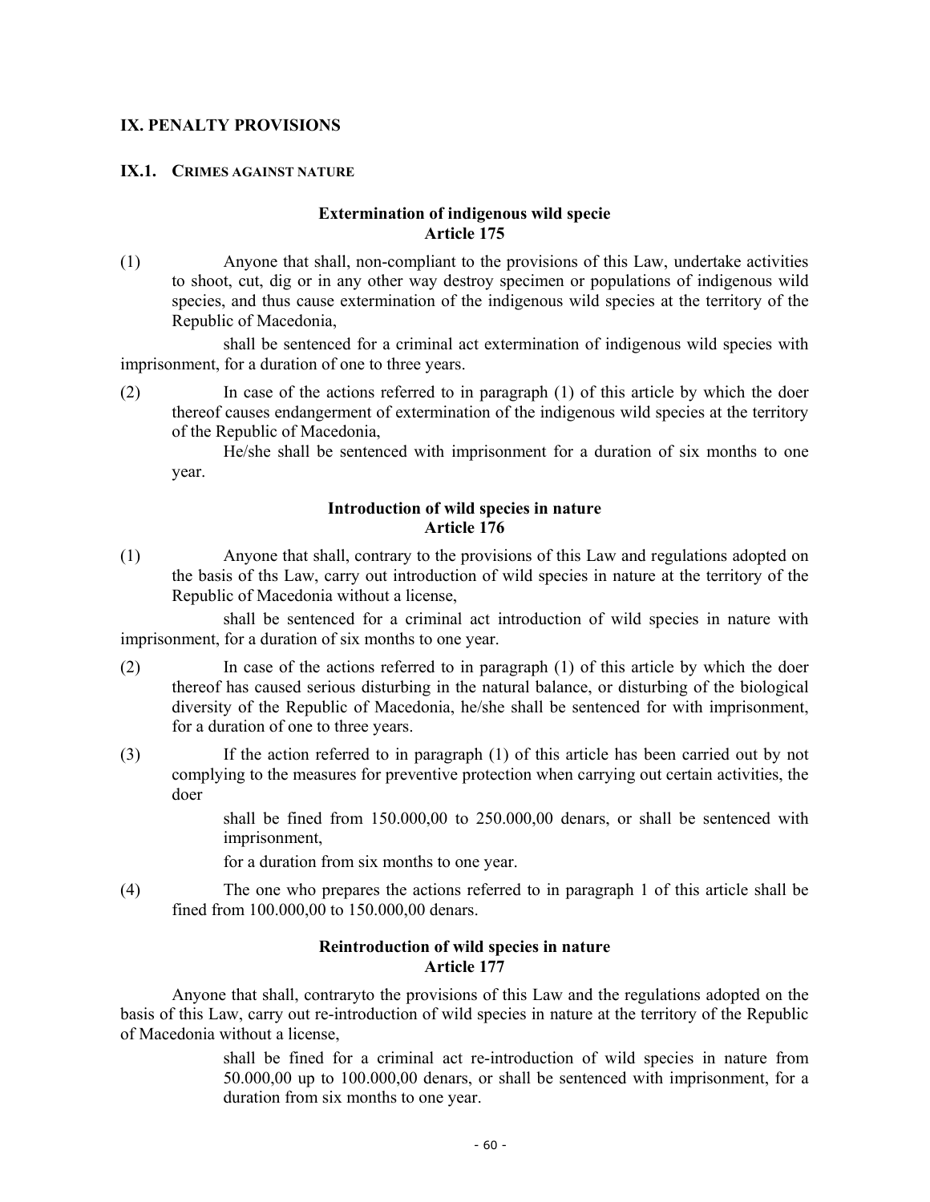## IX. PENALTY PROVISIONS

### IX.1. CRIMES AGAINST NATURE

**Extermination of indigenous wild specie**
**Article 175**

(1) Anyone that shall, non-compliant to the provisions of this Law, undertake activities to shoot, cut, dig or in any other way destroy specimen or populations of indigenous wild species, and thus cause extermination of the indigenous wild species at the territory of the Republic of Macedonia,

shall be sentenced for a criminal act extermination of indigenous wild species with imprisonment, for a duration of one to three years.

(2) In case of the actions referred to in paragraph (1) of this article by which the doer thereof causes endangerment of extermination of the indigenous wild species at the territory of the Republic of Macedonia,

He/she shall be sentenced with imprisonment for a duration of six months to one year.

**Introduction of wild species in nature**
**Article 176**

(1) Anyone that shall, contrary to the provisions of this Law and regulations adopted on the basis of ths Law, carry out introduction of wild species in nature at the territory of the Republic of Macedonia without a license,

shall be sentenced for a criminal act introduction of wild species in nature with imprisonment, for a duration of six months to one year.

(2) In case of the actions referred to in paragraph (1) of this article by which the doer thereof has caused serious disturbing in the natural balance, or disturbing of the biological diversity of the Republic of Macedonia, he/she shall be sentenced for with imprisonment, for a duration of one to three years.

(3) If the action referred to in paragraph (1) of this article has been carried out by not complying to the measures for preventive protection when carrying out certain activities, the doer

shall be fined from 150.000,00 to 250.000,00 denars, or shall be sentenced with imprisonment,

for a duration from six months to one year.

(4) The one who prepares the actions referred to in paragraph 1 of this article shall be fined from 100.000,00 to 150.000,00 denars.

**Reintroduction of wild species in nature**
**Article 177**

Anyone that shall, contraryto the provisions of this Law and the regulations adopted on the basis of this Law, carry out re-introduction of wild species in nature at the territory of the Republic of Macedonia without a license,

shall be fined for a criminal act re-introduction of wild species in nature from 50.000,00 up to 100.000,00 denars, or shall be sentenced with imprisonment, for a duration from six months to one year.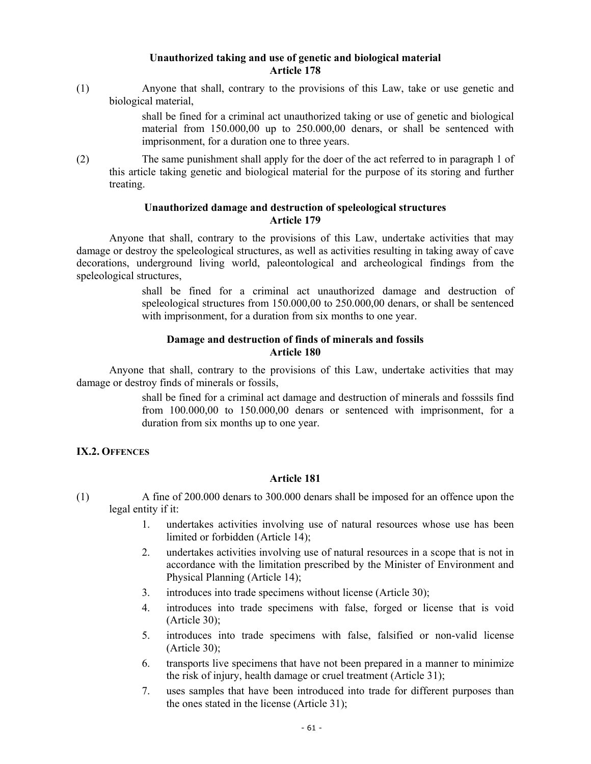### Unauthorized taking and use of genetic and biological material
### Article 178

(1) Anyone that shall, contrary to the provisions of this Law, take or use genetic and biological material,

shall be fined for a criminal act unauthorized taking or use of genetic and biological material from 150.000,00 up to 250.000,00 denars, or shall be sentenced with imprisonment, for a duration one to three years.

(2) The same punishment shall apply for the doer of the act referred to in paragraph 1 of this article taking genetic and biological material for the purpose of its storing and further treating.

### Unauthorized damage and destruction of speleological structures
### Article 179

Anyone that shall, contrary to the provisions of this Law, undertake activities that may damage or destroy the speleological structures, as well as activities resulting in taking away of cave decorations, underground living world, paleontological and archeological findings from the speleological structures,

shall be fined for a criminal act unauthorized damage and destruction of speleological structures from 150.000,00 to 250.000,00 denars, or shall be sentenced with imprisonment, for a duration from six months to one year.

### Damage and destruction of finds of minerals and fossils
### Article 180

Anyone that shall, contrary to the provisions of this Law, undertake activities that may damage or destroy finds of minerals or fossils,

shall be fined for a criminal act damage and destruction of minerals and fosssils find from 100.000,00 to 150.000,00 denars or sentenced with imprisonment, for a duration from six months up to one year.

## IX.2. Offences

### Article 181

(1) A fine of 200.000 denars to 300.000 denars shall be imposed for an offence upon the legal entity if it:

1. undertakes activities involving use of natural resources whose use has been limited or forbidden (Article 14);
2. undertakes activities involving use of natural resources in a scope that is not in accordance with the limitation prescribed by the Minister of Environment and Physical Planning (Article 14);
3. introduces into trade specimens without license (Article 30);
4. introduces into trade specimens with false, forged or license that is void (Article 30);
5. introduces into trade specimens with false, falsified or non-valid license (Article 30);
6. transports live specimens that have not been prepared in a manner to minimize the risk of injury, health damage or cruel treatment (Article 31);
7. uses samples that have been introduced into trade for different purposes than the ones stated in the license (Article 31);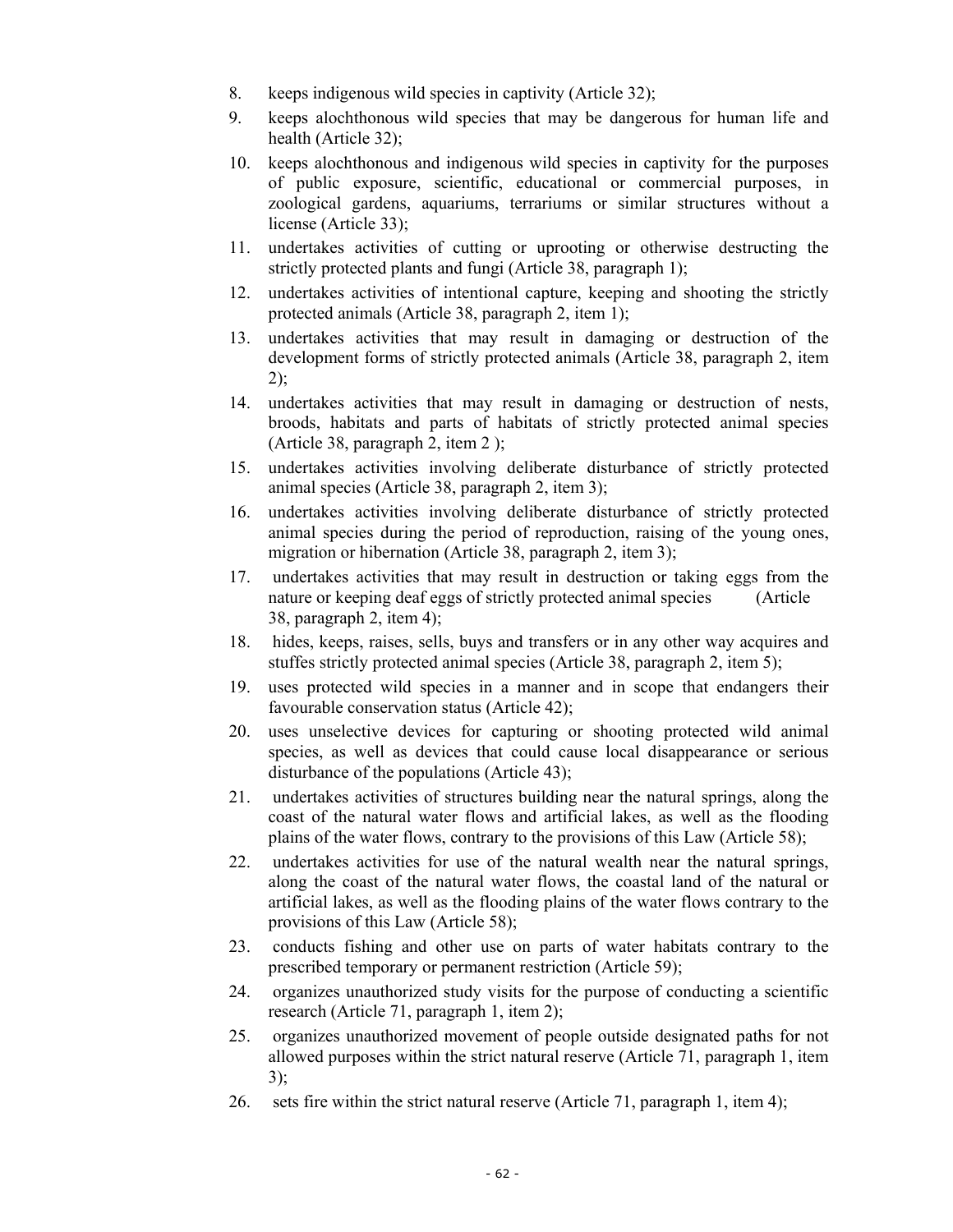8. keeps indigenous wild species in captivity (Article 32);
9. keeps alochthonous wild species that may be dangerous for human life and health (Article 32);
10. keeps alochthonous and indigenous wild species in captivity for the purposes of public exposure, scientific, educational or commercial purposes, in zoological gardens, aquariums, terrariums or similar structures without a license (Article 33);
11. undertakes activities of cutting or uprooting or otherwise destructing the strictly protected plants and fungi (Article 38, paragraph 1);
12. undertakes activities of intentional capture, keeping and shooting the strictly protected animals (Article 38, paragraph 2, item 1);
13. undertakes activities that may result in damaging or destruction of the development forms of strictly protected animals (Article 38, paragraph 2, item 2);
14. undertakes activities that may result in damaging or destruction of nests, broods, habitats and parts of habitats of strictly protected animal species (Article 38, paragraph 2, item 2 );
15. undertakes activities involving deliberate disturbance of strictly protected animal species (Article 38, paragraph 2, item 3);
16. undertakes activities involving deliberate disturbance of strictly protected animal species during the period of reproduction, raising of the young ones, migration or hibernation (Article 38, paragraph 2, item 3);
17. undertakes activities that may result in destruction or taking eggs from the nature or keeping deaf eggs of strictly protected animal species (Article 38, paragraph 2, item 4);
18. hides, keeps, raises, sells, buys and transfers or in any other way acquires and stuffes strictly protected animal species (Article 38, paragraph 2, item 5);
19. uses protected wild species in a manner and in scope that endangers their favourable conservation status (Article 42);
20. uses unselective devices for capturing or shooting protected wild animal species, as well as devices that could cause local disappearance or serious disturbance of the populations (Article 43);
21. undertakes activities of structures building near the natural springs, along the coast of the natural water flows and artificial lakes, as well as the flooding plains of the water flows, contrary to the provisions of this Law (Article 58);
22. undertakes activities for use of the natural wealth near the natural springs, along the coast of the natural water flows, the coastal land of the natural or artificial lakes, as well as the flooding plains of the water flows contrary to the provisions of this Law (Article 58);
23. conducts fishing and other use on parts of water habitats contrary to the prescribed temporary or permanent restriction (Article 59);
24. organizes unauthorized study visits for the purpose of conducting a scientific research (Article 71, paragraph 1, item 2);
25. organizes unauthorized movement of people outside designated paths for not allowed purposes within the strict natural reserve (Article 71, paragraph 1, item 3);
26. sets fire within the strict natural reserve (Article 71, paragraph 1, item 4);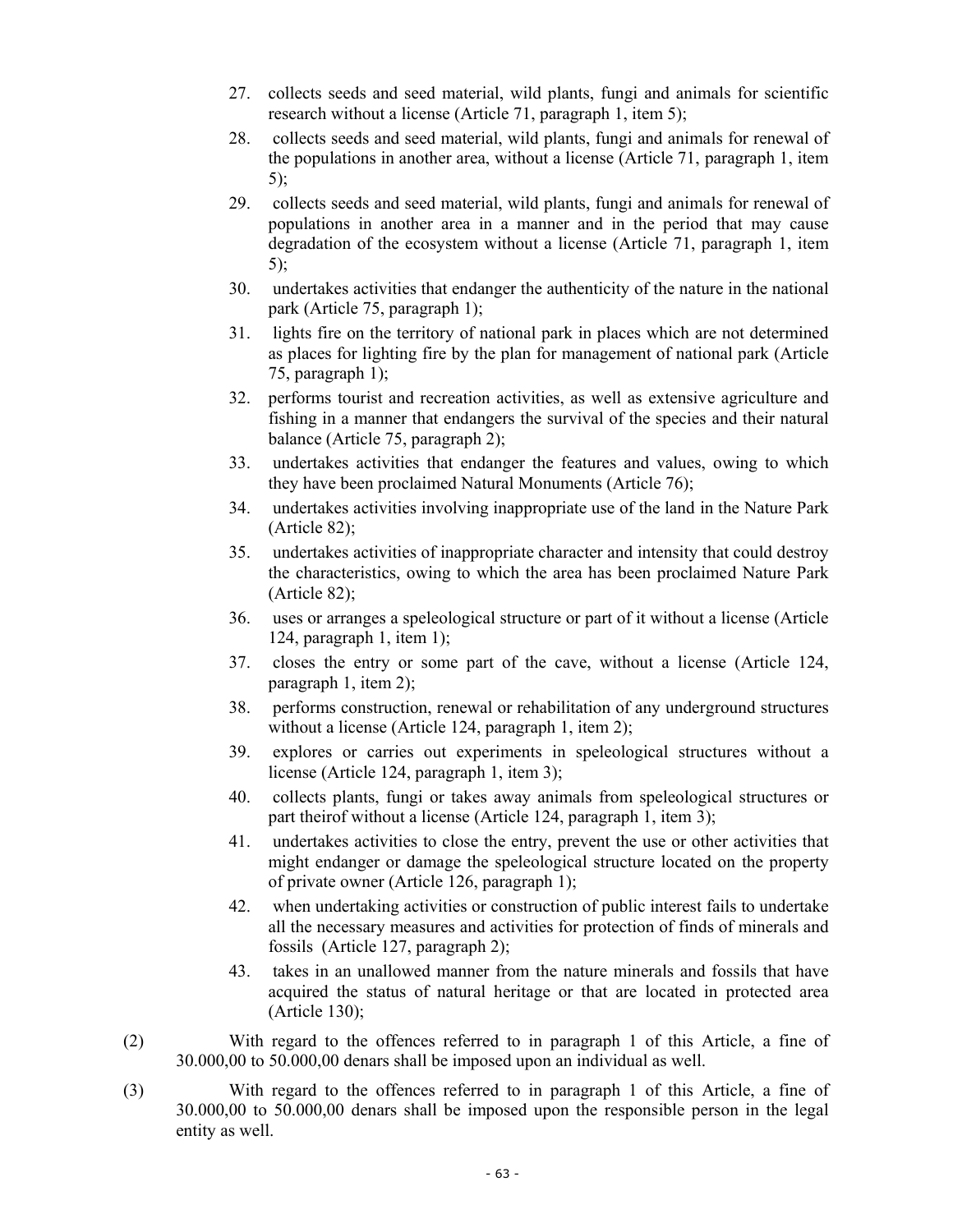27. collects seeds and seed material, wild plants, fungi and animals for scientific research without a license (Article 71, paragraph 1, item 5);
28. collects seeds and seed material, wild plants, fungi and animals for renewal of the populations in another area, without a license (Article 71, paragraph 1, item 5);
29. collects seeds and seed material, wild plants, fungi and animals for renewal of populations in another area in a manner and in the period that may cause degradation of the ecosystem without a license (Article 71, paragraph 1, item 5);
30. undertakes activities that endanger the authenticity of the nature in the national park (Article 75, paragraph 1);
31. lights fire on the territory of national park in places which are not determined as places for lighting fire by the plan for management of national park (Article 75, paragraph 1);
32. performs tourist and recreation activities, as well as extensive agriculture and fishing in a manner that endangers the survival of the species and their natural balance (Article 75, paragraph 2);
33. undertakes activities that endanger the features and values, owing to which they have been proclaimed Natural Monuments (Article 76);
34. undertakes activities involving inappropriate use of the land in the Nature Park (Article 82);
35. undertakes activities of inappropriate character and intensity that could destroy the characteristics, owing to which the area has been proclaimed Nature Park (Article 82);
36. uses or arranges a speleological structure or part of it without a license (Article 124, paragraph 1, item 1);
37. closes the entry or some part of the cave, without a license (Article 124, paragraph 1, item 2);
38. performs construction, renewal or rehabilitation of any underground structures without a license (Article 124, paragraph 1, item 2);
39. explores or carries out experiments in speleological structures without a license (Article 124, paragraph 1, item 3);
40. collects plants, fungi or takes away animals from speleological structures or part theirof without a license (Article 124, paragraph 1, item 3);
41. undertakes activities to close the entry, prevent the use or other activities that might endanger or damage the speleological structure located on the property of private owner (Article 126, paragraph 1);
42. when undertaking activities or construction of public interest fails to undertake all the necessary measures and activities for protection of finds of minerals and fossils (Article 127, paragraph 2);
43. takes in an unallowed manner from the nature minerals and fossils that have acquired the status of natural heritage or that are located in protected area (Article 130);

(2) With regard to the offences referred to in paragraph 1 of this Article, a fine of 30.000,00 to 50.000,00 denars shall be imposed upon an individual as well.

(3) With regard to the offences referred to in paragraph 1 of this Article, a fine of 30.000,00 to 50.000,00 denars shall be imposed upon the responsible person in the legal entity as well.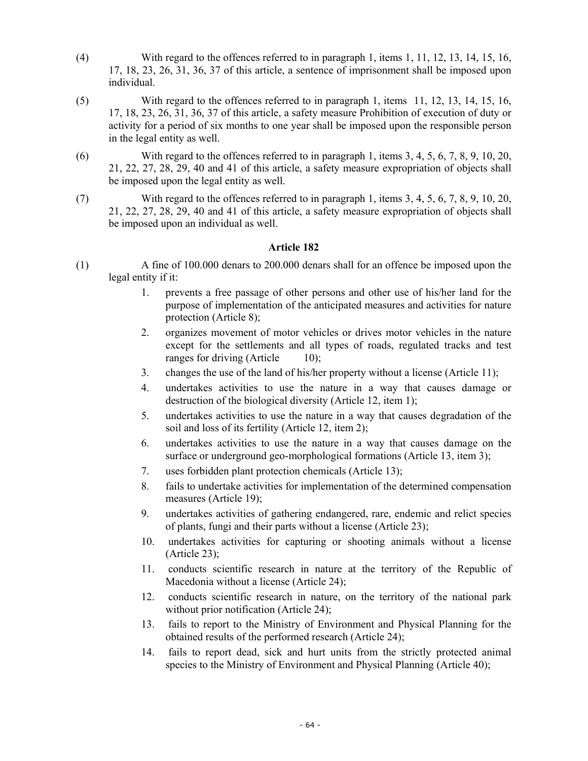(4) With regard to the offences referred to in paragraph 1, items 1, 11, 12, 13, 14, 15, 16, 17, 18, 23, 26, 31, 36, 37 of this article, a sentence of imprisonment shall be imposed upon individual.

(5) With regard to the offences referred to in paragraph 1, items 11, 12, 13, 14, 15, 16, 17, 18, 23, 26, 31, 36, 37 of this article, a safety measure Prohibition of execution of duty or activity for a period of six months to one year shall be imposed upon the responsible person in the legal entity as well.

(6) With regard to the offences referred to in paragraph 1, items 3, 4, 5, 6, 7, 8, 9, 10, 20, 21, 22, 27, 28, 29, 40 and 41 of this article, a safety measure expropriation of objects shall be imposed upon the legal entity as well.

(7) With regard to the offences referred to in paragraph 1, items 3, 4, 5, 6, 7, 8, 9, 10, 20, 21, 22, 27, 28, 29, 40 and 41 of this article, a safety measure expropriation of objects shall be imposed upon an individual as well.

**Article 182**

(1) A fine of 100.000 denars to 200.000 denars shall for an offence be imposed upon the legal entity if it:

1. prevents a free passage of other persons and other use of his/her land for the purpose of implementation of the anticipated measures and activities for nature protection (Article 8);
2. organizes movement of motor vehicles or drives motor vehicles in the nature except for the settlements and all types of roads, regulated tracks and test ranges for driving (Article 10);
3. changes the use of the land of his/her property without a license (Article 11);
4. undertakes activities to use the nature in a way that causes damage or destruction of the biological diversity (Article 12, item 1);
5. undertakes activities to use the nature in a way that causes degradation of the soil and loss of its fertility (Article 12, item 2);
6. undertakes activities to use the nature in a way that causes damage on the surface or underground geo-morphological formations (Article 13, item 3);
7. uses forbidden plant protection chemicals (Article 13);
8. fails to undertake activities for implementation of the determined compensation measures (Article 19);
9. undertakes activities of gathering endangered, rare, endemic and relict species of plants, fungi and their parts without a license (Article 23);
10. undertakes activities for capturing or shooting animals without a license (Article 23);
11. conducts scientific research in nature at the territory of the Republic of Macedonia without a license (Article 24);
12. conducts scientific research in nature, on the territory of the national park without prior notification (Article 24);
13. fails to report to the Ministry of Environment and Physical Planning for the obtained results of the performed research (Article 24);
14. fails to report dead, sick and hurt units from the strictly protected animal species to the Ministry of Environment and Physical Planning (Article 40);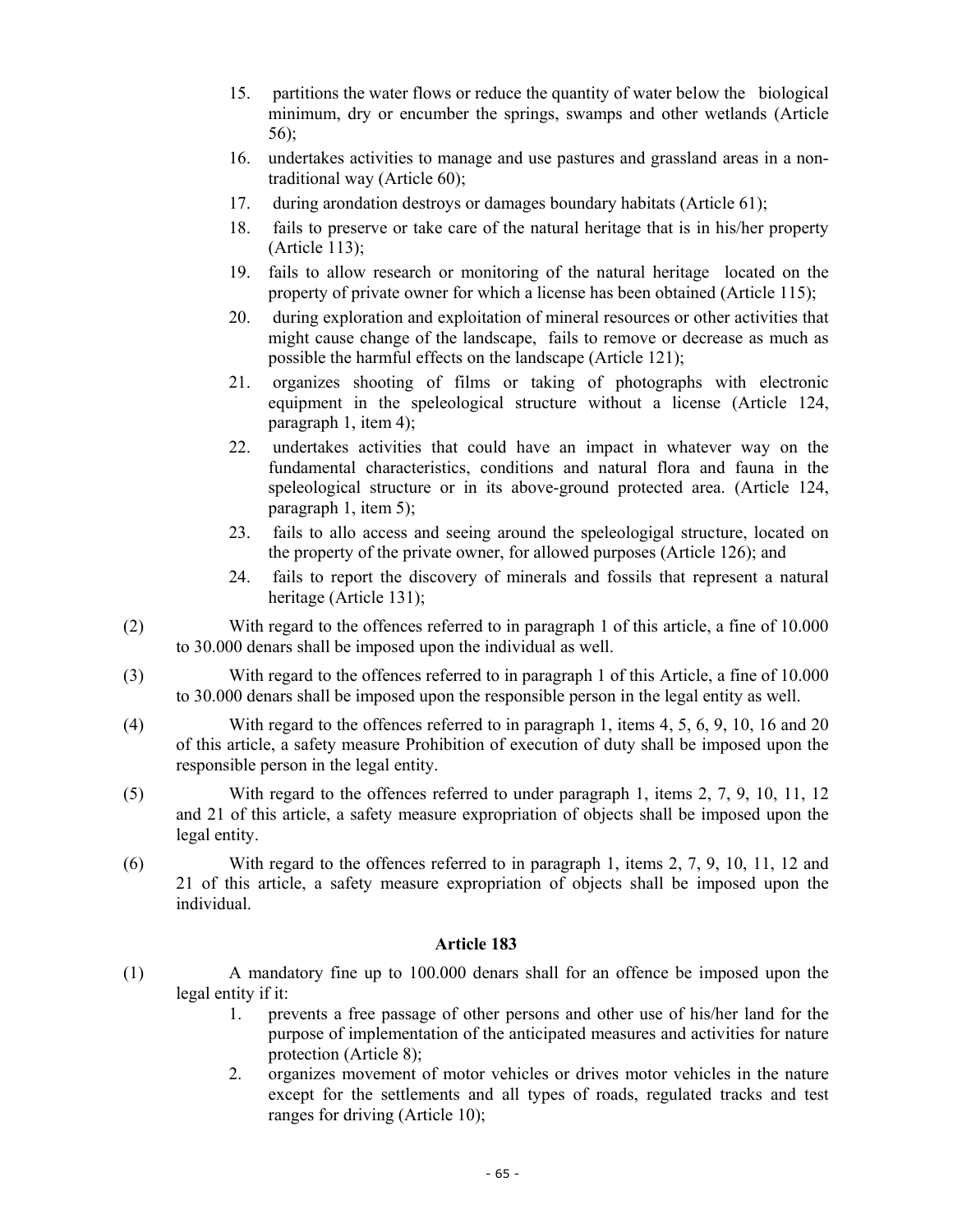15. partitions the water flows or reduce the quantity of water below the biological minimum, dry or encumber the springs, swamps and other wetlands (Article 56);
16. undertakes activities to manage and use pastures and grassland areas in a non-traditional way (Article 60);
17. during arondation destroys or damages boundary habitats (Article 61);
18. fails to preserve or take care of the natural heritage that is in his/her property (Article 113);
19. fails to allow research or monitoring of the natural heritage located on the property of private owner for which a license has been obtained (Article 115);
20. during exploration and exploitation of mineral resources or other activities that might cause change of the landscape, fails to remove or decrease as much as possible the harmful effects on the landscape (Article 121);
21. organizes shooting of films or taking of photographs with electronic equipment in the speleological structure without a license (Article 124, paragraph 1, item 4);
22. undertakes activities that could have an impact in whatever way on the fundamental characteristics, conditions and natural flora and fauna in the speleological structure or in its above-ground protected area. (Article 124, paragraph 1, item 5);
23. fails to allo access and seeing around the speleologigal structure, located on the property of the private owner, for allowed purposes (Article 126); and
24. fails to report the discovery of minerals and fossils that represent a natural heritage (Article 131);

(2) With regard to the offences referred to in paragraph 1 of this article, a fine of 10.000 to 30.000 denars shall be imposed upon the individual as well.

(3) With regard to the offences referred to in paragraph 1 of this Article, a fine of 10.000 to 30.000 denars shall be imposed upon the responsible person in the legal entity as well.

(4) With regard to the offences referred to in paragraph 1, items 4, 5, 6, 9, 10, 16 and 20 of this article, a safety measure Prohibition of execution of duty shall be imposed upon the responsible person in the legal entity.

(5) With regard to the offences referred to under paragraph 1, items 2, 7, 9, 10, 11, 12 and 21 of this article, a safety measure expropriation of objects shall be imposed upon the legal entity.

(6) With regard to the offences referred to in paragraph 1, items 2, 7, 9, 10, 11, 12 and 21 of this article, a safety measure expropriation of objects shall be imposed upon the individual.

### Article 183

(1) A mandatory fine up to 100.000 denars shall for an offence be imposed upon the legal entity if it:

1. prevents a free passage of other persons and other use of his/her land for the purpose of implementation of the anticipated measures and activities for nature protection (Article 8);
2. organizes movement of motor vehicles or drives motor vehicles in the nature except for the settlements and all types of roads, regulated tracks and test ranges for driving (Article 10);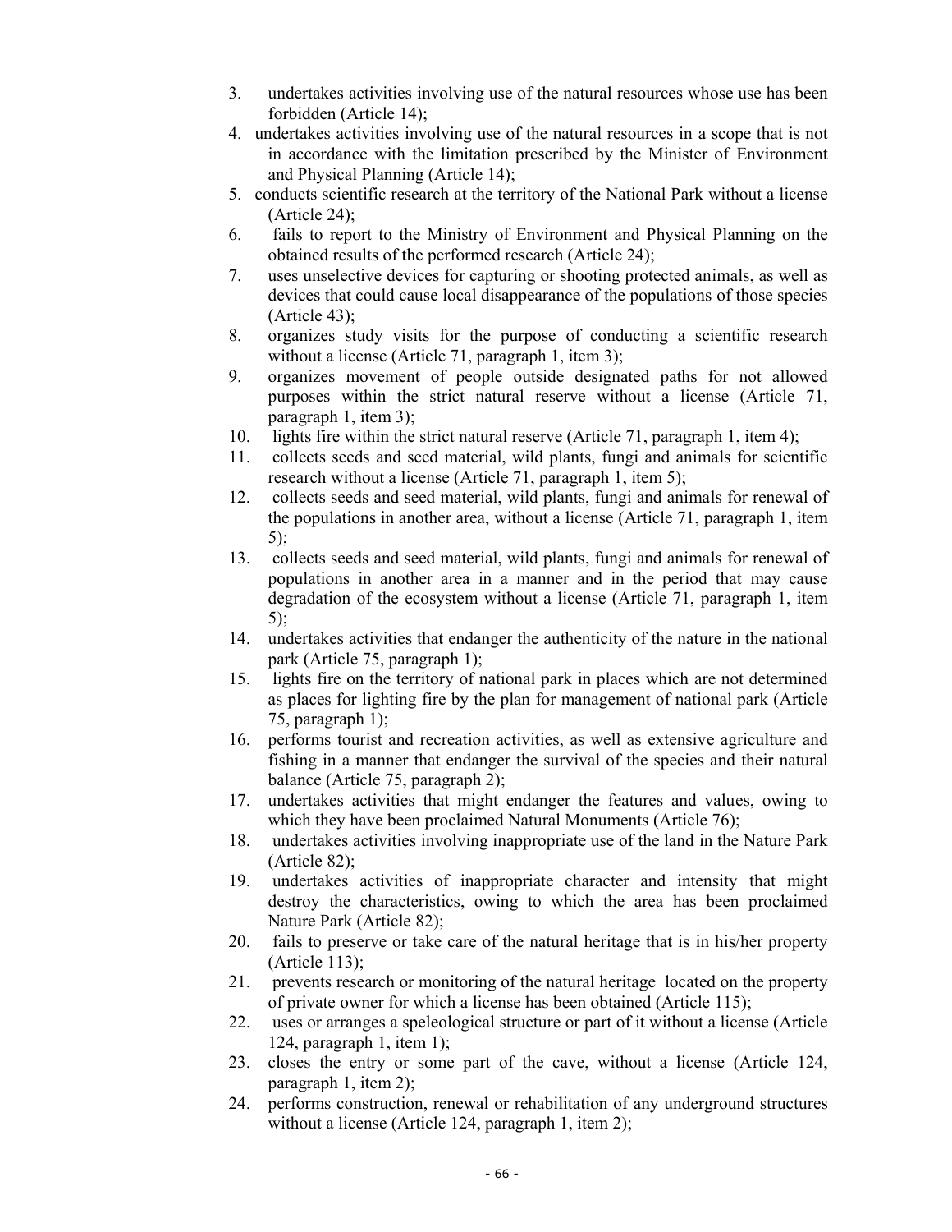3. undertakes activities involving use of the natural resources whose use has been forbidden (Article 14);
4. undertakes activities involving use of the natural resources in a scope that is not in accordance with the limitation prescribed by the Minister of Environment and Physical Planning (Article 14);
5. conducts scientific research at the territory of the National Park without a license (Article 24);
6. fails to report to the Ministry of Environment and Physical Planning on the obtained results of the performed research (Article 24);
7. uses unselective devices for capturing or shooting protected animals, as well as devices that could cause local disappearance of the populations of those species (Article 43);
8. organizes study visits for the purpose of conducting a scientific research without a license (Article 71, paragraph 1, item 3);
9. organizes movement of people outside designated paths for not allowed purposes within the strict natural reserve without a license (Article 71, paragraph 1, item 3);
10. lights fire within the strict natural reserve (Article 71, paragraph 1, item 4);
11. collects seeds and seed material, wild plants, fungi and animals for scientific research without a license (Article 71, paragraph 1, item 5);
12. collects seeds and seed material, wild plants, fungi and animals for renewal of the populations in another area, without a license (Article 71, paragraph 1, item 5);
13. collects seeds and seed material, wild plants, fungi and animals for renewal of populations in another area in a manner and in the period that may cause degradation of the ecosystem without a license (Article 71, paragraph 1, item 5);
14. undertakes activities that endanger the authenticity of the nature in the national park (Article 75, paragraph 1);
15. lights fire on the territory of national park in places which are not determined as places for lighting fire by the plan for management of national park (Article 75, paragraph 1);
16. performs tourist and recreation activities, as well as extensive agriculture and fishing in a manner that endanger the survival of the species and their natural balance (Article 75, paragraph 2);
17. undertakes activities that might endanger the features and values, owing to which they have been proclaimed Natural Monuments (Article 76);
18. undertakes activities involving inappropriate use of the land in the Nature Park (Article 82);
19. undertakes activities of inappropriate character and intensity that might destroy the characteristics, owing to which the area has been proclaimed Nature Park (Article 82);
20. fails to preserve or take care of the natural heritage that is in his/her property (Article 113);
21. prevents research or monitoring of the natural heritage located on the property of private owner for which a license has been obtained (Article 115);
22. uses or arranges a speleological structure or part of it without a license (Article 124, paragraph 1, item 1);
23. closes the entry or some part of the cave, without a license (Article 124, paragraph 1, item 2);
24. performs construction, renewal or rehabilitation of any underground structures without a license (Article 124, paragraph 1, item 2);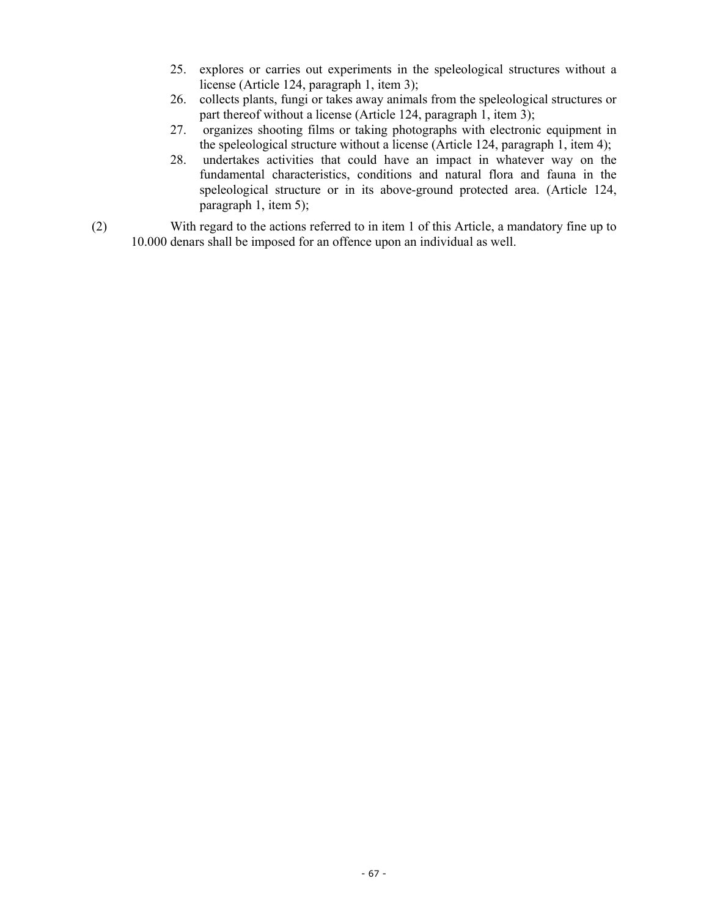25. explores or carries out experiments in the speleological structures without a license (Article 124, paragraph 1, item 3);
26. collects plants, fungi or takes away animals from the speleological structures or part thereof without a license (Article 124, paragraph 1, item 3);
27. organizes shooting films or taking photographs with electronic equipment in the speleological structure without a license (Article 124, paragraph 1, item 4);
28. undertakes activities that could have an impact in whatever way on the fundamental characteristics, conditions and natural flora and fauna in the speleological structure or in its above-ground protected area. (Article 124, paragraph 1, item 5);

(2) With regard to the actions referred to in item 1 of this Article, a mandatory fine up to 10.000 denars shall be imposed for an offence upon an individual as well.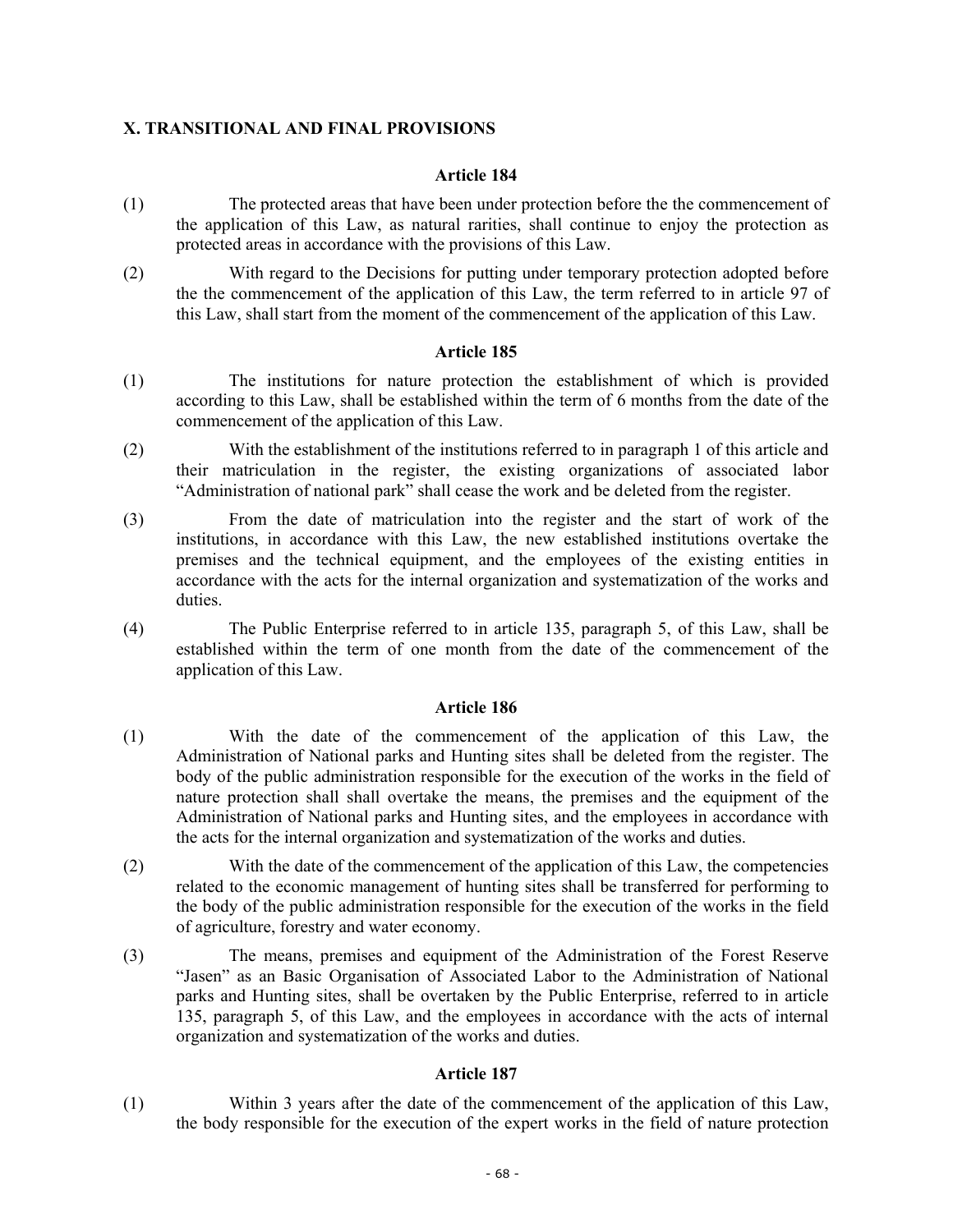## X. TRANSITIONAL AND FINAL PROVISIONS

**Article 184**

(1) The protected areas that have been under protection before the the commencement of the application of this Law, as natural rarities, shall continue to enjoy the protection as protected areas in accordance with the provisions of this Law.

(2) With regard to the Decisions for putting under temporary protection adopted before the the commencement of the application of this Law, the term referred to in article 97 of this Law, shall start from the moment of the commencement of the application of this Law.

**Article 185**

(1) The institutions for nature protection the establishment of which is provided according to this Law, shall be established within the term of 6 months from the date of the commencement of the application of this Law.

(2) With the establishment of the institutions referred to in paragraph 1 of this article and their matriculation in the register, the existing organizations of associated labor "Administration of national park" shall cease the work and be deleted from the register.

(3) From the date of matriculation into the register and the start of work of the institutions, in accordance with this Law, the new established institutions overtake the premises and the technical equipment, and the employees of the existing entities in accordance with the acts for the internal organization and systematization of the works and duties.

(4) The Public Enterprise referred to in article 135, paragraph 5, of this Law, shall be established within the term of one month from the date of the commencement of the application of this Law.

**Article 186**

(1) With the date of the commencement of the application of this Law, the Administration of National parks and Hunting sites shall be deleted from the register. The body of the public administration responsible for the execution of the works in the field of nature protection shall shall overtake the means, the premises and the equipment of the Administration of National parks and Hunting sites, and the employees in accordance with the acts for the internal organization and systematization of the works and duties.

(2) With the date of the commencement of the application of this Law, the competencies related to the economic management of hunting sites shall be transferred for performing to the body of the public administration responsible for the execution of the works in the field of agriculture, forestry and water economy.

(3) The means, premises and equipment of the Administration of the Forest Reserve "Jasen" as an Basic Organisation of Associated Labor to the Administration of National parks and Hunting sites, shall be overtaken by the Public Enterprise, referred to in article 135, paragraph 5, of this Law, and the employees in accordance with the acts of internal organization and systematization of the works and duties.

**Article 187**

(1) Within 3 years after the date of the commencement of the application of this Law, the body responsible for the execution of the expert works in the field of nature protection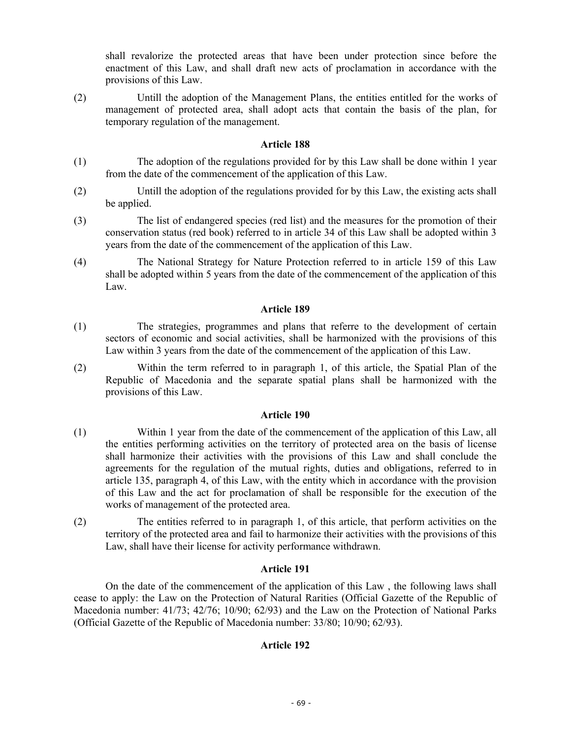shall revalorize the protected areas that have been under protection since before the enactment of this Law, and shall draft new acts of proclamation in accordance with the provisions of this Law.

(2) Untill the adoption of the Management Plans, the entities entitled for the works of management of protected area, shall adopt acts that contain the basis of the plan, for temporary regulation of the management.

**Article 188**

(1) The adoption of the regulations provided for by this Law shall be done within 1 year from the date of the commencement of the application of this Law.

(2) Untill the adoption of the regulations provided for by this Law, the existing acts shall be applied.

(3) The list of endangered species (red list) and the measures for the promotion of their conservation status (red book) referred to in article 34 of this Law shall be adopted within 3 years from the date of the commencement of the application of this Law.

(4) The National Strategy for Nature Protection referred to in article 159 of this Law shall be adopted within 5 years from the date of the commencement of the application of this Law.

**Article 189**

(1) The strategies, programmes and plans that referre to the development of certain sectors of economic and social activities, shall be harmonized with the provisions of this Law within 3 years from the date of the commencement of the application of this Law.

(2) Within the term referred to in paragraph 1, of this article, the Spatial Plan of the Republic of Macedonia and the separate spatial plans shall be harmonized with the provisions of this Law.

**Article 190**

(1) Within 1 year from the date of the commencement of the application of this Law, all the entities performing activities on the territory of protected area on the basis of license shall harmonize their activities with the provisions of this Law and shall conclude the agreements for the regulation of the mutual rights, duties and obligations, referred to in article 135, paragraph 4, of this Law, with the entity which in accordance with the provision of this Law and the act for proclamation of shall be responsible for the execution of the works of management of the protected area.

(2) The entities referred to in paragraph 1, of this article, that perform activities on the territory of the protected area and fail to harmonize their activities with the provisions of this Law, shall have their license for activity performance withdrawn.

**Article 191**

On the date of the commencement of the application of this Law , the following laws shall cease to apply: the Law on the Protection of Natural Rarities (Official Gazette of the Republic of Macedonia number: 41/73; 42/76; 10/90; 62/93) and the Law on the Protection of National Parks (Official Gazette of the Republic of Macedonia number: 33/80; 10/90; 62/93).

**Article 192**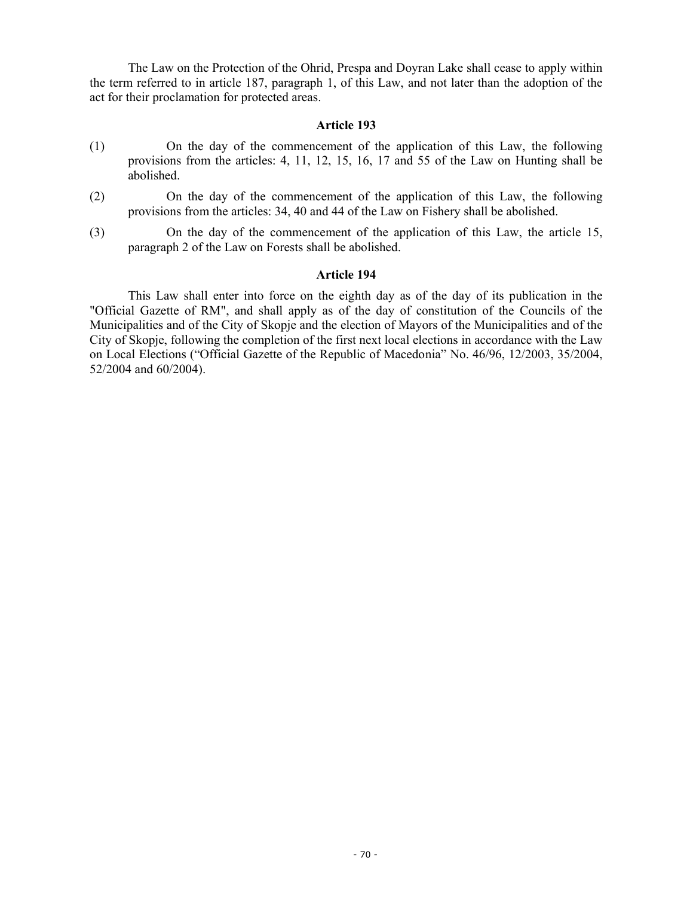The Law on the Protection of the Ohrid, Prespa and Doyran Lake shall cease to apply within the term referred to in article 187, paragraph 1, of this Law, and not later than the adoption of the act for their proclamation for protected areas.

### Article 193

(1) On the day of the commencement of the application of this Law, the following provisions from the articles: 4, 11, 12, 15, 16, 17 and 55 of the Law on Hunting shall be abolished.

(2) On the day of the commencement of the application of this Law, the following provisions from the articles: 34, 40 and 44 of the Law on Fishery shall be abolished.

(3) On the day of the commencement of the application of this Law, the article 15, paragraph 2 of the Law on Forests shall be abolished.

### Article 194

This Law shall enter into force on the eighth day as of the day of its publication in the "Official Gazette of RM", and shall apply as of the day of constitution of the Councils of the Municipalities and of the City of Skopje and the election of Mayors of the Municipalities and of the City of Skopje, following the completion of the first next local elections in accordance with the Law on Local Elections ("Official Gazette of the Republic of Macedonia" No. 46/96, 12/2003, 35/2004, 52/2004 and 60/2004).